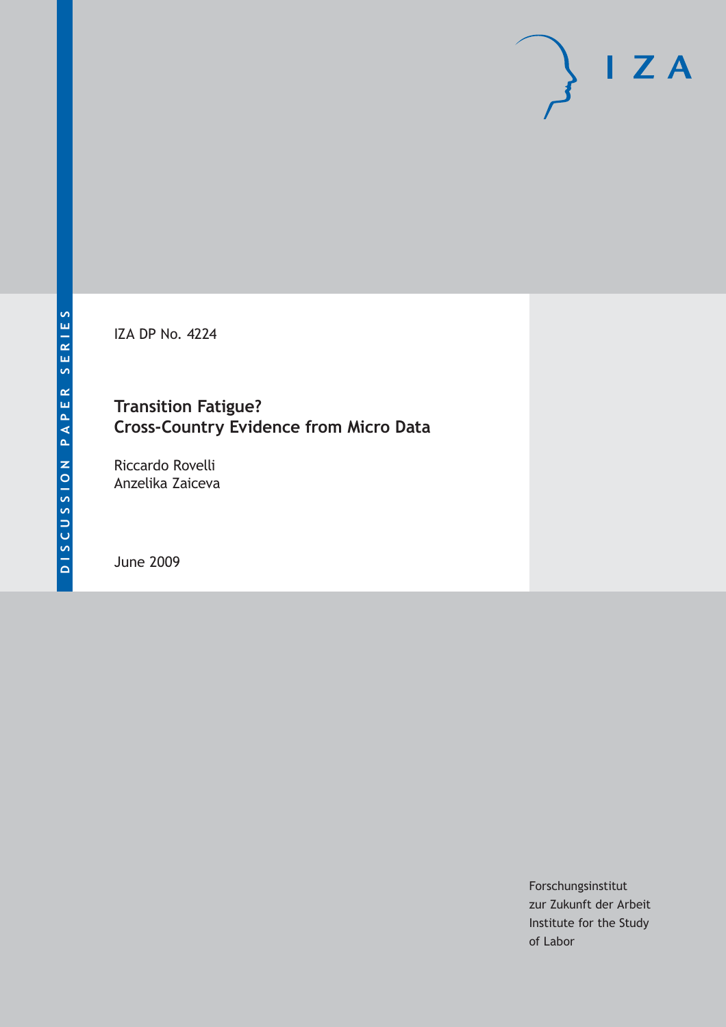DISCUSSION PAPER SERIES

IZA DP No. 4224

# Transition Fatigue? Cross-Country Evidence from Micro Data

Riccardo Rovelli
Anzelika Zaiceva

June 2009

Forschungsinstitut
zur Zukunft der Arbeit
Institute for the Study
of Labor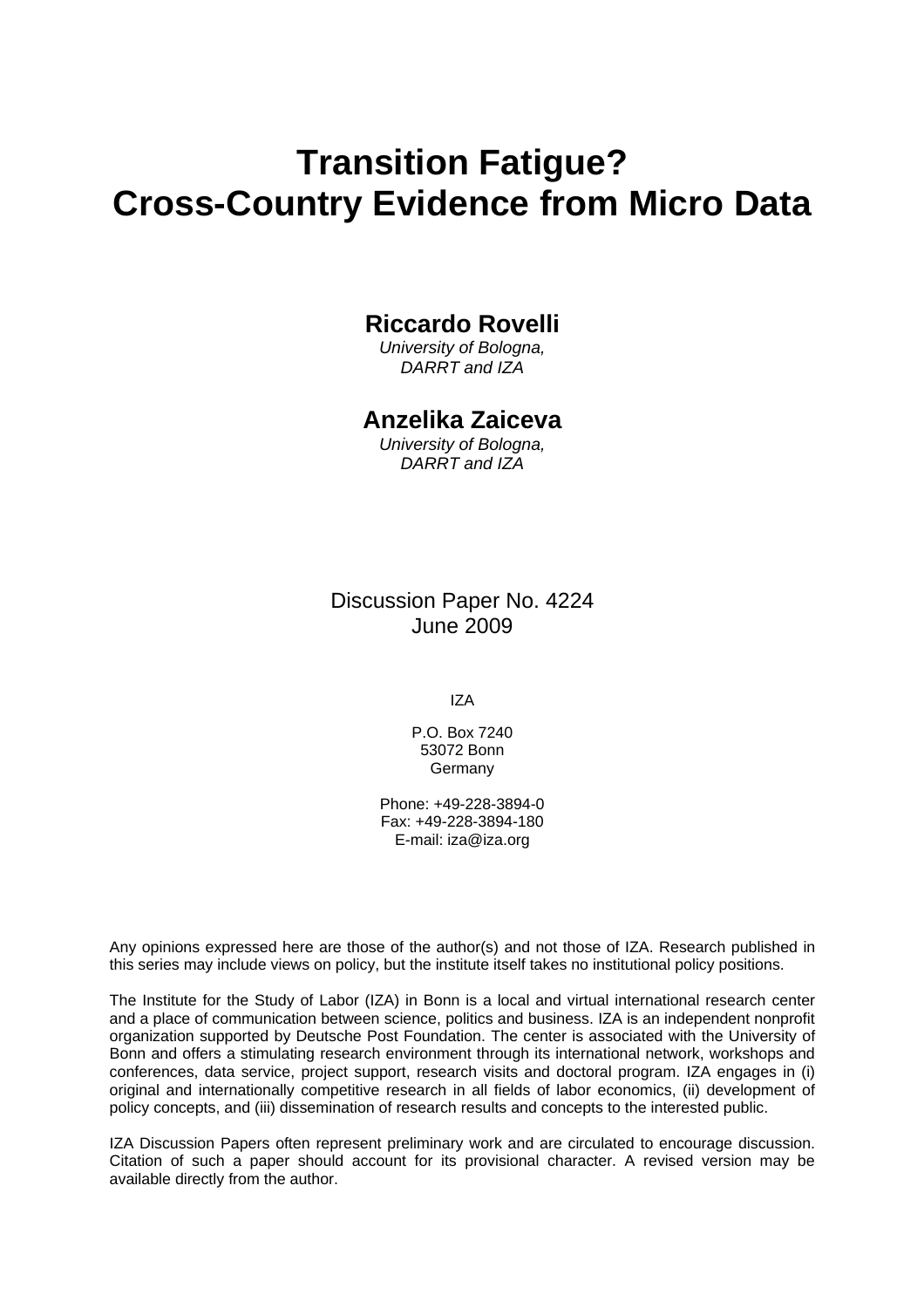# Transition Fatigue? Cross-Country Evidence from Micro Data

**Riccardo Rovelli**
*University of Bologna,*
*DARRT and IZA*

**Anzelika Zaiceva**
*University of Bologna,*
*DARRT and IZA*

Discussion Paper No. 4224
June 2009

IZA

P.O. Box 7240
53072 Bonn
Germany

Phone: +49-228-3894-0
Fax: +49-228-3894-180
E-mail: iza@iza.org

Any opinions expressed here are those of the author(s) and not those of IZA. Research published in this series may include views on policy, but the institute itself takes no institutional policy positions.

The Institute for the Study of Labor (IZA) in Bonn is a local and virtual international research center and a place of communication between science, politics and business. IZA is an independent nonprofit organization supported by Deutsche Post Foundation. The center is associated with the University of Bonn and offers a stimulating research environment through its international network, workshops and conferences, data service, project support, research visits and doctoral program. IZA engages in (i) original and internationally competitive research in all fields of labor economics, (ii) development of policy concepts, and (iii) dissemination of research results and concepts to the interested public.

IZA Discussion Papers often represent preliminary work and are circulated to encourage discussion. Citation of such a paper should account for its provisional character. A revised version may be available directly from the author.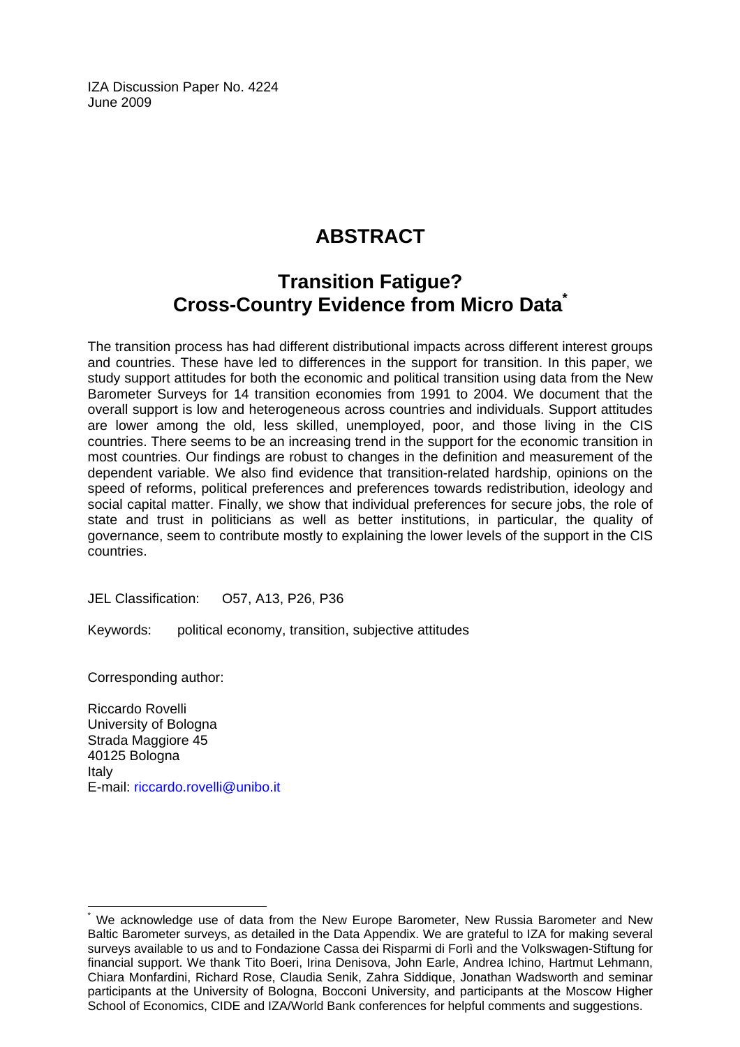IZA Discussion Paper No. 4224
June 2009

# ABSTRACT

## Transition Fatigue? Cross-Country Evidence from Micro Data*

The transition process has had different distributional impacts across different interest groups and countries. These have led to differences in the support for transition. In this paper, we study support attitudes for both the economic and political transition using data from the New Barometer Surveys for 14 transition economies from 1991 to 2004. We document that the overall support is low and heterogeneous across countries and individuals. Support attitudes are lower among the old, less skilled, unemployed, poor, and those living in the CIS countries. There seems to be an increasing trend in the support for the economic transition in most countries. Our findings are robust to changes in the definition and measurement of the dependent variable. We also find evidence that transition-related hardship, opinions on the speed of reforms, political preferences and preferences towards redistribution, ideology and social capital matter. Finally, we show that individual preferences for secure jobs, the role of state and trust in politicians as well as better institutions, in particular, the quality of governance, seem to contribute mostly to explaining the lower levels of the support in the CIS countries.

JEL Classification: O57, A13, P26, P36

Keywords: political economy, transition, subjective attitudes

Corresponding author:

Riccardo Rovelli
University of Bologna
Strada Maggiore 45
40125 Bologna
Italy
E-mail: riccardo.rovelli@unibo.it

---

* We acknowledge use of data from the New Europe Barometer, New Russia Barometer and New Baltic Barometer surveys, as detailed in the Data Appendix. We are grateful to IZA for making several surveys available to us and to Fondazione Cassa dei Risparmi di Forlì and the Volkswagen-Stiftung for financial support. We thank Tito Boeri, Irina Denisova, John Earle, Andrea Ichino, Hartmut Lehmann, Chiara Monfardini, Richard Rose, Claudia Senik, Zahra Siddique, Jonathan Wadsworth and seminar participants at the University of Bologna, Bocconi University, and participants at the Moscow Higher School of Economics, CIDE and IZA/World Bank conferences for helpful comments and suggestions.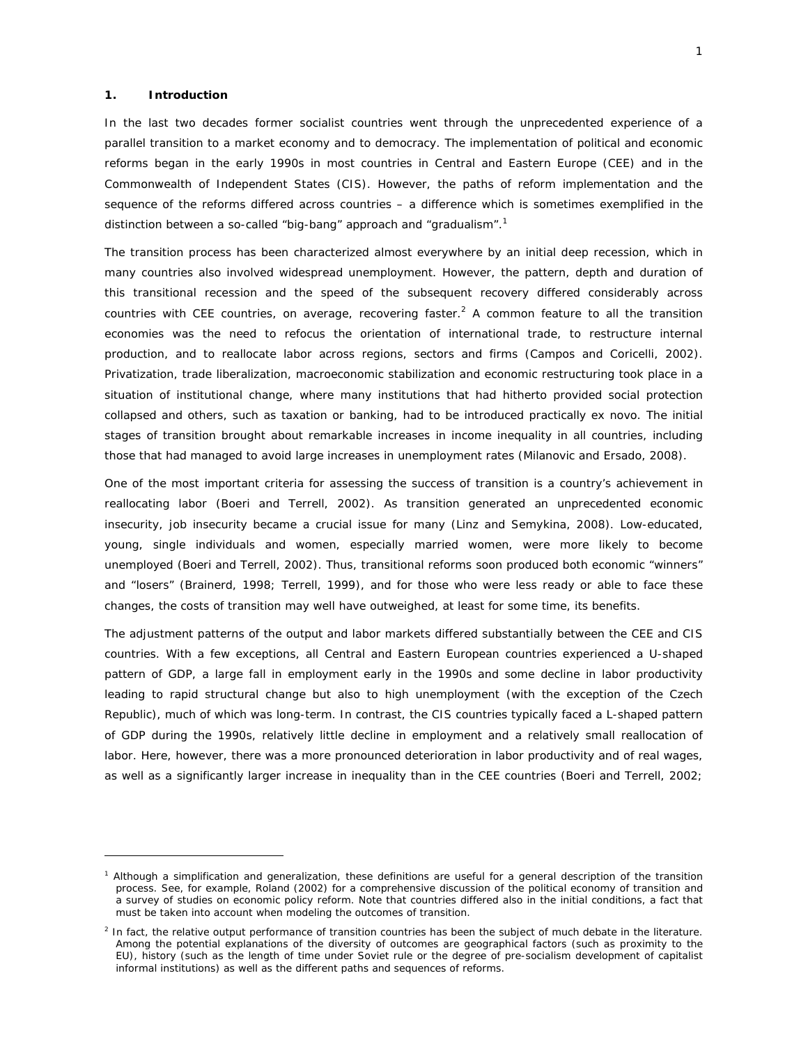## 1. Introduction

In the last two decades former socialist countries went through the unprecedented experience of a parallel transition to a market economy and to democracy. The implementation of political and economic reforms began in the early 1990s in most countries in Central and Eastern Europe (CEE) and in the Commonwealth of Independent States (CIS). However, the paths of reform implementation and the sequence of the reforms differed across countries – a difference which is sometimes exemplified in the distinction between a so-called "big-bang" approach and "gradualism".[1]

The transition process has been characterized almost everywhere by an initial deep recession, which in many countries also involved widespread unemployment. However, the pattern, depth and duration of this transitional recession and the speed of the subsequent recovery differed considerably across countries with CEE countries, on average, recovering faster.[2] A common feature to all the transition economies was the need to refocus the orientation of international trade, to restructure internal production, and to reallocate labor across regions, sectors and firms (Campos and Coricelli, 2002). Privatization, trade liberalization, macroeconomic stabilization and economic restructuring took place in a situation of institutional change, where many institutions that had hitherto provided social protection collapsed and others, such as taxation or banking, had to be introduced practically ex novo. The initial stages of transition brought about remarkable increases in income inequality in all countries, including those that had managed to avoid large increases in unemployment rates (Milanovic and Ersado, 2008).

One of the most important criteria for assessing the success of transition is a country's achievement in reallocating labor (Boeri and Terrell, 2002). As transition generated an unprecedented economic insecurity, job insecurity became a crucial issue for many (Linz and Semykina, 2008). Low-educated, young, single individuals and women, especially married women, were more likely to become unemployed (Boeri and Terrell, 2002). Thus, transitional reforms soon produced both economic "winners" and "losers" (Brainerd, 1998; Terrell, 1999), and for those who were less ready or able to face these changes, the costs of transition may well have outweighed, at least for some time, its benefits.

The adjustment patterns of the output and labor markets differed substantially between the CEE and CIS countries. With a few exceptions, all Central and Eastern European countries experienced a U-shaped pattern of GDP, a large fall in employment early in the 1990s and some decline in labor productivity leading to rapid structural change but also to high unemployment (with the exception of the Czech Republic), much of which was long-term. In contrast, the CIS countries typically faced a L-shaped pattern of GDP during the 1990s, relatively little decline in employment and a relatively small reallocation of labor. Here, however, there was a more pronounced deterioration in labor productivity and of real wages, as well as a significantly larger increase in inequality than in the CEE countries (Boeri and Terrell, 2002;

---

[1] Although a simplification and generalization, these definitions are useful for a general description of the transition process. See, for example, Roland (2002) for a comprehensive discussion of the political economy of transition and a survey of studies on economic policy reform. Note that countries differed also in the initial conditions, a fact that must be taken into account when modeling the outcomes of transition.

[2] In fact, the relative output performance of transition countries has been the subject of much debate in the literature. Among the potential explanations of the diversity of outcomes are geographical factors (such as proximity to the EU), history (such as the length of time under Soviet rule or the degree of pre-socialism development of capitalist informal institutions) as well as the different paths and sequences of reforms.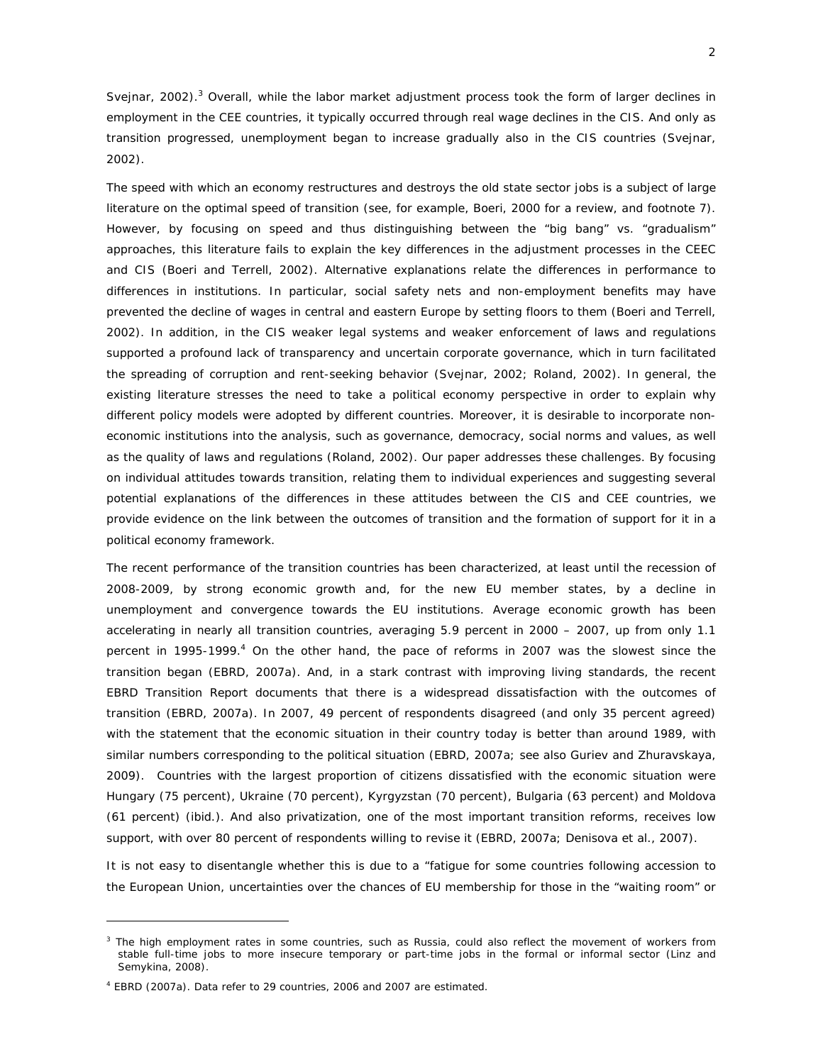Svejnar, 2002).[3] Overall, while the labor market adjustment process took the form of larger declines in employment in the CEE countries, it typically occurred through real wage declines in the CIS. And only as transition progressed, unemployment began to increase gradually also in the CIS countries (Svejnar, 2002).

The speed with which an economy restructures and destroys the old state sector jobs is a subject of large literature on the optimal speed of transition (see, for example, Boeri, 2000 for a review, and footnote 7). However, by focusing on speed and thus distinguishing between the "big bang" vs. "gradualism" approaches, this literature fails to explain the key differences in the adjustment processes in the CEEC and CIS (Boeri and Terrell, 2002). Alternative explanations relate the differences in performance to differences in institutions. In particular, social safety nets and non-employment benefits may have prevented the decline of wages in central and eastern Europe by setting floors to them (Boeri and Terrell, 2002). In addition, in the CIS weaker legal systems and weaker enforcement of laws and regulations supported a profound lack of transparency and uncertain corporate governance, which in turn facilitated the spreading of corruption and rent-seeking behavior (Svejnar, 2002; Roland, 2002). In general, the existing literature stresses the need to take a political economy perspective in order to explain why different policy models were adopted by different countries. Moreover, it is desirable to incorporate non-economic institutions into the analysis, such as governance, democracy, social norms and values, as well as the quality of laws and regulations (Roland, 2002). Our paper addresses these challenges. By focusing on individual attitudes towards transition, relating them to individual experiences and suggesting several potential explanations of the differences in these attitudes between the CIS and CEE countries, we provide evidence on the link between the outcomes of transition and the formation of support for it in a political economy framework.

The recent performance of the transition countries has been characterized, at least until the recession of 2008-2009, by strong economic growth and, for the new EU member states, by a decline in unemployment and convergence towards the EU institutions. Average economic growth has been accelerating in nearly all transition countries, averaging 5.9 percent in 2000 – 2007, up from only 1.1 percent in 1995-1999.[4] On the other hand, the pace of reforms in 2007 was the slowest since the transition began (EBRD, 2007a). And, in a stark contrast with improving living standards, the recent EBRD Transition Report documents that there is a widespread dissatisfaction with the outcomes of transition (EBRD, 2007a). In 2007, 49 percent of respondents disagreed (and only 35 percent agreed) with the statement that the economic situation in their country today is better than around 1989, with similar numbers corresponding to the political situation (EBRD, 2007a; see also Guriev and Zhuravskaya, 2009). Countries with the largest proportion of citizens dissatisfied with the economic situation were Hungary (75 percent), Ukraine (70 percent), Kyrgyzstan (70 percent), Bulgaria (63 percent) and Moldova (61 percent) (ibid.). And also privatization, one of the most important transition reforms, receives low support, with over 80 percent of respondents willing to revise it (EBRD, 2007a; Denisova et al., 2007).

It is not easy to disentangle whether this is due to a "fatigue for some countries following accession to the European Union, uncertainties over the chances of EU membership for those in the "waiting room" or

---

[3] The high employment rates in some countries, such as Russia, could also reflect the movement of workers from stable full-time jobs to more insecure temporary or part-time jobs in the formal or informal sector (Linz and Semykina, 2008).

[4] EBRD (2007a). Data refer to 29 countries, 2006 and 2007 are estimated.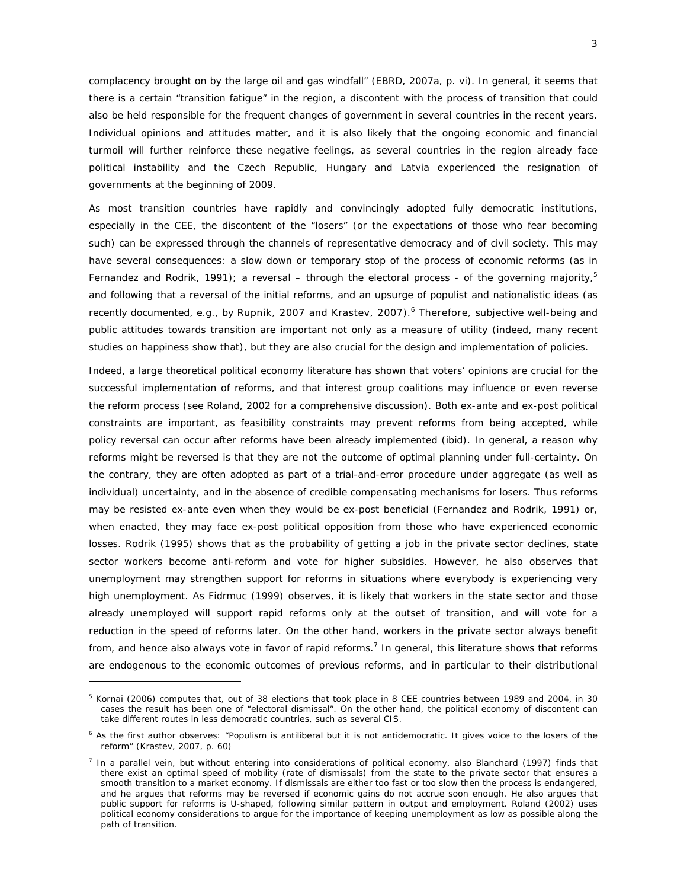complacency brought on by the large oil and gas windfall" (EBRD, 2007a, p. vi). In general, it seems that there is a certain "transition fatigue" in the region, a discontent with the process of transition that could also be held responsible for the frequent changes of government in several countries in the recent years. Individual opinions and attitudes matter, and it is also likely that the ongoing economic and financial turmoil will further reinforce these negative feelings, as several countries in the region already face political instability and the Czech Republic, Hungary and Latvia experienced the resignation of governments at the beginning of 2009.

As most transition countries have rapidly and convincingly adopted fully democratic institutions, especially in the CEE, the discontent of the "losers" (or the expectations of those who fear becoming such) can be expressed through the channels of representative democracy and of civil society. This may have several consequences: a slow down or temporary stop of the process of economic reforms (as in Fernandez and Rodrik, 1991); a reversal – through the electoral process - of the governing majority,[5] and following that a reversal of the initial reforms, and an upsurge of populist and nationalistic ideas (as recently documented, e.g., by Rupnik, 2007 and Krastev, 2007).[6] Therefore, subjective well-being and public attitudes towards transition are important not only as a measure of utility (indeed, many recent studies on happiness show that), but they are also crucial for the design and implementation of policies.

Indeed, a large theoretical political economy literature has shown that voters' opinions are crucial for the successful implementation of reforms, and that interest group coalitions may influence or even reverse the reform process (see Roland, 2002 for a comprehensive discussion). Both ex-ante and ex-post political constraints are important, as feasibility constraints may prevent reforms from being accepted, while policy reversal can occur after reforms have been already implemented (ibid). In general, a reason why reforms might be reversed is that they are not the outcome of optimal planning under full-certainty. On the contrary, they are often adopted as part of a trial-and-error procedure under aggregate (as well as individual) uncertainty, and in the absence of credible compensating mechanisms for losers. Thus reforms may be resisted ex-ante even when they would be ex-post beneficial (Fernandez and Rodrik, 1991) or, when enacted, they may face ex-post political opposition from those who have experienced economic losses. Rodrik (1995) shows that as the probability of getting a job in the private sector declines, state sector workers become anti-reform and vote for higher subsidies. However, he also observes that unemployment may strengthen support for reforms in situations where everybody is experiencing very high unemployment. As Fidrmuc (1999) observes, it is likely that workers in the state sector and those already unemployed will support rapid reforms only at the outset of transition, and will vote for a reduction in the speed of reforms later. On the other hand, workers in the private sector always benefit from, and hence also always vote in favor of rapid reforms.[7] In general, this literature shows that reforms are endogenous to the economic outcomes of previous reforms, and in particular to their distributional

---

[5] Kornai (2006) computes that, out of 38 elections that took place in 8 CEE countries between 1989 and 2004, in 30 cases the result has been one of "electoral dismissal". On the other hand, the political economy of discontent can take different routes in less democratic countries, such as several CIS.

[6] As the first author observes: "Populism is antiliberal but it is not antidemocratic. It gives voice to the losers of the reform" (Krastev, 2007, p. 60)

[7] In a parallel vein, but without entering into considerations of political economy, also Blanchard (1997) finds that there exist an optimal speed of mobility (rate of dismissals) from the state to the private sector that ensures a smooth transition to a market economy. If dismissals are either too fast or too slow then the process is endangered, and he argues that reforms may be reversed if economic gains do not accrue soon enough. He also argues that public support for reforms is U-shaped, following similar pattern in output and employment. Roland (2002) uses political economy considerations to argue for the importance of keeping unemployment as low as possible along the path of transition.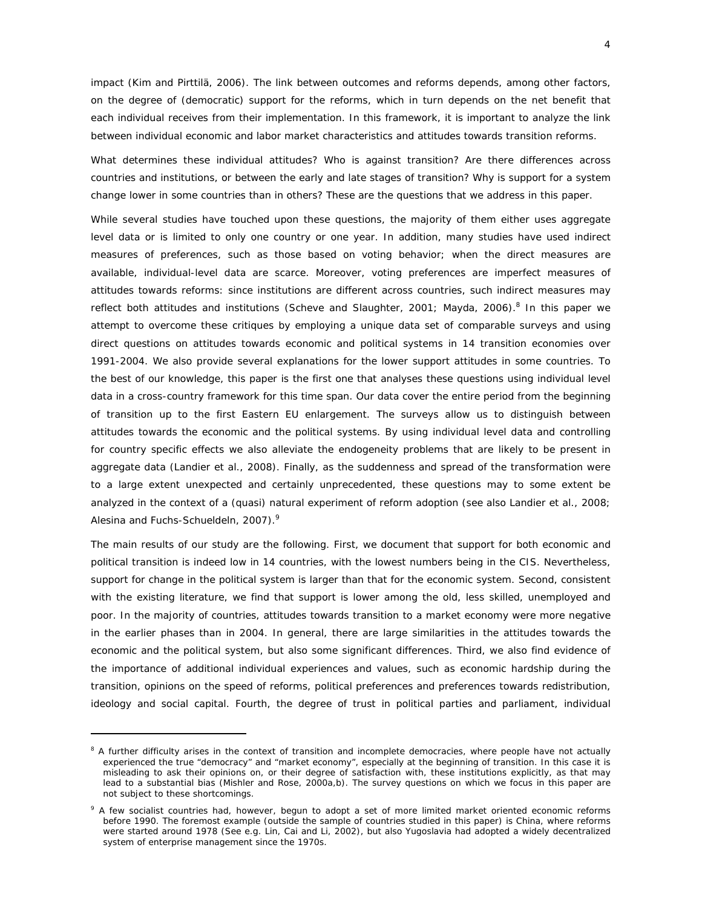impact (Kim and Pirttilä, 2006). The link between outcomes and reforms depends, among other factors, on the degree of (democratic) support for the reforms, which in turn depends on the net benefit that each individual receives from their implementation. In this framework, it is important to analyze the link between individual economic and labor market characteristics and attitudes towards transition reforms.

What determines these individual attitudes? Who is against transition? Are there differences across countries and institutions, or between the early and late stages of transition? Why is support for a system change lower in some countries than in others? These are the questions that we address in this paper.

While several studies have touched upon these questions, the majority of them either uses aggregate level data or is limited to only one country or one year. In addition, many studies have used indirect measures of preferences, such as those based on voting behavior; when the direct measures are available, individual-level data are scarce. Moreover, voting preferences are imperfect measures of attitudes towards reforms: since institutions are different across countries, such indirect measures may reflect both attitudes and institutions (Scheve and Slaughter, 2001; Mayda, 2006).[8] In this paper we attempt to overcome these critiques by employing a unique data set of comparable surveys and using direct questions on attitudes towards economic and political systems in 14 transition economies over 1991-2004. We also provide several explanations for the lower support attitudes in some countries. To the best of our knowledge, this paper is the first one that analyses these questions using individual level data in a cross-country framework for this time span. Our data cover the entire period from the beginning of transition up to the first Eastern EU enlargement. The surveys allow us to distinguish between attitudes towards the economic and the political systems. By using individual level data and controlling for country specific effects we also alleviate the endogeneity problems that are likely to be present in aggregate data (Landier et al., 2008). Finally, as the suddenness and spread of the transformation were to a large extent unexpected and certainly unprecedented, these questions may to some extent be analyzed in the context of a (quasi) natural experiment of reform adoption (see also Landier et al., 2008; Alesina and Fuchs-Schueldeln, 2007).[9]

The main results of our study are the following. First, we document that support for both economic and political transition is indeed low in 14 countries, with the lowest numbers being in the CIS. Nevertheless, support for change in the political system is larger than that for the economic system. Second, consistent with the existing literature, we find that support is lower among the old, less skilled, unemployed and poor. In the majority of countries, attitudes towards transition to a market economy were more negative in the earlier phases than in 2004. In general, there are large similarities in the attitudes towards the economic and the political system, but also some significant differences. Third, we also find evidence of the importance of additional individual experiences and values, such as economic hardship during the transition, opinions on the speed of reforms, political preferences and preferences towards redistribution, ideology and social capital. Fourth, the degree of trust in political parties and parliament, individual

[8] A further difficulty arises in the context of transition and incomplete democracies, where people have not actually experienced the true "democracy" and "market economy", especially at the beginning of transition. In this case it is misleading to ask their opinions on, or their degree of satisfaction with, these institutions explicitly, as that may lead to a substantial bias (Mishler and Rose, 2000a,b). The survey questions on which we focus in this paper are not subject to these shortcomings.

[9] A few socialist countries had, however, begun to adopt a set of more limited market oriented economic reforms before 1990. The foremost example (outside the sample of countries studied in this paper) is China, where reforms were started around 1978 (See e.g. Lin, Cai and Li, 2002), but also Yugoslavia had adopted a widely decentralized system of enterprise management since the 1970s.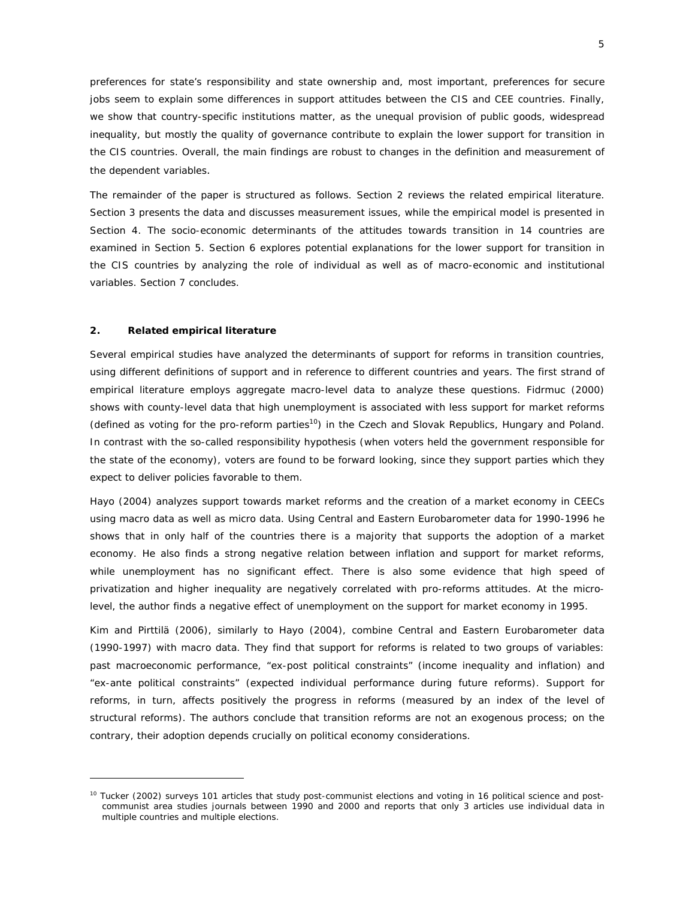preferences for state's responsibility and state ownership and, most important, preferences for secure jobs seem to explain some differences in support attitudes between the CIS and CEE countries. Finally, we show that country-specific institutions matter, as the unequal provision of public goods, widespread inequality, but mostly the quality of governance contribute to explain the lower support for transition in the CIS countries. Overall, the main findings are robust to changes in the definition and measurement of the dependent variables.

The remainder of the paper is structured as follows. Section 2 reviews the related empirical literature. Section 3 presents the data and discusses measurement issues, while the empirical model is presented in Section 4. The socio-economic determinants of the attitudes towards transition in 14 countries are examined in Section 5. Section 6 explores potential explanations for the lower support for transition in the CIS countries by analyzing the role of individual as well as of macro-economic and institutional variables. Section 7 concludes.

## 2. Related empirical literature

Several empirical studies have analyzed the determinants of support for reforms in transition countries, using different definitions of support and in reference to different countries and years. The first strand of empirical literature employs aggregate macro-level data to analyze these questions. Fidrmuc (2000) shows with county-level data that high unemployment is associated with less support for market reforms (defined as voting for the pro-reform parties[10]) in the Czech and Slovak Republics, Hungary and Poland. In contrast with the so-called responsibility hypothesis (when voters held the government responsible for the state of the economy), voters are found to be forward looking, since they support parties which they expect to deliver policies favorable to them.

Hayo (2004) analyzes support towards market reforms and the creation of a market economy in CEECs using macro data as well as micro data. Using Central and Eastern Eurobarometer data for 1990-1996 he shows that in only half of the countries there is a majority that supports the adoption of a market economy. He also finds a strong negative relation between inflation and support for market reforms, while unemployment has no significant effect. There is also some evidence that high speed of privatization and higher inequality are negatively correlated with pro-reforms attitudes. At the micro-level, the author finds a negative effect of unemployment on the support for market economy in 1995.

Kim and Pirttilä (2006), similarly to Hayo (2004), combine Central and Eastern Eurobarometer data (1990-1997) with macro data. They find that support for reforms is related to two groups of variables: past macroeconomic performance, "ex-post political constraints" (income inequality and inflation) and "ex-ante political constraints" (expected individual performance during future reforms). Support for reforms, in turn, affects positively the progress in reforms (measured by an index of the level of structural reforms). The authors conclude that transition reforms are not an exogenous process; on the contrary, their adoption depends crucially on political economy considerations.

---

[10] Tucker (2002) surveys 101 articles that study post-communist elections and voting in 16 political science and post-communist area studies journals between 1990 and 2000 and reports that only 3 articles use individual data in multiple countries and multiple elections.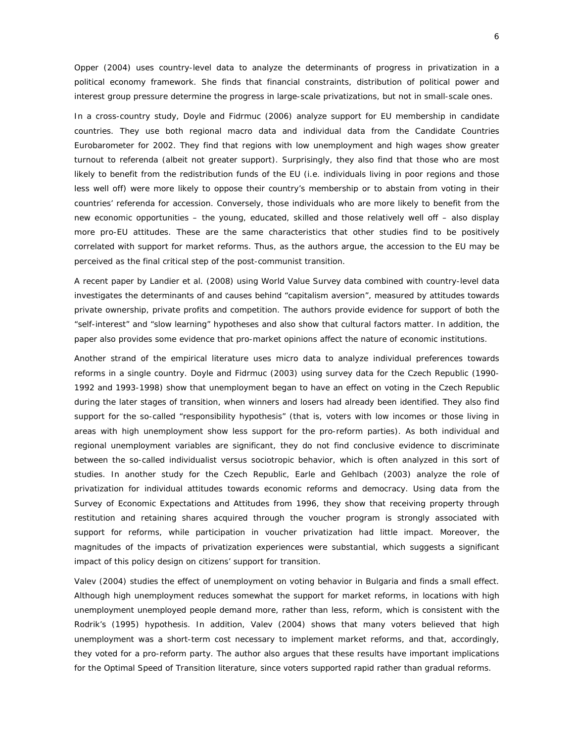Opper (2004) uses country-level data to analyze the determinants of progress in privatization in a political economy framework. She finds that financial constraints, distribution of political power and interest group pressure determine the progress in large-scale privatizations, but not in small-scale ones.

In a cross-country study, Doyle and Fidrmuc (2006) analyze support for EU membership in candidate countries. They use both regional macro data and individual data from the Candidate Countries Eurobarometer for 2002. They find that regions with low unemployment and high wages show greater turnout to referenda (albeit not greater support). Surprisingly, they also find that those who are most likely to benefit from the redistribution funds of the EU (i.e. individuals living in poor regions and those less well off) were more likely to oppose their country's membership or to abstain from voting in their countries' referenda for accession. Conversely, those individuals who are more likely to benefit from the new economic opportunities – the young, educated, skilled and those relatively well off – also display more pro-EU attitudes. These are the same characteristics that other studies find to be positively correlated with support for market reforms. Thus, as the authors argue, the accession to the EU may be perceived as the final critical step of the post-communist transition.

A recent paper by Landier et al. (2008) using World Value Survey data combined with country-level data investigates the determinants of and causes behind "capitalism aversion", measured by attitudes towards private ownership, private profits and competition. The authors provide evidence for support of both the "self-interest" and "slow learning" hypotheses and also show that cultural factors matter. In addition, the paper also provides some evidence that pro-market opinions affect the nature of economic institutions.

Another strand of the empirical literature uses micro data to analyze individual preferences towards reforms in a single country. Doyle and Fidrmuc (2003) using survey data for the Czech Republic (1990-1992 and 1993-1998) show that unemployment began to have an effect on voting in the Czech Republic during the later stages of transition, when winners and losers had already been identified. They also find support for the so-called "responsibility hypothesis" (that is, voters with low incomes or those living in areas with high unemployment show less support for the pro-reform parties). As both individual and regional unemployment variables are significant, they do not find conclusive evidence to discriminate between the so-called individualist versus sociotropic behavior, which is often analyzed in this sort of studies. In another study for the Czech Republic, Earle and Gehlbach (2003) analyze the role of privatization for individual attitudes towards economic reforms and democracy. Using data from the Survey of Economic Expectations and Attitudes from 1996, they show that receiving property through restitution and retaining shares acquired through the voucher program is strongly associated with support for reforms, while participation in voucher privatization had little impact. Moreover, the magnitudes of the impacts of privatization experiences were substantial, which suggests a significant impact of this policy design on citizens' support for transition.

Valev (2004) studies the effect of unemployment on voting behavior in Bulgaria and finds a small effect. Although high unemployment reduces somewhat the support for market reforms, in locations with high unemployment unemployed people demand more, rather than less, reform, which is consistent with the Rodrik's (1995) hypothesis. In addition, Valev (2004) shows that many voters believed that high unemployment was a short-term cost necessary to implement market reforms, and that, accordingly, they voted for a pro-reform party. The author also argues that these results have important implications for the Optimal Speed of Transition literature, since voters supported rapid rather than gradual reforms.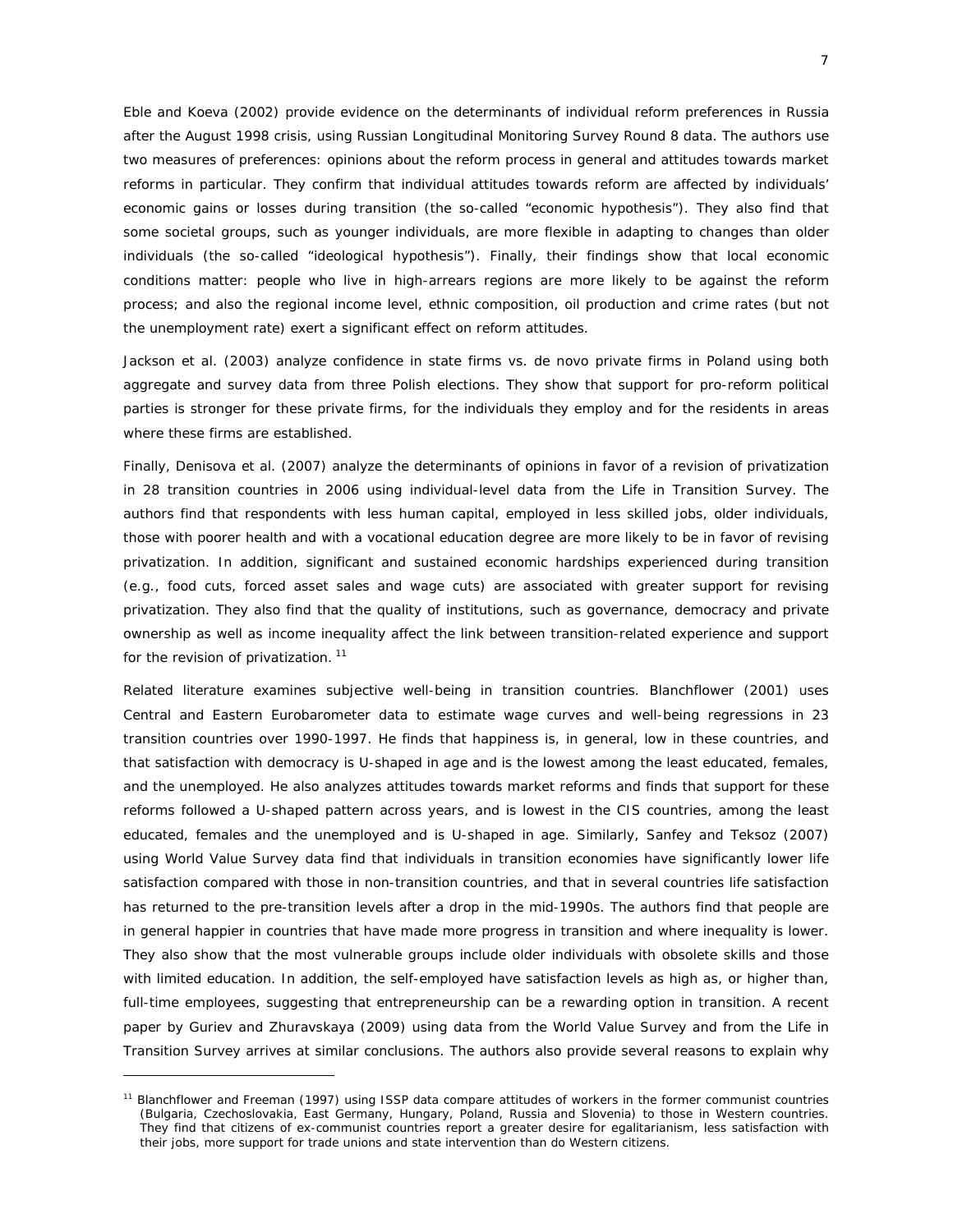Eble and Koeva (2002) provide evidence on the determinants of individual reform preferences in Russia after the August 1998 crisis, using Russian Longitudinal Monitoring Survey Round 8 data. The authors use two measures of preferences: opinions about the reform process in general and attitudes towards market reforms in particular. They confirm that individual attitudes towards reform are affected by individuals' economic gains or losses during transition (the so-called "economic hypothesis"). They also find that some societal groups, such as younger individuals, are more flexible in adapting to changes than older individuals (the so-called "ideological hypothesis"). Finally, their findings show that local economic conditions matter: people who live in high-arrears regions are more likely to be against the reform process; and also the regional income level, ethnic composition, oil production and crime rates (but not the unemployment rate) exert a significant effect on reform attitudes.

Jackson et al. (2003) analyze confidence in state firms vs. de novo private firms in Poland using both aggregate and survey data from three Polish elections. They show that support for pro-reform political parties is stronger for these private firms, for the individuals they employ and for the residents in areas where these firms are established.

Finally, Denisova et al. (2007) analyze the determinants of opinions in favor of a revision of privatization in 28 transition countries in 2006 using individual-level data from the Life in Transition Survey. The authors find that respondents with less human capital, employed in less skilled jobs, older individuals, those with poorer health and with a vocational education degree are more likely to be in favor of revising privatization. In addition, significant and sustained economic hardships experienced during transition (e.g., food cuts, forced asset sales and wage cuts) are associated with greater support for revising privatization. They also find that the quality of institutions, such as governance, democracy and private ownership as well as income inequality affect the link between transition-related experience and support for the revision of privatization.[11]

Related literature examines subjective well-being in transition countries. Blanchflower (2001) uses Central and Eastern Eurobarometer data to estimate wage curves and well-being regressions in 23 transition countries over 1990-1997. He finds that happiness is, in general, low in these countries, and that satisfaction with democracy is U-shaped in age and is the lowest among the least educated, females, and the unemployed. He also analyzes attitudes towards market reforms and finds that support for these reforms followed a U-shaped pattern across years, and is lowest in the CIS countries, among the least educated, females and the unemployed and is U-shaped in age. Similarly, Sanfey and Teksoz (2007) using World Value Survey data find that individuals in transition economies have significantly lower life satisfaction compared with those in non-transition countries, and that in several countries life satisfaction has returned to the pre-transition levels after a drop in the mid-1990s. The authors find that people are in general happier in countries that have made more progress in transition and where inequality is lower. They also show that the most vulnerable groups include older individuals with obsolete skills and those with limited education. In addition, the self-employed have satisfaction levels as high as, or higher than, full-time employees, suggesting that entrepreneurship can be a rewarding option in transition. A recent paper by Guriev and Zhuravskaya (2009) using data from the World Value Survey and from the Life in Transition Survey arrives at similar conclusions. The authors also provide several reasons to explain why

[11] Blanchflower and Freeman (1997) using ISSP data compare attitudes of workers in the former communist countries (Bulgaria, Czechoslovakia, East Germany, Hungary, Poland, Russia and Slovenia) to those in Western countries. They find that citizens of ex-communist countries report a greater desire for egalitarianism, less satisfaction with their jobs, more support for trade unions and state intervention than do Western citizens.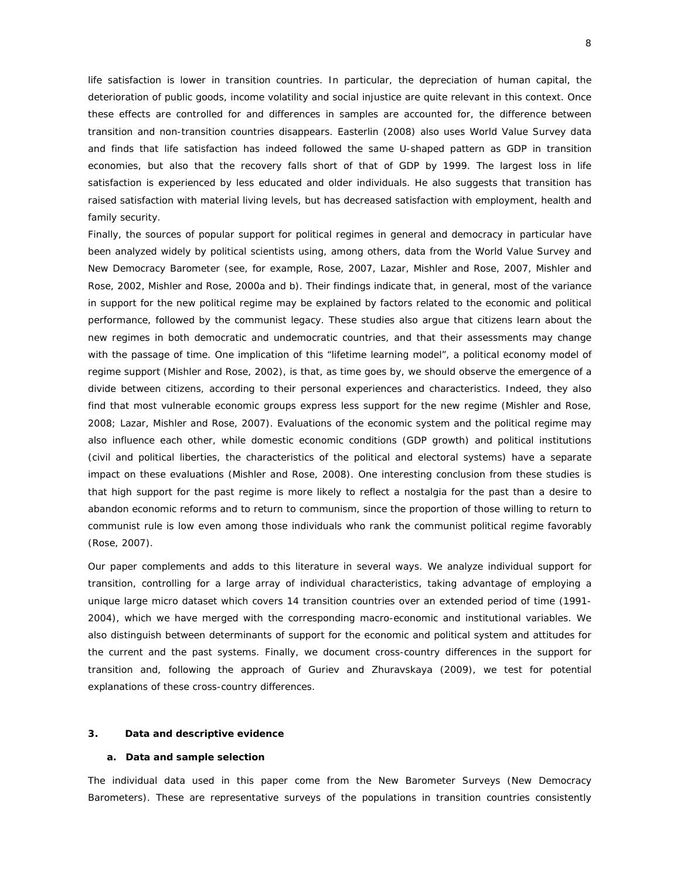life satisfaction is lower in transition countries. In particular, the depreciation of human capital, the deterioration of public goods, income volatility and social injustice are quite relevant in this context. Once these effects are controlled for and differences in samples are accounted for, the difference between transition and non-transition countries disappears. Easterlin (2008) also uses World Value Survey data and finds that life satisfaction has indeed followed the same U-shaped pattern as GDP in transition economies, but also that the recovery falls short of that of GDP by 1999. The largest loss in life satisfaction is experienced by less educated and older individuals. He also suggests that transition has raised satisfaction with material living levels, but has decreased satisfaction with employment, health and family security.

Finally, the sources of popular support for political regimes in general and democracy in particular have been analyzed widely by political scientists using, among others, data from the World Value Survey and New Democracy Barometer (see, for example, Rose, 2007, Lazar, Mishler and Rose, 2007, Mishler and Rose, 2002, Mishler and Rose, 2000a and b). Their findings indicate that, in general, most of the variance in support for the new political regime may be explained by factors related to the economic and political performance, followed by the communist legacy. These studies also argue that citizens learn about the new regimes in both democratic and undemocratic countries, and that their assessments may change with the passage of time. One implication of this "lifetime learning model", a political economy model of regime support (Mishler and Rose, 2002), is that, as time goes by, we should observe the emergence of a divide between citizens, according to their personal experiences and characteristics. Indeed, they also find that most vulnerable economic groups express less support for the new regime (Mishler and Rose, 2008; Lazar, Mishler and Rose, 2007). Evaluations of the economic system and the political regime may also influence each other, while domestic economic conditions (GDP growth) and political institutions (civil and political liberties, the characteristics of the political and electoral systems) have a separate impact on these evaluations (Mishler and Rose, 2008). One interesting conclusion from these studies is that high support for the past regime is more likely to reflect a nostalgia for the past than a desire to abandon economic reforms and to return to communism, since the proportion of those willing to return to communist rule is low even among those individuals who rank the communist political regime favorably (Rose, 2007).

Our paper complements and adds to this literature in several ways. We analyze individual support for transition, controlling for a large array of individual characteristics, taking advantage of employing a unique large micro dataset which covers 14 transition countries over an extended period of time (1991-2004), which we have merged with the corresponding macro-economic and institutional variables. We also distinguish between determinants of support for the economic and political system and attitudes for the current and the past systems. Finally, we document cross-country differences in the support for transition and, following the approach of Guriev and Zhuravskaya (2009), we test for potential explanations of these cross-country differences.

## 3. Data and descriptive evidence

### a. Data and sample selection

The individual data used in this paper come from the New Barometer Surveys (New Democracy Barometers). These are representative surveys of the populations in transition countries consistently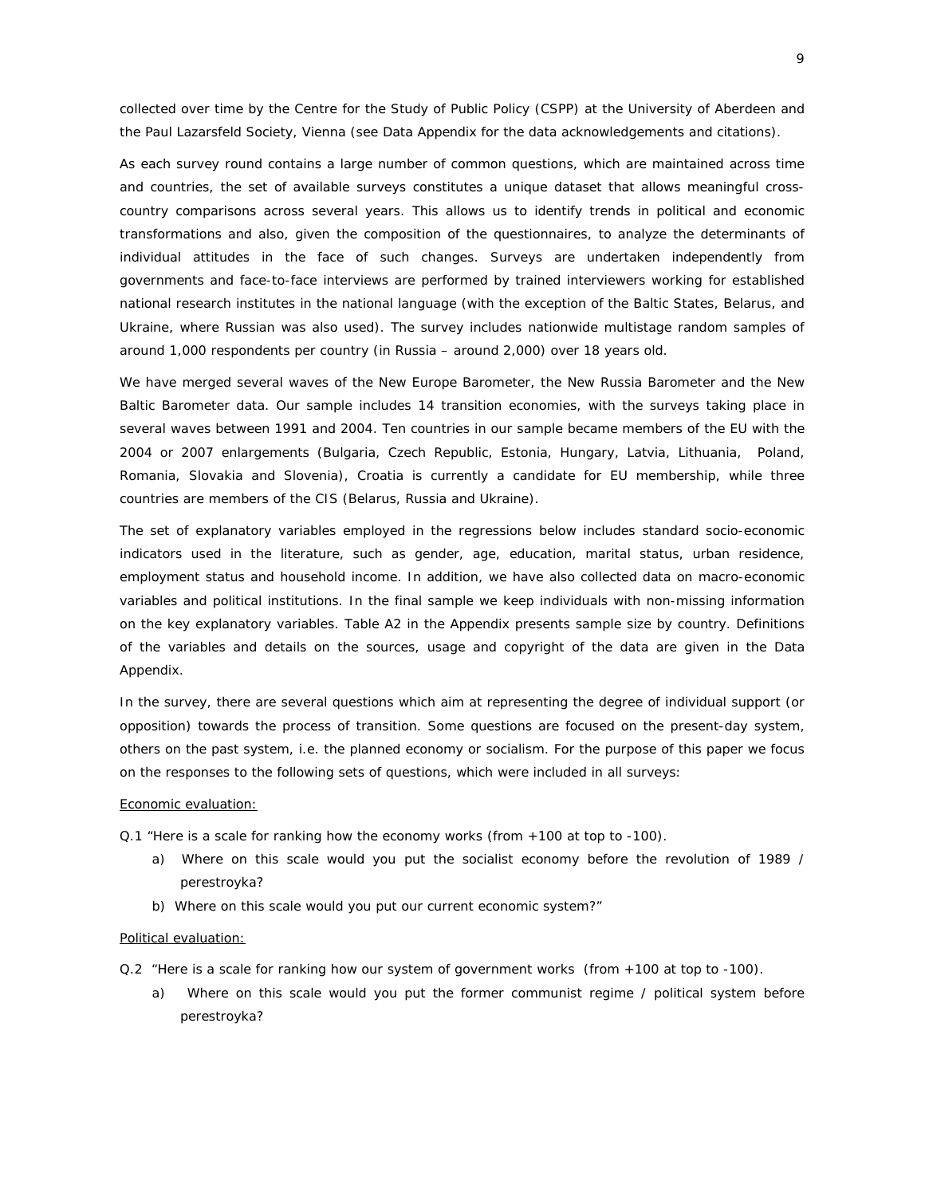collected over time by the Centre for the Study of Public Policy (CSPP) at the University of Aberdeen and the Paul Lazarsfeld Society, Vienna (see Data Appendix for the data acknowledgements and citations).

As each survey round contains a large number of common questions, which are maintained across time and countries, the set of available surveys constitutes a unique dataset that allows meaningful cross-country comparisons across several years. This allows us to identify trends in political and economic transformations and also, given the composition of the questionnaires, to analyze the determinants of individual attitudes in the face of such changes. Surveys are undertaken independently from governments and face-to-face interviews are performed by trained interviewers working for established national research institutes in the national language (with the exception of the Baltic States, Belarus, and Ukraine, where Russian was also used). The survey includes nationwide multistage random samples of around 1,000 respondents per country (in Russia – around 2,000) over 18 years old.

We have merged several waves of the New Europe Barometer, the New Russia Barometer and the New Baltic Barometer data. Our sample includes 14 transition economies, with the surveys taking place in several waves between 1991 and 2004. Ten countries in our sample became members of the EU with the 2004 or 2007 enlargements (Bulgaria, Czech Republic, Estonia, Hungary, Latvia, Lithuania, Poland, Romania, Slovakia and Slovenia), Croatia is currently a candidate for EU membership, while three countries are members of the CIS (Belarus, Russia and Ukraine).

The set of explanatory variables employed in the regressions below includes standard socio-economic indicators used in the literature, such as gender, age, education, marital status, urban residence, employment status and household income. In addition, we have also collected data on macro-economic variables and political institutions. In the final sample we keep individuals with non-missing information on the key explanatory variables. Table A2 in the Appendix presents sample size by country. Definitions of the variables and details on the sources, usage and copyright of the data are given in the Data Appendix.

In the survey, there are several questions which aim at representing the degree of individual support (or opposition) towards the process of transition. Some questions are focused on the present-day system, others on the past system, i.e. the planned economy or socialism. For the purpose of this paper we focus on the responses to the following sets of questions, which were included in all surveys:

Economic evaluation:

Q.1 "Here is a scale for ranking how the economy works (from +100 at top to -100).

a) Where on this scale would you put the socialist economy before the revolution of 1989 / perestroyka?
b) Where on this scale would you put our current economic system?"

Political evaluation:

Q.2 "Here is a scale for ranking how our system of government works (from +100 at top to -100).

a) Where on this scale would you put the former communist regime / political system before perestroyka?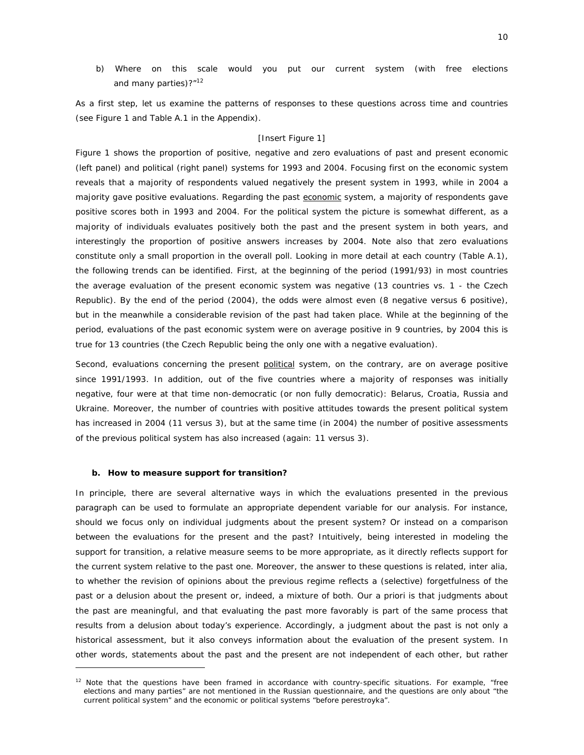b) Where on this scale would you put our current system (with free elections and many parties)?"[12]

As a first step, let us examine the patterns of responses to these questions across time and countries (see Figure 1 and Table A.1 in the Appendix).

[Insert Figure 1]

Figure 1 shows the proportion of positive, negative and zero evaluations of past and present economic (left panel) and political (right panel) systems for 1993 and 2004. Focusing first on the economic system reveals that a majority of respondents valued negatively the present system in 1993, while in 2004 a majority gave positive evaluations. Regarding the past economic system, a majority of respondents gave positive scores both in 1993 and 2004. For the political system the picture is somewhat different, as a majority of individuals evaluates positively both the past and the present system in both years, and interestingly the proportion of positive answers increases by 2004. Note also that zero evaluations constitute only a small proportion in the overall poll. Looking in more detail at each country (Table A.1), the following trends can be identified. First, at the beginning of the period (1991/93) in most countries the average evaluation of the present economic system was negative (13 countries vs. 1 - the Czech Republic). By the end of the period (2004), the odds were almost even (8 negative versus 6 positive), but in the meanwhile a considerable revision of the past had taken place. While at the beginning of the period, evaluations of the past economic system were on average positive in 9 countries, by 2004 this is true for 13 countries (the Czech Republic being the only one with a negative evaluation).

Second, evaluations concerning the present political system, on the contrary, are on average positive since 1991/1993. In addition, out of the five countries where a majority of responses was initially negative, four were at that time non-democratic (or non fully democratic): Belarus, Croatia, Russia and Ukraine. Moreover, the number of countries with positive attitudes towards the present political system has increased in 2004 (11 versus 3), but at the same time (in 2004) the number of positive assessments of the previous political system has also increased (again: 11 versus 3).

### b. How to measure support for transition?

In principle, there are several alternative ways in which the evaluations presented in the previous paragraph can be used to formulate an appropriate dependent variable for our analysis. For instance, should we focus only on individual judgments about the present system? Or instead on a comparison between the evaluations for the present and the past? Intuitively, being interested in modeling the support for transition, a relative measure seems to be more appropriate, as it directly reflects support for the current system relative to the past one. Moreover, the answer to these questions is related, inter alia, to whether the revision of opinions about the previous regime reflects a (selective) forgetfulness of the past or a delusion about the present or, indeed, a mixture of both. Our a priori is that judgments about the past are meaningful, and that evaluating the past more favorably is part of the same process that results from a delusion about today's experience. Accordingly, a judgment about the past is not only a historical assessment, but it also conveys information about the evaluation of the present system. In other words, statements about the past and the present are not independent of each other, but rather

[12] Note that the questions have been framed in accordance with country-specific situations. For example, "free elections and many parties" are not mentioned in the Russian questionnaire, and the questions are only about "the current political system" and the economic or political systems "before perestroyka".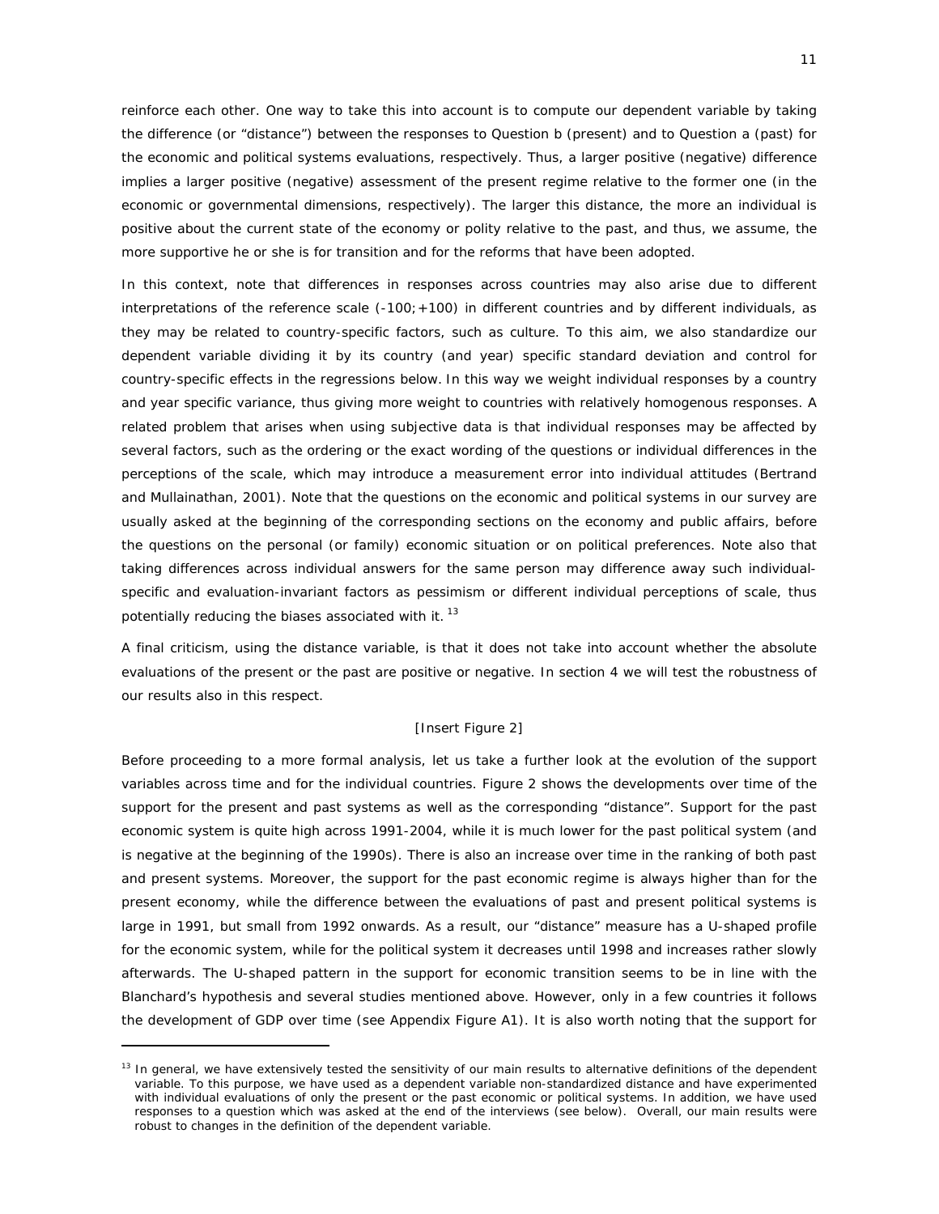reinforce each other. One way to take this into account is to compute our dependent variable by taking the difference (or "distance") between the responses to Question b (present) and to Question a (past) for the economic and political systems evaluations, respectively. Thus, a larger positive (negative) difference implies a larger positive (negative) assessment of the present regime relative to the former one (in the economic or governmental dimensions, respectively). The larger this distance, the more an individual is positive about the current state of the economy or polity relative to the past, and thus, we assume, the more supportive he or she is for transition and for the reforms that have been adopted.

In this context, note that differences in responses across countries may also arise due to different interpretations of the reference scale (-100;+100) in different countries and by different individuals, as they may be related to country-specific factors, such as culture. To this aim, we also standardize our dependent variable dividing it by its country (and year) specific standard deviation and control for country-specific effects in the regressions below. In this way we weight individual responses by a country and year specific variance, thus giving more weight to countries with relatively homogenous responses. A related problem that arises when using subjective data is that individual responses may be affected by several factors, such as the ordering or the exact wording of the questions or individual differences in the perceptions of the scale, which may introduce a measurement error into individual attitudes (Bertrand and Mullainathan, 2001). Note that the questions on the economic and political systems in our survey are usually asked at the beginning of the corresponding sections on the economy and public affairs, before the questions on the personal (or family) economic situation or on political preferences. Note also that taking differences across individual answers for the same person may difference away such individual-specific and evaluation-invariant factors as pessimism or different individual perceptions of scale, thus potentially reducing the biases associated with it.[13]

A final criticism, using the distance variable, is that it does not take into account whether the absolute evaluations of the present or the past are positive or negative. In section 4 we will test the robustness of our results also in this respect.

[Insert Figure 2]

Before proceeding to a more formal analysis, let us take a further look at the evolution of the support variables across time and for the individual countries. Figure 2 shows the developments over time of the support for the present and past systems as well as the corresponding "distance". Support for the past economic system is quite high across 1991-2004, while it is much lower for the past political system (and is negative at the beginning of the 1990s). There is also an increase over time in the ranking of both past and present systems. Moreover, the support for the past economic regime is always higher than for the present economy, while the difference between the evaluations of past and present political systems is large in 1991, but small from 1992 onwards. As a result, our "distance" measure has a U-shaped profile for the economic system, while for the political system it decreases until 1998 and increases rather slowly afterwards. The U-shaped pattern in the support for economic transition seems to be in line with the Blanchard's hypothesis and several studies mentioned above. However, only in a few countries it follows the development of GDP over time (see Appendix Figure A1). It is also worth noting that the support for

[13] In general, we have extensively tested the sensitivity of our main results to alternative definitions of the dependent variable. To this purpose, we have used as a dependent variable non-standardized distance and have experimented with individual evaluations of only the present or the past economic or political systems. In addition, we have used responses to a question which was asked at the end of the interviews (see below). Overall, our main results were robust to changes in the definition of the dependent variable.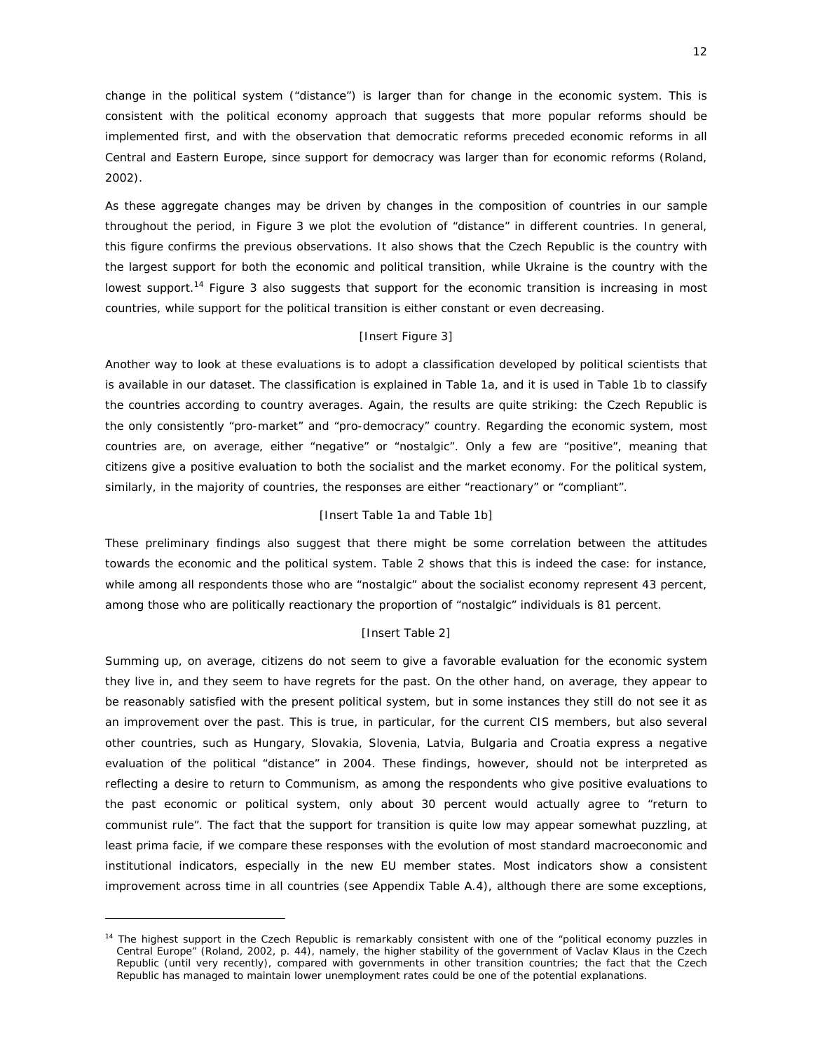change in the political system ("distance") is larger than for change in the economic system. This is consistent with the political economy approach that suggests that more popular reforms should be implemented first, and with the observation that democratic reforms preceded economic reforms in all Central and Eastern Europe, since support for democracy was larger than for economic reforms (Roland, 2002).

As these aggregate changes may be driven by changes in the composition of countries in our sample throughout the period, in Figure 3 we plot the evolution of "distance" in different countries. In general, this figure confirms the previous observations. It also shows that the Czech Republic is the country with the largest support for both the economic and political transition, while Ukraine is the country with the lowest support.[14] Figure 3 also suggests that support for the economic transition is increasing in most countries, while support for the political transition is either constant or even decreasing.

[Insert Figure 3]

Another way to look at these evaluations is to adopt a classification developed by political scientists that is available in our dataset. The classification is explained in Table 1a, and it is used in Table 1b to classify the countries according to country averages. Again, the results are quite striking: the Czech Republic is the only consistently "pro-market" and "pro-democracy" country. Regarding the economic system, most countries are, on average, either "negative" or "nostalgic". Only a few are "positive", meaning that citizens give a positive evaluation to both the socialist and the market economy. For the political system, similarly, in the majority of countries, the responses are either "reactionary" or "compliant".

[Insert Table 1a and Table 1b]

These preliminary findings also suggest that there might be some correlation between the attitudes towards the economic and the political system. Table 2 shows that this is indeed the case: for instance, while among all respondents those who are "nostalgic" about the socialist economy represent 43 percent, among those who are politically reactionary the proportion of "nostalgic" individuals is 81 percent.

[Insert Table 2]

Summing up, on average, citizens do not seem to give a favorable evaluation for the economic system they live in, and they seem to have regrets for the past. On the other hand, on average, they appear to be reasonably satisfied with the present political system, but in some instances they still do not see it as an improvement over the past. This is true, in particular, for the current CIS members, but also several other countries, such as Hungary, Slovakia, Slovenia, Latvia, Bulgaria and Croatia express a negative evaluation of the political "distance" in 2004. These findings, however, should not be interpreted as reflecting a desire to return to Communism, as among the respondents who give positive evaluations to the past economic or political system, only about 30 percent would actually agree to "return to communist rule". The fact that the support for transition is quite low may appear somewhat puzzling, at least prima facie, if we compare these responses with the evolution of most standard macroeconomic and institutional indicators, especially in the new EU member states. Most indicators show a consistent improvement across time in all countries (see Appendix Table A.4), although there are some exceptions,

---

[14] The highest support in the Czech Republic is remarkably consistent with one of the "political economy puzzles in Central Europe" (Roland, 2002, p. 44), namely, the higher stability of the government of Vaclav Klaus in the Czech Republic (until very recently), compared with governments in other transition countries; the fact that the Czech Republic has managed to maintain lower unemployment rates could be one of the potential explanations.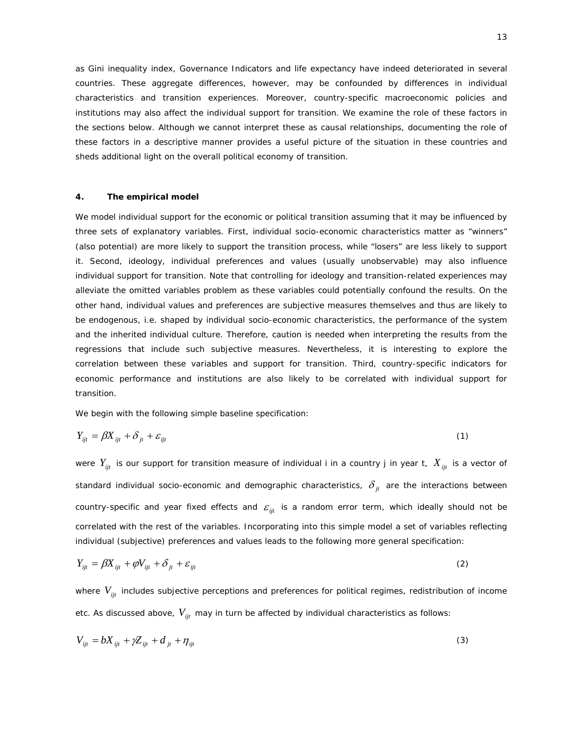as Gini inequality index, Governance Indicators and life expectancy have indeed deteriorated in several countries. These aggregate differences, however, may be confounded by differences in individual characteristics and transition experiences. Moreover, country-specific macroeconomic policies and institutions may also affect the individual support for transition. We examine the role of these factors in the sections below. Although we cannot interpret these as causal relationships, documenting the role of these factors in a descriptive manner provides a useful picture of the situation in these countries and sheds additional light on the overall political economy of transition.

## 4. The empirical model

We model individual support for the economic or political transition assuming that it may be influenced by three sets of explanatory variables. First, individual socio-economic characteristics matter as "winners" (also potential) are more likely to support the transition process, while "losers" are less likely to support it. Second, ideology, individual preferences and values (usually unobservable) may also influence individual support for transition. Note that controlling for ideology and transition-related experiences may alleviate the omitted variables problem as these variables could potentially confound the results. On the other hand, individual values and preferences are subjective measures themselves and thus are likely to be endogenous, i.e. shaped by individual socio-economic characteristics, the performance of the system and the inherited individual culture. Therefore, caution is needed when interpreting the results from the regressions that include such subjective measures. Nevertheless, it is interesting to explore the correlation between these variables and support for transition. Third, country-specific indicators for economic performance and institutions are also likely to be correlated with individual support for transition.

We begin with the following simple baseline specification:

$$Y_{ijt} = \beta X_{ijt} + \delta_{jt} + \varepsilon_{ijt} \tag{1}$$

were $Y_{ijt}$ is our support for transition measure of individual i in a country j in year t, $X_{ijt}$ is a vector of standard individual socio-economic and demographic characteristics, $\delta_{jt}$ are the interactions between country-specific and year fixed effects and $\varepsilon_{ijt}$ is a random error term, which ideally should not be correlated with the rest of the variables. Incorporating into this simple model a set of variables reflecting individual (subjective) preferences and values leads to the following more general specification:

$$Y_{ijt} = \beta X_{ijt} + \varphi V_{ijt} + \delta_{jt} + \varepsilon_{ijt} \tag{2}$$

where $V_{ijt}$ includes subjective perceptions and preferences for political regimes, redistribution of income etc. As discussed above, $V_{ijt}$ may in turn be affected by individual characteristics as follows:

$$V_{ijt} = bX_{ijt} + \gamma Z_{ijt} + d_{jt} + \eta_{ijt} \tag{3}$$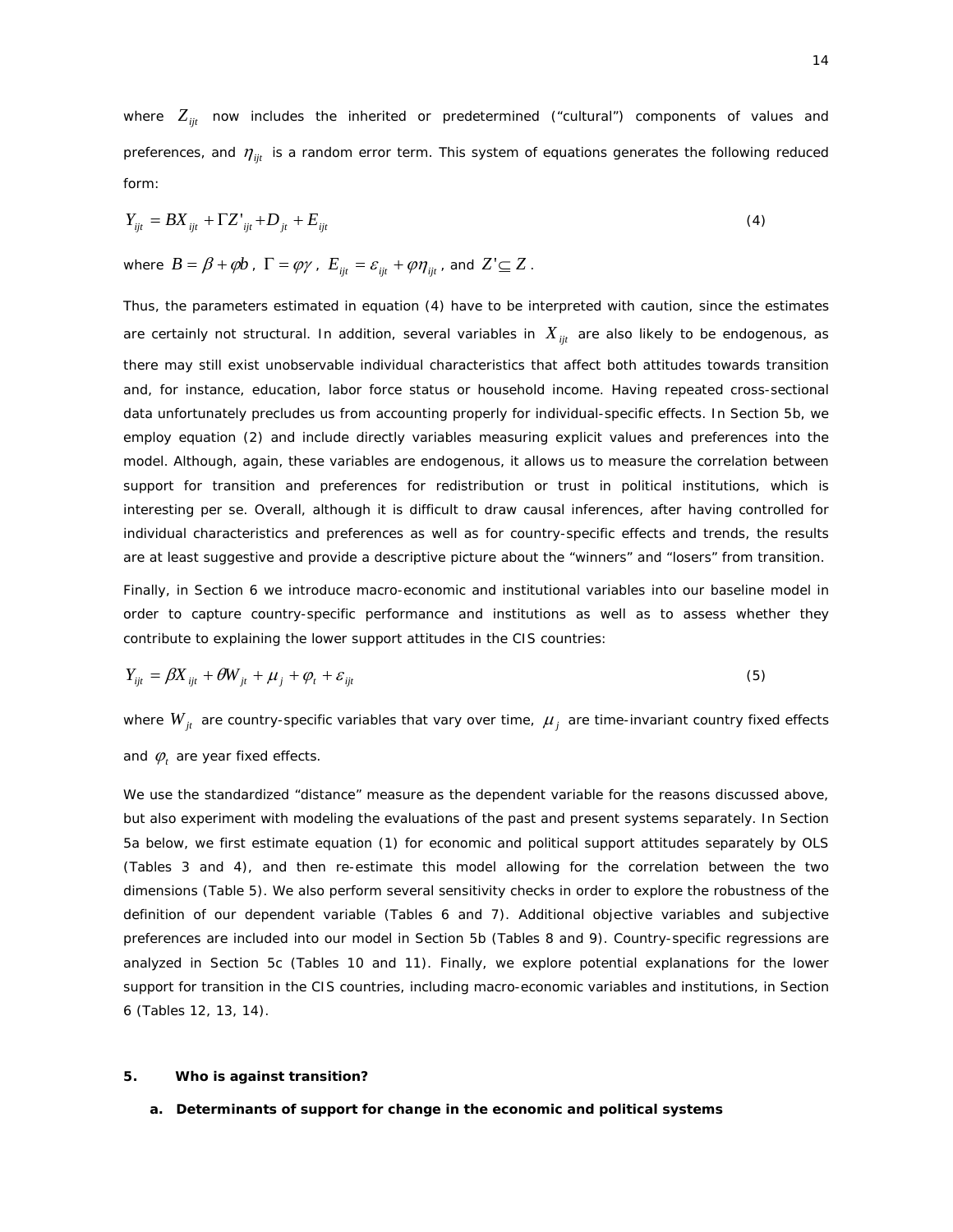where $Z_{ijt}$ now includes the inherited or predetermined ("cultural") components of values and preferences, and $\eta_{ijt}$ is a random error term. This system of equations generates the following reduced form:

$$Y_{ijt} = BX_{ijt} + \Gamma Z'_{ijt} + D_{jt} + E_{ijt} \tag{4}$$

where $B = \beta + \varphi b$, $\Gamma = \varphi \gamma$, $E_{ijt} = \varepsilon_{ijt} + \varphi \eta_{ijt}$, and $Z' \subseteq Z$.

Thus, the parameters estimated in equation (4) have to be interpreted with caution, since the estimates are certainly not structural. In addition, several variables in $X_{ijt}$ are also likely to be endogenous, as there may still exist unobservable individual characteristics that affect both attitudes towards transition and, for instance, education, labor force status or household income. Having repeated cross-sectional data unfortunately precludes us from accounting properly for individual-specific effects. In Section 5b, we employ equation (2) and include directly variables measuring explicit values and preferences into the model. Although, again, these variables are endogenous, it allows us to measure the correlation between support for transition and preferences for redistribution or trust in political institutions, which is interesting per se. Overall, although it is difficult to draw causal inferences, after having controlled for individual characteristics and preferences as well as for country-specific effects and trends, the results are at least suggestive and provide a descriptive picture about the "winners" and "losers" from transition.

Finally, in Section 6 we introduce macro-economic and institutional variables into our baseline model in order to capture country-specific performance and institutions as well as to assess whether they contribute to explaining the lower support attitudes in the CIS countries:

$$Y_{ijt} = \beta X_{ijt} + \theta W_{jt} + \mu_j + \varphi_t + \varepsilon_{ijt} \tag{5}$$

where $W_{jt}$ are country-specific variables that vary over time, $\mu_j$ are time-invariant country fixed effects and $\varphi_t$ are year fixed effects.

We use the standardized "distance" measure as the dependent variable for the reasons discussed above, but also experiment with modeling the evaluations of the past and present systems separately. In Section 5a below, we first estimate equation (1) for economic and political support attitudes separately by OLS (Tables 3 and 4), and then re-estimate this model allowing for the correlation between the two dimensions (Table 5). We also perform several sensitivity checks in order to explore the robustness of the definition of our dependent variable (Tables 6 and 7). Additional objective variables and subjective preferences are included into our model in Section 5b (Tables 8 and 9). Country-specific regressions are analyzed in Section 5c (Tables 10 and 11). Finally, we explore potential explanations for the lower support for transition in the CIS countries, including macro-economic variables and institutions, in Section 6 (Tables 12, 13, 14).

## 5. Who is against transition?

### a. Determinants of support for change in the economic and political systems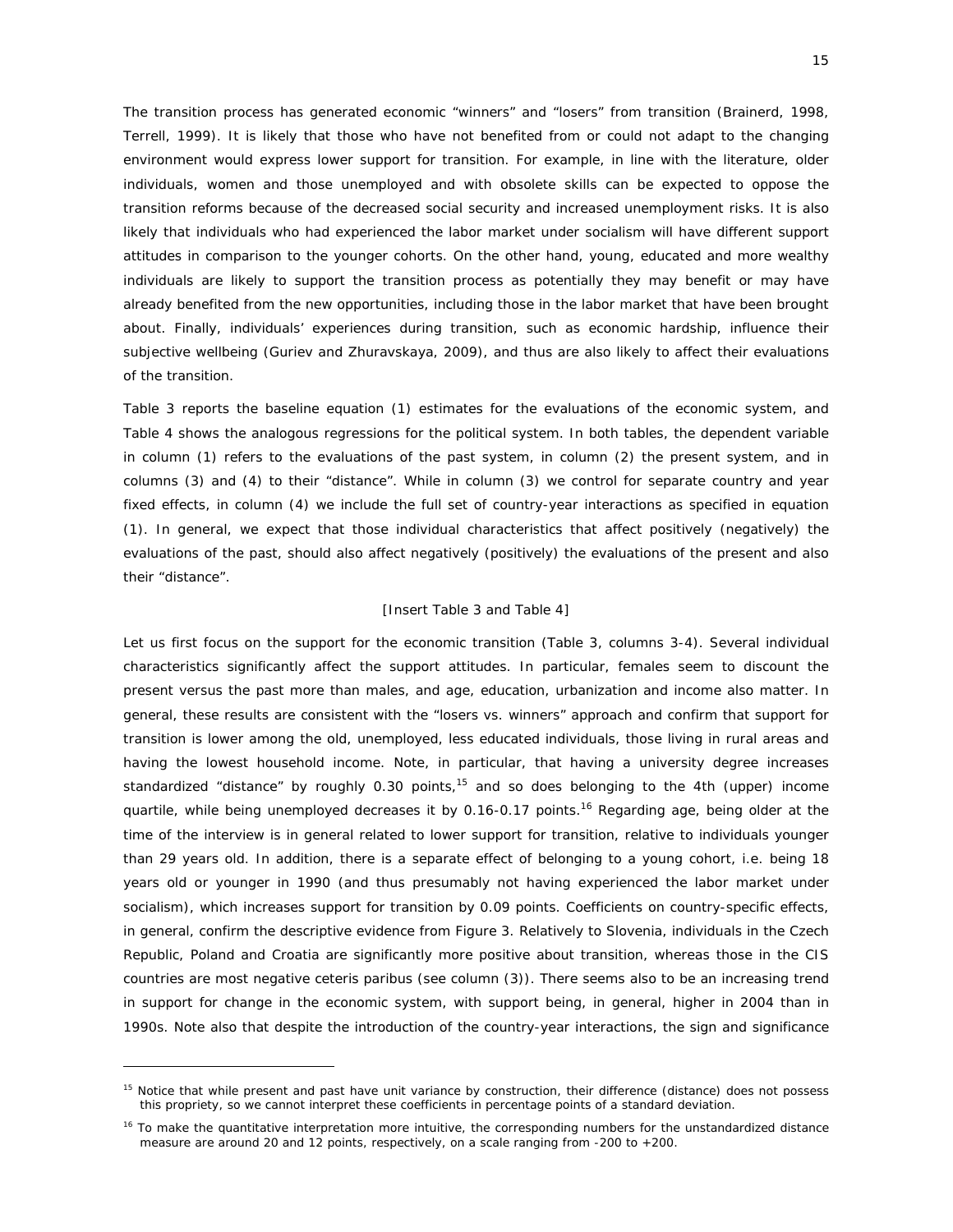The transition process has generated economic "winners" and "losers" from transition (Brainerd, 1998, Terrell, 1999). It is likely that those who have not benefited from or could not adapt to the changing environment would express lower support for transition. For example, in line with the literature, older individuals, women and those unemployed and with obsolete skills can be expected to oppose the transition reforms because of the decreased social security and increased unemployment risks. It is also likely that individuals who had experienced the labor market under socialism will have different support attitudes in comparison to the younger cohorts. On the other hand, young, educated and more wealthy individuals are likely to support the transition process as potentially they may benefit or may have already benefited from the new opportunities, including those in the labor market that have been brought about. Finally, individuals' experiences during transition, such as economic hardship, influence their subjective wellbeing (Guriev and Zhuravskaya, 2009), and thus are also likely to affect their evaluations of the transition.

Table 3 reports the baseline equation (1) estimates for the evaluations of the economic system, and Table 4 shows the analogous regressions for the political system. In both tables, the dependent variable in column (1) refers to the evaluations of the past system, in column (2) the present system, and in columns (3) and (4) to their "distance". While in column (3) we control for separate country and year fixed effects, in column (4) we include the full set of country-year interactions as specified in equation (1). In general, we expect that those individual characteristics that affect positively (negatively) the evaluations of the past, should also affect negatively (positively) the evaluations of the present and also their "distance".

[Insert Table 3 and Table 4]

Let us first focus on the support for the economic transition (Table 3, columns 3-4). Several individual characteristics significantly affect the support attitudes. In particular, females seem to discount the present versus the past more than males, and age, education, urbanization and income also matter. In general, these results are consistent with the "losers vs. winners" approach and confirm that support for transition is lower among the old, unemployed, less educated individuals, those living in rural areas and having the lowest household income. Note, in particular, that having a university degree increases standardized "distance" by roughly 0.30 points,[15] and so does belonging to the 4th (upper) income quartile, while being unemployed decreases it by 0.16-0.17 points.[16] Regarding age, being older at the time of the interview is in general related to lower support for transition, relative to individuals younger than 29 years old. In addition, there is a separate effect of belonging to a young cohort, i.e. being 18 years old or younger in 1990 (and thus presumably not having experienced the labor market under socialism), which increases support for transition by 0.09 points. Coefficients on country-specific effects, in general, confirm the descriptive evidence from Figure 3. Relatively to Slovenia, individuals in the Czech Republic, Poland and Croatia are significantly more positive about transition, whereas those in the CIS countries are most negative ceteris paribus (see column (3)). There seems also to be an increasing trend in support for change in the economic system, with support being, in general, higher in 2004 than in 1990s. Note also that despite the introduction of the country-year interactions, the sign and significance

[15] Notice that while present and past have unit variance by construction, their difference (distance) does not possess this propriety, so we cannot interpret these coefficients in percentage points of a standard deviation.

[16] To make the quantitative interpretation more intuitive, the corresponding numbers for the unstandardized distance measure are around 20 and 12 points, respectively, on a scale ranging from -200 to +200.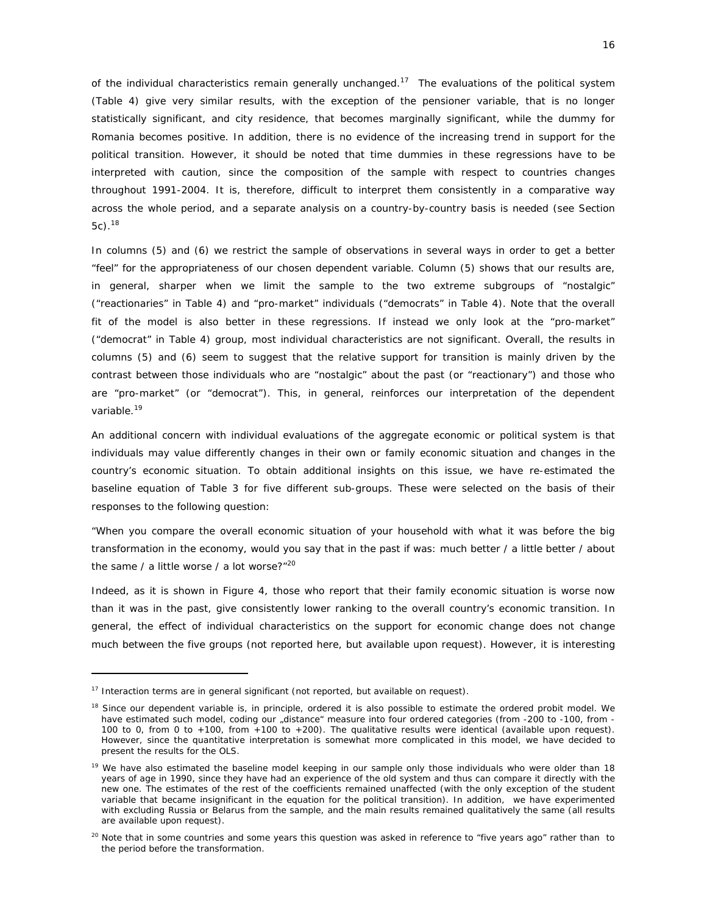of the individual characteristics remain generally unchanged.[17] The evaluations of the political system (Table 4) give very similar results, with the exception of the pensioner variable, that is no longer statistically significant, and city residence, that becomes marginally significant, while the dummy for Romania becomes positive. In addition, there is no evidence of the increasing trend in support for the political transition. However, it should be noted that time dummies in these regressions have to be interpreted with caution, since the composition of the sample with respect to countries changes throughout 1991-2004. It is, therefore, difficult to interpret them consistently in a comparative way across the whole period, and a separate analysis on a country-by-country basis is needed (see Section 5c).[18]

In columns (5) and (6) we restrict the sample of observations in several ways in order to get a better "feel" for the appropriateness of our chosen dependent variable. Column (5) shows that our results are, in general, sharper when we limit the sample to the two extreme subgroups of "nostalgic" ("reactionaries" in Table 4) and "pro-market" individuals ("democrats" in Table 4). Note that the overall fit of the model is also better in these regressions. If instead we only look at the "pro-market" ("democrat" in Table 4) group, most individual characteristics are not significant. Overall, the results in columns (5) and (6) seem to suggest that the relative support for transition is mainly driven by the contrast between those individuals who are "nostalgic" about the past (or "reactionary") and those who are "pro-market" (or "democrat"). This, in general, reinforces our interpretation of the dependent variable.[19]

An additional concern with individual evaluations of the aggregate economic or political system is that individuals may value differently changes in their own or family economic situation and changes in the country's economic situation. To obtain additional insights on this issue, we have re-estimated the baseline equation of Table 3 for five different sub-groups. These were selected on the basis of their responses to the following question:

"When you compare the overall economic situation of your household with what it was before the big transformation in the economy, would you say that in the past if was: much better / a little better / about the same / a little worse / a lot worse?"[20]

Indeed, as it is shown in Figure 4, those who report that their family economic situation is worse now than it was in the past, give consistently lower ranking to the overall country's economic transition. In general, the effect of individual characteristics on the support for economic change does not change much between the five groups (not reported here, but available upon request). However, it is interesting

---

[17] Interaction terms are in general significant (not reported, but available on request).

[18] Since our dependent variable is, in principle, ordered it is also possible to estimate the ordered probit model. We have estimated such model, coding our „distance" measure into four ordered categories (from -200 to -100, from -100 to 0, from 0 to +100, from +100 to +200). The qualitative results were identical (available upon request). However, since the quantitative interpretation is somewhat more complicated in this model, we have decided to present the results for the OLS.

[19] We have also estimated the baseline model keeping in our sample only those individuals who were older than 18 years of age in 1990, since they have had an experience of the old system and thus can compare it directly with the new one. The estimates of the rest of the coefficients remained unaffected (with the only exception of the student variable that became insignificant in the equation for the political transition). In addition, we have experimented with excluding Russia or Belarus from the sample, and the main results remained qualitatively the same (all results are available upon request).

[20] Note that in some countries and some years this question was asked in reference to "five years ago" rather than to the period before the transformation.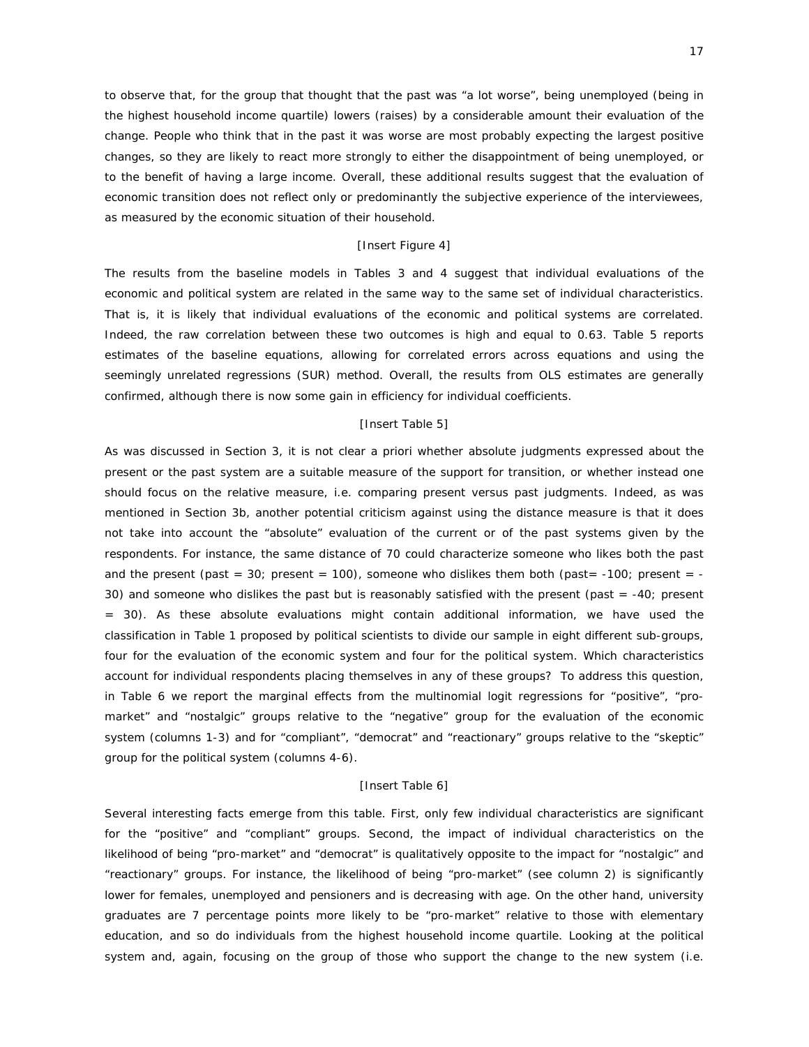to observe that, for the group that thought that the past was "a lot worse", being unemployed (being in the highest household income quartile) lowers (raises) by a considerable amount their evaluation of the change. People who think that in the past it was worse are most probably expecting the largest positive changes, so they are likely to react more strongly to either the disappointment of being unemployed, or to the benefit of having a large income. Overall, these additional results suggest that the evaluation of economic transition does not reflect only or predominantly the subjective experience of the interviewees, as measured by the economic situation of their household.

[Insert Figure 4]

The results from the baseline models in Tables 3 and 4 suggest that individual evaluations of the economic and political system are related in the same way to the same set of individual characteristics. That is, it is likely that individual evaluations of the economic and political systems are correlated. Indeed, the raw correlation between these two outcomes is high and equal to 0.63. Table 5 reports estimates of the baseline equations, allowing for correlated errors across equations and using the seemingly unrelated regressions (SUR) method. Overall, the results from OLS estimates are generally confirmed, although there is now some gain in efficiency for individual coefficients.

[Insert Table 5]

As was discussed in Section 3, it is not clear a priori whether absolute judgments expressed about the present or the past system are a suitable measure of the support for transition, or whether instead one should focus on the relative measure, i.e. comparing present versus past judgments. Indeed, as was mentioned in Section 3b, another potential criticism against using the distance measure is that it does not take into account the "absolute" evaluation of the current or of the past systems given by the respondents. For instance, the same distance of 70 could characterize someone who likes both the past and the present (past = 30; present = 100), someone who dislikes them both (past= -100; present = -30) and someone who dislikes the past but is reasonably satisfied with the present (past = -40; present = 30). As these absolute evaluations might contain additional information, we have used the classification in Table 1 proposed by political scientists to divide our sample in eight different sub-groups, four for the evaluation of the economic system and four for the political system. Which characteristics account for individual respondents placing themselves in any of these groups? To address this question, in Table 6 we report the marginal effects from the multinomial logit regressions for "positive", "pro-market" and "nostalgic" groups relative to the "negative" group for the evaluation of the economic system (columns 1-3) and for "compliant", "democrat" and "reactionary" groups relative to the "skeptic" group for the political system (columns 4-6).

[Insert Table 6]

Several interesting facts emerge from this table. First, only few individual characteristics are significant for the "positive" and "compliant" groups. Second, the impact of individual characteristics on the likelihood of being "pro-market" and "democrat" is qualitatively opposite to the impact for "nostalgic" and "reactionary" groups. For instance, the likelihood of being "pro-market" (see column 2) is significantly lower for females, unemployed and pensioners and is decreasing with age. On the other hand, university graduates are 7 percentage points more likely to be "pro-market" relative to those with elementary education, and so do individuals from the highest household income quartile. Looking at the political system and, again, focusing on the group of those who support the change to the new system (i.e.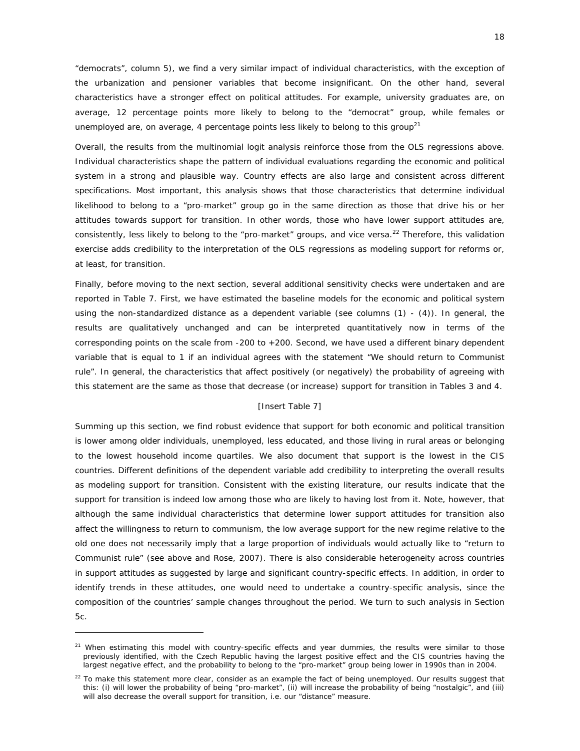"democrats", column 5), we find a very similar impact of individual characteristics, with the exception of the urbanization and pensioner variables that become insignificant. On the other hand, several characteristics have a stronger effect on political attitudes. For example, university graduates are, on average, 12 percentage points more likely to belong to the "democrat" group, while females or unemployed are, on average, 4 percentage points less likely to belong to this group[21]

Overall, the results from the multinomial logit analysis reinforce those from the OLS regressions above. Individual characteristics shape the pattern of individual evaluations regarding the economic and political system in a strong and plausible way. Country effects are also large and consistent across different specifications. Most important, this analysis shows that those characteristics that determine individual likelihood to belong to a "pro-market" group go in the same direction as those that drive his or her attitudes towards support for transition. In other words, those who have lower support attitudes are, consistently, less likely to belong to the "pro-market" groups, and vice versa.[22] Therefore, this validation exercise adds credibility to the interpretation of the OLS regressions as modeling support for reforms or, at least, for transition.

Finally, before moving to the next section, several additional sensitivity checks were undertaken and are reported in Table 7. First, we have estimated the baseline models for the economic and political system using the non-standardized distance as a dependent variable (see columns (1) - (4)). In general, the results are qualitatively unchanged and can be interpreted quantitatively now in terms of the corresponding points on the scale from -200 to +200. Second, we have used a different binary dependent variable that is equal to 1 if an individual agrees with the statement "We should return to Communist rule". In general, the characteristics that affect positively (or negatively) the probability of agreeing with this statement are the same as those that decrease (or increase) support for transition in Tables 3 and 4.

[Insert Table 7]

Summing up this section, we find robust evidence that support for both economic and political transition is lower among older individuals, unemployed, less educated, and those living in rural areas or belonging to the lowest household income quartiles. We also document that support is the lowest in the CIS countries. Different definitions of the dependent variable add credibility to interpreting the overall results as modeling support for transition. Consistent with the existing literature, our results indicate that the support for transition is indeed low among those who are likely to having lost from it. Note, however, that although the same individual characteristics that determine lower support attitudes for transition also affect the willingness to return to communism, the low average support for the new regime relative to the old one does not necessarily imply that a large proportion of individuals would actually like to "return to Communist rule" (see above and Rose, 2007). There is also considerable heterogeneity across countries in support attitudes as suggested by large and significant country-specific effects. In addition, in order to identify trends in these attitudes, one would need to undertake a country-specific analysis, since the composition of the countries' sample changes throughout the period. We turn to such analysis in Section 5c.

---

[21] When estimating this model with country-specific effects and year dummies, the results were similar to those previously identified, with the Czech Republic having the largest positive effect and the CIS countries having the largest negative effect, and the probability to belong to the "pro-market" group being lower in 1990s than in 2004.

[22] To make this statement more clear, consider as an example the fact of being unemployed. Our results suggest that this: (i) will lower the probability of being "pro-market", (ii) will increase the probability of being "nostalgic", and (iii) will also decrease the overall support for transition, i.e. our "distance" measure.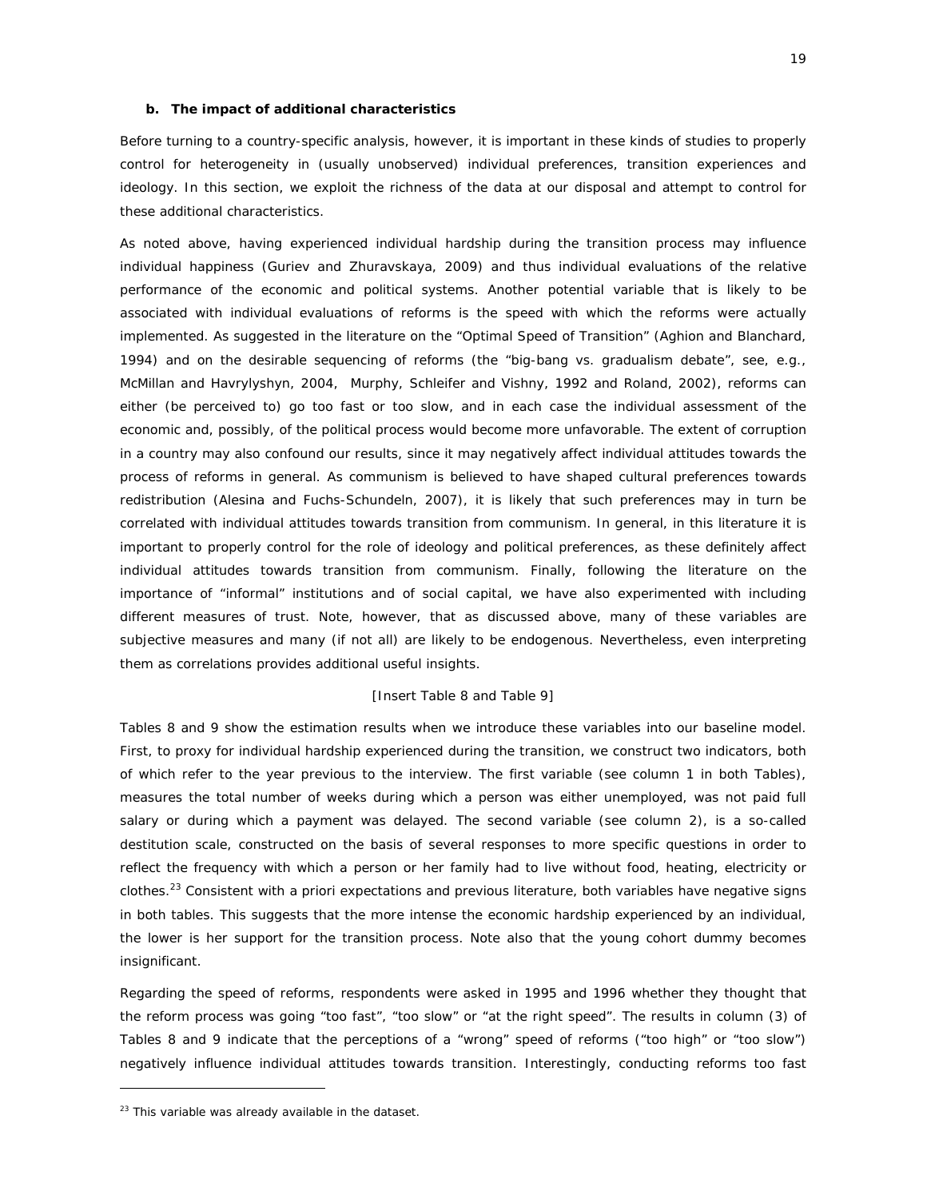### b. The impact of additional characteristics

Before turning to a country-specific analysis, however, it is important in these kinds of studies to properly control for heterogeneity in (usually unobserved) individual preferences, transition experiences and ideology. In this section, we exploit the richness of the data at our disposal and attempt to control for these additional characteristics.

As noted above, having experienced individual hardship during the transition process may influence individual happiness (Guriev and Zhuravskaya, 2009) and thus individual evaluations of the relative performance of the economic and political systems. Another potential variable that is likely to be associated with individual evaluations of reforms is the speed with which the reforms were actually implemented. As suggested in the literature on the "Optimal Speed of Transition" (Aghion and Blanchard, 1994) and on the desirable sequencing of reforms (the "big-bang vs. gradualism debate", see, e.g., McMillan and Havrylyshyn, 2004, Murphy, Schleifer and Vishny, 1992 and Roland, 2002), reforms can either (be perceived to) go too fast or too slow, and in each case the individual assessment of the economic and, possibly, of the political process would become more unfavorable. The extent of corruption in a country may also confound our results, since it may negatively affect individual attitudes towards the process of reforms in general. As communism is believed to have shaped cultural preferences towards redistribution (Alesina and Fuchs-Schundeln, 2007), it is likely that such preferences may in turn be correlated with individual attitudes towards transition from communism. In general, in this literature it is important to properly control for the role of ideology and political preferences, as these definitely affect individual attitudes towards transition from communism. Finally, following the literature on the importance of "informal" institutions and of social capital, we have also experimented with including different measures of trust. Note, however, that as discussed above, many of these variables are subjective measures and many (if not all) are likely to be endogenous. Nevertheless, even interpreting them as correlations provides additional useful insights.

[Insert Table 8 and Table 9]

Tables 8 and 9 show the estimation results when we introduce these variables into our baseline model. First, to proxy for individual hardship experienced during the transition, we construct two indicators, both of which refer to the year previous to the interview. The first variable (see column 1 in both Tables), measures the total number of weeks during which a person was either unemployed, was not paid full salary or during which a payment was delayed. The second variable (see column 2), is a so-called destitution scale, constructed on the basis of several responses to more specific questions in order to reflect the frequency with which a person or her family had to live without food, heating, electricity or clothes.[23] Consistent with a priori expectations and previous literature, both variables have negative signs in both tables. This suggests that the more intense the economic hardship experienced by an individual, the lower is her support for the transition process. Note also that the young cohort dummy becomes insignificant.

Regarding the speed of reforms, respondents were asked in 1995 and 1996 whether they thought that the reform process was going "too fast", "too slow" or "at the right speed". The results in column (3) of Tables 8 and 9 indicate that the perceptions of a "wrong" speed of reforms ("too high" or "too slow") negatively influence individual attitudes towards transition. Interestingly, conducting reforms too fast

[23] This variable was already available in the dataset.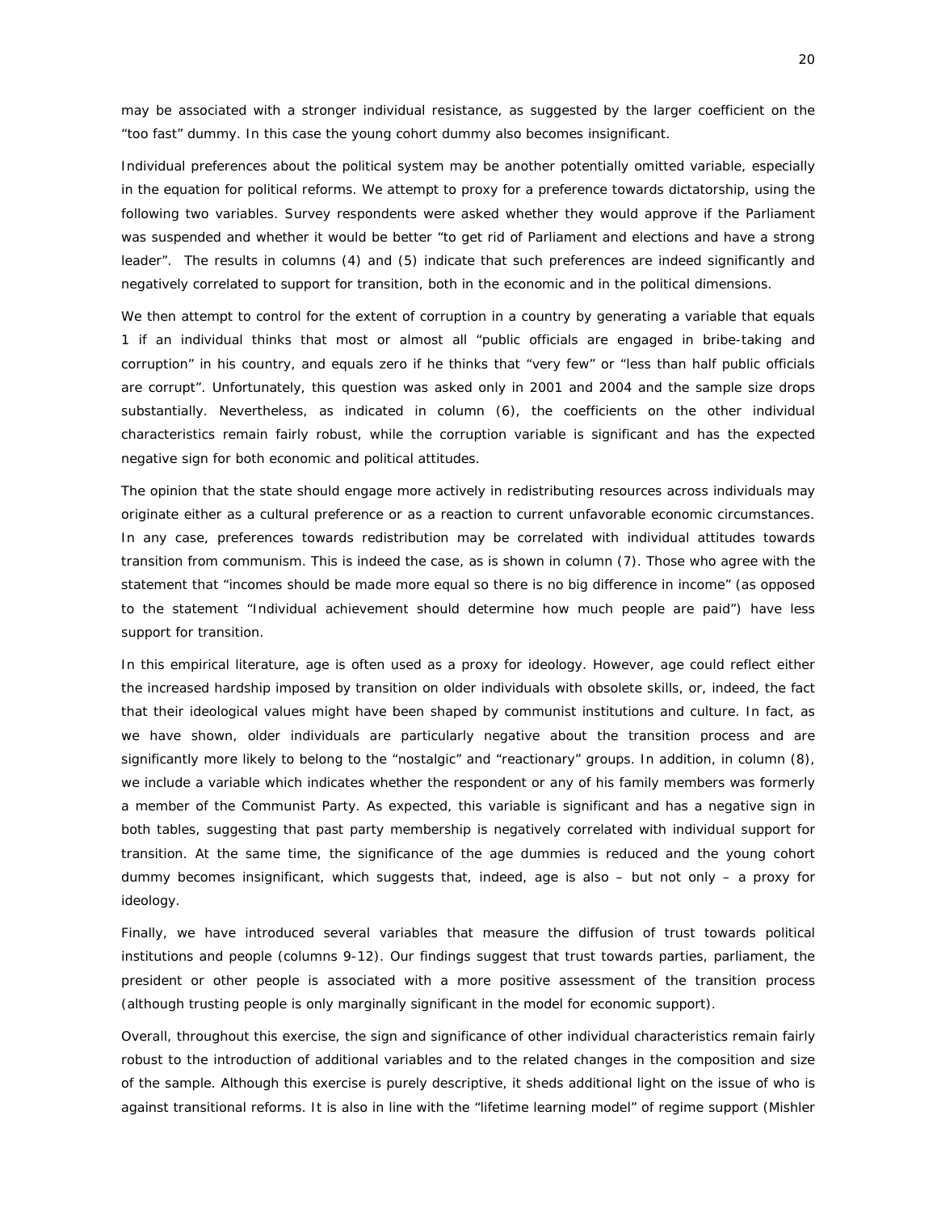may be associated with a stronger individual resistance, as suggested by the larger coefficient on the "too fast" dummy. In this case the young cohort dummy also becomes insignificant.

Individual preferences about the political system may be another potentially omitted variable, especially in the equation for political reforms. We attempt to proxy for a preference towards dictatorship, using the following two variables. Survey respondents were asked whether they would approve if the Parliament was suspended and whether it would be better "to get rid of Parliament and elections and have a strong leader". The results in columns (4) and (5) indicate that such preferences are indeed significantly and negatively correlated to support for transition, both in the economic and in the political dimensions.

We then attempt to control for the extent of corruption in a country by generating a variable that equals 1 if an individual thinks that most or almost all "public officials are engaged in bribe-taking and corruption" in his country, and equals zero if he thinks that "very few" or "less than half public officials are corrupt". Unfortunately, this question was asked only in 2001 and 2004 and the sample size drops substantially. Nevertheless, as indicated in column (6), the coefficients on the other individual characteristics remain fairly robust, while the corruption variable is significant and has the expected negative sign for both economic and political attitudes.

The opinion that the state should engage more actively in redistributing resources across individuals may originate either as a cultural preference or as a reaction to current unfavorable economic circumstances. In any case, preferences towards redistribution may be correlated with individual attitudes towards transition from communism. This is indeed the case, as is shown in column (7). Those who agree with the statement that "incomes should be made more equal so there is no big difference in income" (as opposed to the statement "Individual achievement should determine how much people are paid") have less support for transition.

In this empirical literature, age is often used as a proxy for ideology. However, age could reflect either the increased hardship imposed by transition on older individuals with obsolete skills, or, indeed, the fact that their ideological values might have been shaped by communist institutions and culture. In fact, as we have shown, older individuals are particularly negative about the transition process and are significantly more likely to belong to the "nostalgic" and "reactionary" groups. In addition, in column (8), we include a variable which indicates whether the respondent or any of his family members was formerly a member of the Communist Party. As expected, this variable is significant and has a negative sign in both tables, suggesting that past party membership is negatively correlated with individual support for transition. At the same time, the significance of the age dummies is reduced and the young cohort dummy becomes insignificant, which suggests that, indeed, age is also – but not only – a proxy for ideology.

Finally, we have introduced several variables that measure the diffusion of trust towards political institutions and people (columns 9-12). Our findings suggest that trust towards parties, parliament, the president or other people is associated with a more positive assessment of the transition process (although trusting people is only marginally significant in the model for economic support).

Overall, throughout this exercise, the sign and significance of other individual characteristics remain fairly robust to the introduction of additional variables and to the related changes in the composition and size of the sample. Although this exercise is purely descriptive, it sheds additional light on the issue of who is against transitional reforms. It is also in line with the "lifetime learning model" of regime support (Mishler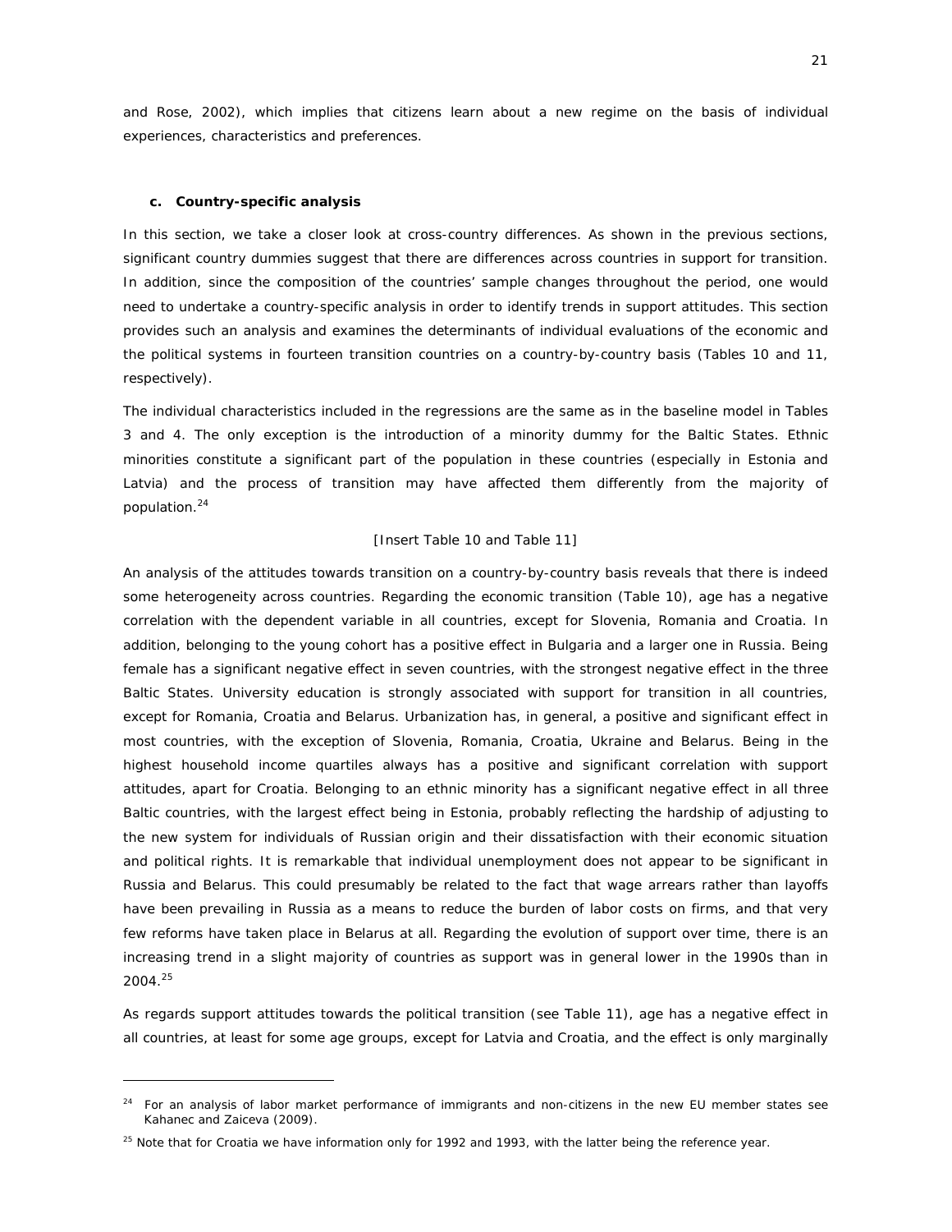and Rose, 2002), which implies that citizens learn about a new regime on the basis of individual experiences, characteristics and preferences.

#### c. Country-specific analysis

In this section, we take a closer look at cross-country differences. As shown in the previous sections, significant country dummies suggest that there are differences across countries in support for transition. In addition, since the composition of the countries' sample changes throughout the period, one would need to undertake a country-specific analysis in order to identify trends in support attitudes. This section provides such an analysis and examines the determinants of individual evaluations of the economic and the political systems in fourteen transition countries on a country-by-country basis (Tables 10 and 11, respectively).

The individual characteristics included in the regressions are the same as in the baseline model in Tables 3 and 4. The only exception is the introduction of a minority dummy for the Baltic States. Ethnic minorities constitute a significant part of the population in these countries (especially in Estonia and Latvia) and the process of transition may have affected them differently from the majority of population.[24]

[Insert Table 10 and Table 11]

An analysis of the attitudes towards transition on a country-by-country basis reveals that there is indeed some heterogeneity across countries. Regarding the economic transition (Table 10), age has a negative correlation with the dependent variable in all countries, except for Slovenia, Romania and Croatia. In addition, belonging to the young cohort has a positive effect in Bulgaria and a larger one in Russia. Being female has a significant negative effect in seven countries, with the strongest negative effect in the three Baltic States. University education is strongly associated with support for transition in all countries, except for Romania, Croatia and Belarus. Urbanization has, in general, a positive and significant effect in most countries, with the exception of Slovenia, Romania, Croatia, Ukraine and Belarus. Being in the highest household income quartiles always has a positive and significant correlation with support attitudes, apart for Croatia. Belonging to an ethnic minority has a significant negative effect in all three Baltic countries, with the largest effect being in Estonia, probably reflecting the hardship of adjusting to the new system for individuals of Russian origin and their dissatisfaction with their economic situation and political rights. It is remarkable that individual unemployment does not appear to be significant in Russia and Belarus. This could presumably be related to the fact that wage arrears rather than layoffs have been prevailing in Russia as a means to reduce the burden of labor costs on firms, and that very few reforms have taken place in Belarus at all. Regarding the evolution of support over time, there is an increasing trend in a slight majority of countries as support was in general lower in the 1990s than in 2004.[25]

As regards support attitudes towards the political transition (see Table 11), age has a negative effect in all countries, at least for some age groups, except for Latvia and Croatia, and the effect is only marginally

---

[24] For an analysis of labor market performance of immigrants and non-citizens in the new EU member states see Kahanec and Zaiceva (2009).

[25] Note that for Croatia we have information only for 1992 and 1993, with the latter being the reference year.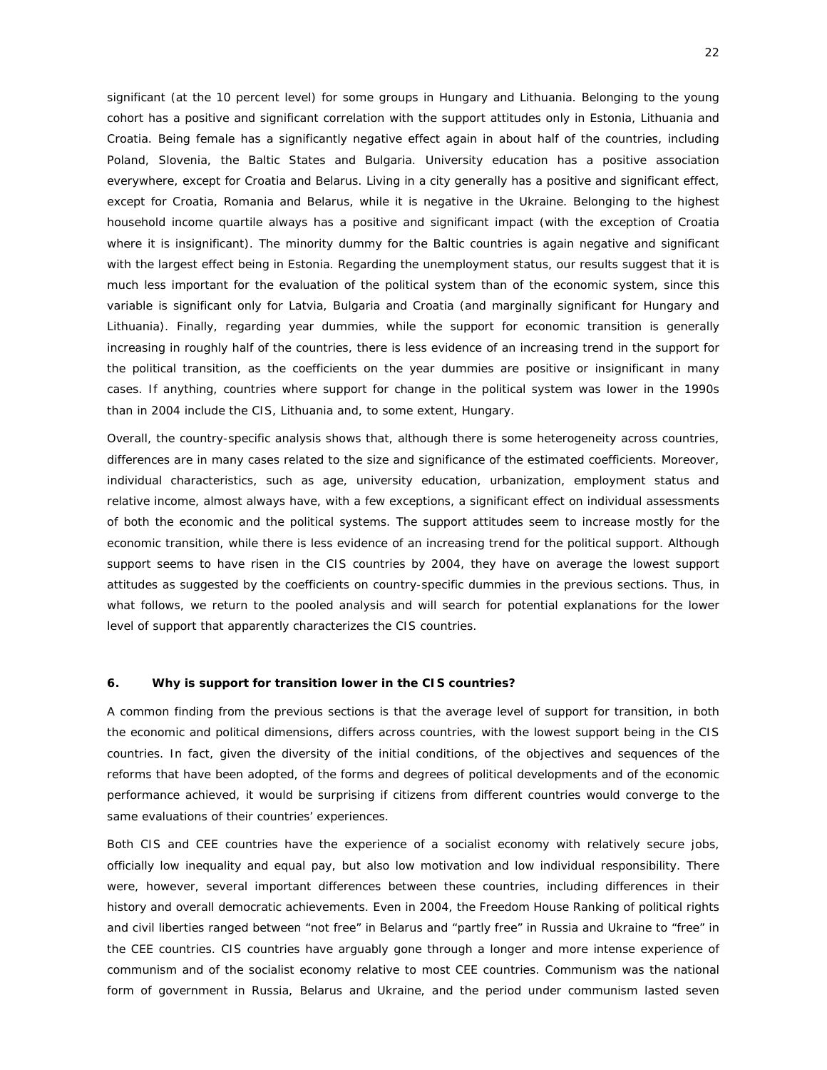significant (at the 10 percent level) for some groups in Hungary and Lithuania. Belonging to the young cohort has a positive and significant correlation with the support attitudes only in Estonia, Lithuania and Croatia. Being female has a significantly negative effect again in about half of the countries, including Poland, Slovenia, the Baltic States and Bulgaria. University education has a positive association everywhere, except for Croatia and Belarus. Living in a city generally has a positive and significant effect, except for Croatia, Romania and Belarus, while it is negative in the Ukraine. Belonging to the highest household income quartile always has a positive and significant impact (with the exception of Croatia where it is insignificant). The minority dummy for the Baltic countries is again negative and significant with the largest effect being in Estonia. Regarding the unemployment status, our results suggest that it is much less important for the evaluation of the political system than of the economic system, since this variable is significant only for Latvia, Bulgaria and Croatia (and marginally significant for Hungary and Lithuania). Finally, regarding year dummies, while the support for economic transition is generally increasing in roughly half of the countries, there is less evidence of an increasing trend in the support for the political transition, as the coefficients on the year dummies are positive or insignificant in many cases. If anything, countries where support for change in the political system was lower in the 1990s than in 2004 include the CIS, Lithuania and, to some extent, Hungary.

Overall, the country-specific analysis shows that, although there is some heterogeneity across countries, differences are in many cases related to the size and significance of the estimated coefficients. Moreover, individual characteristics, such as age, university education, urbanization, employment status and relative income, almost always have, with a few exceptions, a significant effect on individual assessments of both the economic and the political systems. The support attitudes seem to increase mostly for the economic transition, while there is less evidence of an increasing trend for the political support. Although support seems to have risen in the CIS countries by 2004, they have on average the lowest support attitudes as suggested by the coefficients on country-specific dummies in the previous sections. Thus, in what follows, we return to the pooled analysis and will search for potential explanations for the lower level of support that apparently characterizes the CIS countries.

## 6. Why is support for transition lower in the CIS countries?

A common finding from the previous sections is that the average level of support for transition, in both the economic and political dimensions, differs across countries, with the lowest support being in the CIS countries. In fact, given the diversity of the initial conditions, of the objectives and sequences of the reforms that have been adopted, of the forms and degrees of political developments and of the economic performance achieved, it would be surprising if citizens from different countries would converge to the same evaluations of their countries' experiences.

Both CIS and CEE countries have the experience of a socialist economy with relatively secure jobs, officially low inequality and equal pay, but also low motivation and low individual responsibility. There were, however, several important differences between these countries, including differences in their history and overall democratic achievements. Even in 2004, the Freedom House Ranking of political rights and civil liberties ranged between "not free" in Belarus and "partly free" in Russia and Ukraine to "free" in the CEE countries. CIS countries have arguably gone through a longer and more intense experience of communism and of the socialist economy relative to most CEE countries. Communism was the national form of government in Russia, Belarus and Ukraine, and the period under communism lasted seven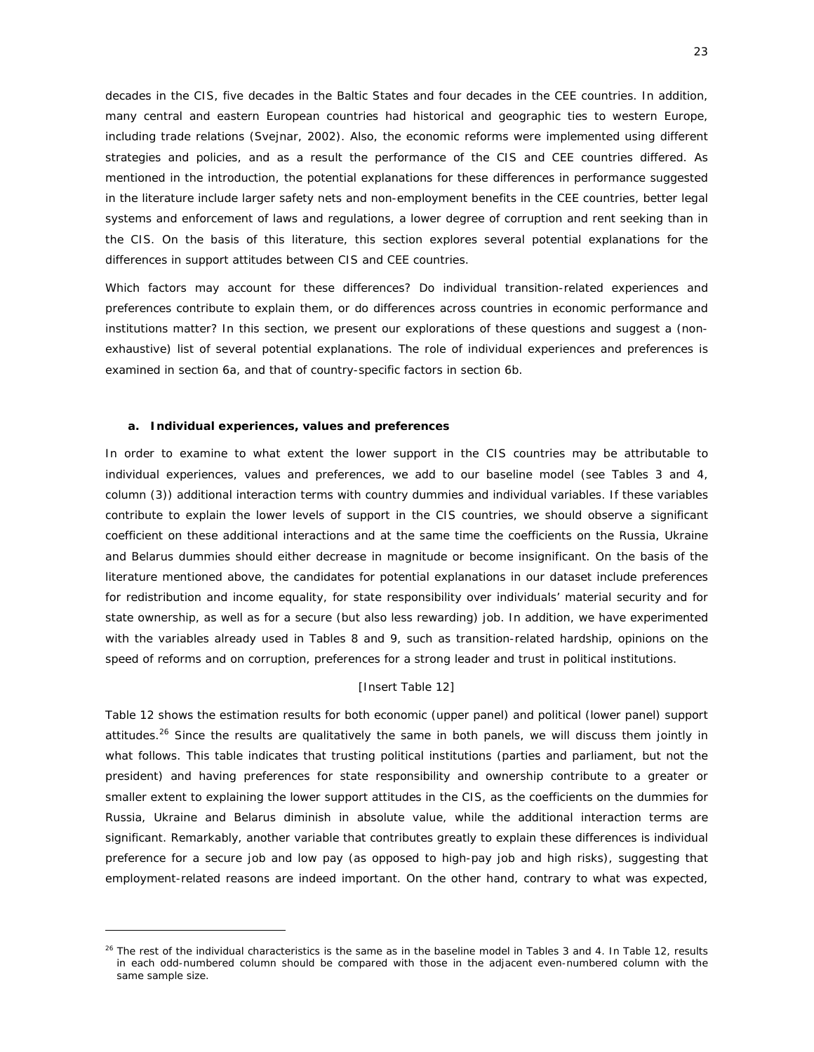decades in the CIS, five decades in the Baltic States and four decades in the CEE countries. In addition, many central and eastern European countries had historical and geographic ties to western Europe, including trade relations (Svejnar, 2002). Also, the economic reforms were implemented using different strategies and policies, and as a result the performance of the CIS and CEE countries differed. As mentioned in the introduction, the potential explanations for these differences in performance suggested in the literature include larger safety nets and non-employment benefits in the CEE countries, better legal systems and enforcement of laws and regulations, a lower degree of corruption and rent seeking than in the CIS. On the basis of this literature, this section explores several potential explanations for the differences in support attitudes between CIS and CEE countries.

Which factors may account for these differences? Do individual transition-related experiences and preferences contribute to explain them, or do differences across countries in economic performance and institutions matter? In this section, we present our explorations of these questions and suggest a (non-exhaustive) list of several potential explanations. The role of individual experiences and preferences is examined in section 6a, and that of country-specific factors in section 6b.

### a. Individual experiences, values and preferences

In order to examine to what extent the lower support in the CIS countries may be attributable to individual experiences, values and preferences, we add to our baseline model (see Tables 3 and 4, column (3)) additional interaction terms with country dummies and individual variables. If these variables contribute to explain the lower levels of support in the CIS countries, we should observe a significant coefficient on these additional interactions and at the same time the coefficients on the Russia, Ukraine and Belarus dummies should either decrease in magnitude or become insignificant. On the basis of the literature mentioned above, the candidates for potential explanations in our dataset include preferences for redistribution and income equality, for state responsibility over individuals' material security and for state ownership, as well as for a secure (but also less rewarding) job. In addition, we have experimented with the variables already used in Tables 8 and 9, such as transition-related hardship, opinions on the speed of reforms and on corruption, preferences for a strong leader and trust in political institutions.

[Insert Table 12]

Table 12 shows the estimation results for both economic (upper panel) and political (lower panel) support attitudes.[26] Since the results are qualitatively the same in both panels, we will discuss them jointly in what follows. This table indicates that trusting political institutions (parties and parliament, but not the president) and having preferences for state responsibility and ownership contribute to a greater or smaller extent to explaining the lower support attitudes in the CIS, as the coefficients on the dummies for Russia, Ukraine and Belarus diminish in absolute value, while the additional interaction terms are significant. Remarkably, another variable that contributes greatly to explain these differences is individual preference for a secure job and low pay (as opposed to high-pay job and high risks), suggesting that employment-related reasons are indeed important. On the other hand, contrary to what was expected,

[26] The rest of the individual characteristics is the same as in the baseline model in Tables 3 and 4. In Table 12, results in each odd-numbered column should be compared with those in the adjacent even-numbered column with the same sample size.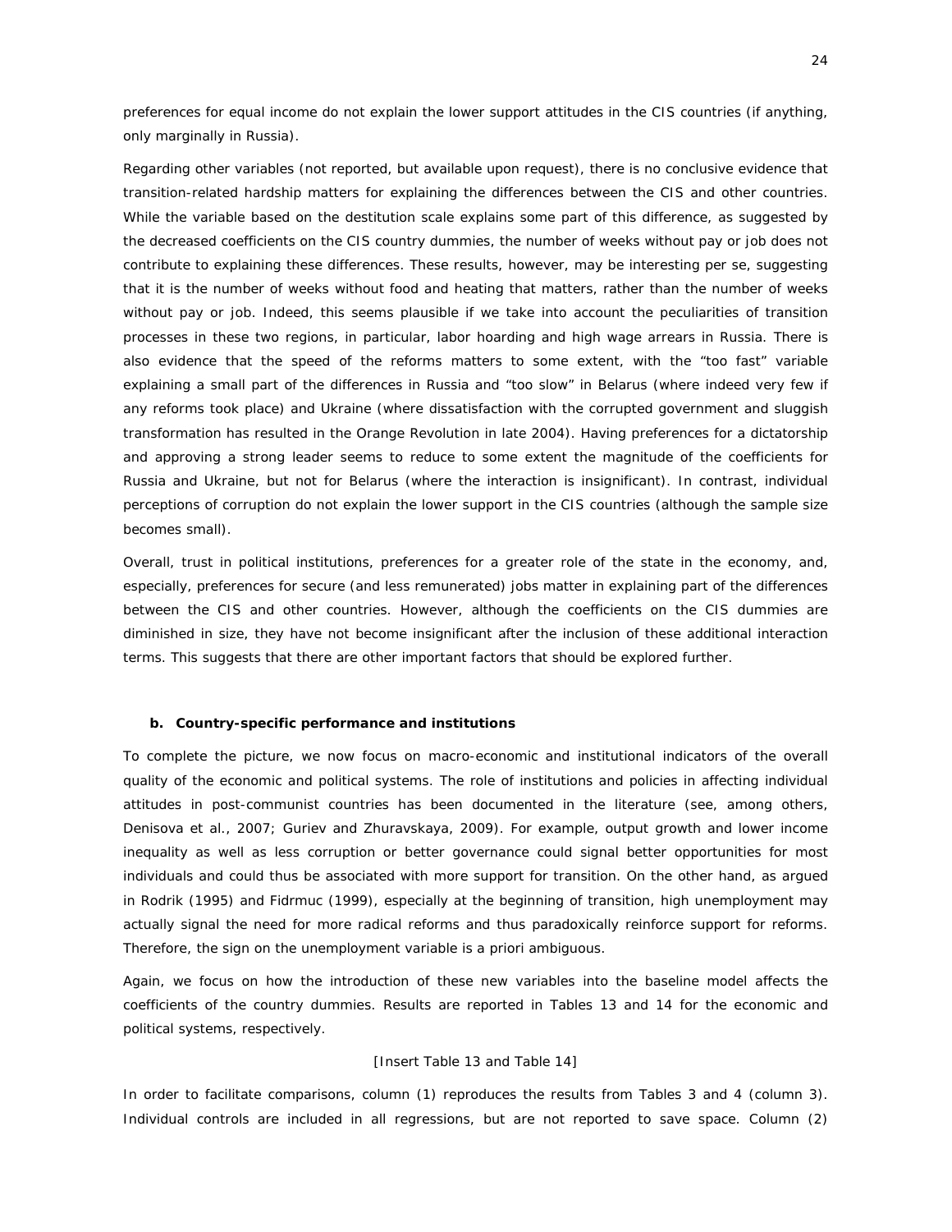preferences for equal income do not explain the lower support attitudes in the CIS countries (if anything, only marginally in Russia).

Regarding other variables (not reported, but available upon request), there is no conclusive evidence that transition-related hardship matters for explaining the differences between the CIS and other countries. While the variable based on the destitution scale explains some part of this difference, as suggested by the decreased coefficients on the CIS country dummies, the number of weeks without pay or job does not contribute to explaining these differences. These results, however, may be interesting per se, suggesting that it is the number of weeks without food and heating that matters, rather than the number of weeks without pay or job. Indeed, this seems plausible if we take into account the peculiarities of transition processes in these two regions, in particular, labor hoarding and high wage arrears in Russia. There is also evidence that the speed of the reforms matters to some extent, with the "too fast" variable explaining a small part of the differences in Russia and "too slow" in Belarus (where indeed very few if any reforms took place) and Ukraine (where dissatisfaction with the corrupted government and sluggish transformation has resulted in the Orange Revolution in late 2004). Having preferences for a dictatorship and approving a strong leader seems to reduce to some extent the magnitude of the coefficients for Russia and Ukraine, but not for Belarus (where the interaction is insignificant). In contrast, individual perceptions of corruption do not explain the lower support in the CIS countries (although the sample size becomes small).

Overall, trust in political institutions, preferences for a greater role of the state in the economy, and, especially, preferences for secure (and less remunerated) jobs matter in explaining part of the differences between the CIS and other countries. However, although the coefficients on the CIS dummies are diminished in size, they have not become insignificant after the inclusion of these additional interaction terms. This suggests that there are other important factors that should be explored further.

### b. Country-specific performance and institutions

To complete the picture, we now focus on macro-economic and institutional indicators of the overall quality of the economic and political systems. The role of institutions and policies in affecting individual attitudes in post-communist countries has been documented in the literature (see, among others, Denisova et al., 2007; Guriev and Zhuravskaya, 2009). For example, output growth and lower income inequality as well as less corruption or better governance could signal better opportunities for most individuals and could thus be associated with more support for transition. On the other hand, as argued in Rodrik (1995) and Fidrmuc (1999), especially at the beginning of transition, high unemployment may actually signal the need for more radical reforms and thus paradoxically reinforce support for reforms. Therefore, the sign on the unemployment variable is a priori ambiguous.

Again, we focus on how the introduction of these new variables into the baseline model affects the coefficients of the country dummies. Results are reported in Tables 13 and 14 for the economic and political systems, respectively.

[Insert Table 13 and Table 14]

In order to facilitate comparisons, column (1) reproduces the results from Tables 3 and 4 (column 3). Individual controls are included in all regressions, but are not reported to save space. Column (2)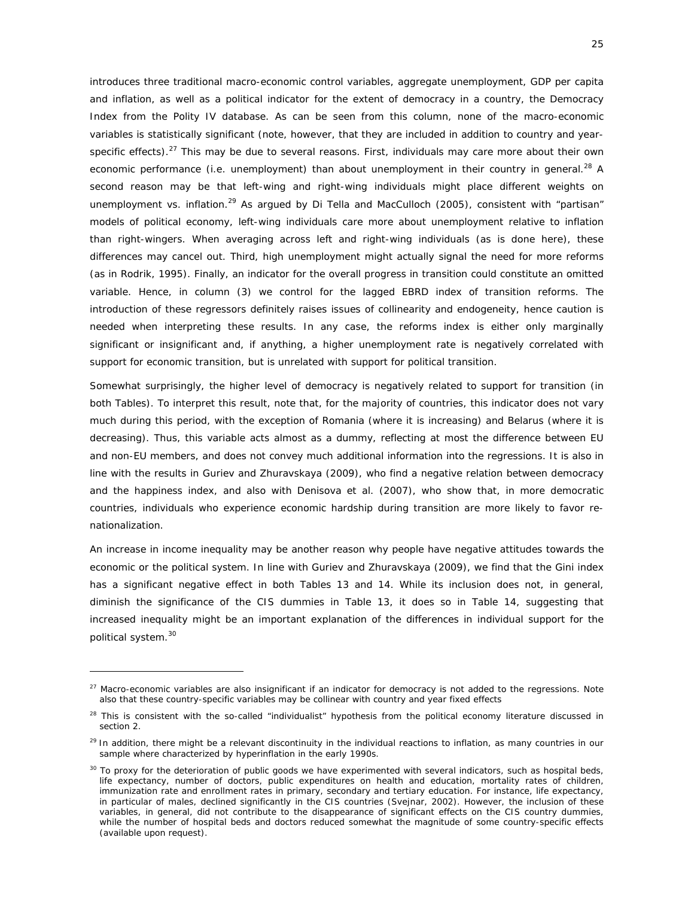introduces three traditional macro-economic control variables, aggregate unemployment, GDP per capita and inflation, as well as a political indicator for the extent of democracy in a country, the Democracy Index from the Polity IV database. As can be seen from this column, none of the macro-economic variables is statistically significant (note, however, that they are included in addition to country and year-specific effects).[27] This may be due to several reasons. First, individuals may care more about their own economic performance (i.e. unemployment) than about unemployment in their country in general.[28] A second reason may be that left-wing and right-wing individuals might place different weights on unemployment vs. inflation.[29] As argued by Di Tella and MacCulloch (2005), consistent with "partisan" models of political economy, left-wing individuals care more about unemployment relative to inflation than right-wingers. When averaging across left and right-wing individuals (as is done here), these differences may cancel out. Third, high unemployment might actually signal the need for more reforms (as in Rodrik, 1995). Finally, an indicator for the overall progress in transition could constitute an omitted variable. Hence, in column (3) we control for the lagged EBRD index of transition reforms. The introduction of these regressors definitely raises issues of collinearity and endogeneity, hence caution is needed when interpreting these results. In any case, the reforms index is either only marginally significant or insignificant and, if anything, a higher unemployment rate is negatively correlated with support for economic transition, but is unrelated with support for political transition.

Somewhat surprisingly, the higher level of democracy is negatively related to support for transition (in both Tables). To interpret this result, note that, for the majority of countries, this indicator does not vary much during this period, with the exception of Romania (where it is increasing) and Belarus (where it is decreasing). Thus, this variable acts almost as a dummy, reflecting at most the difference between EU and non-EU members, and does not convey much additional information into the regressions. It is also in line with the results in Guriev and Zhuravskaya (2009), who find a negative relation between democracy and the happiness index, and also with Denisova et al. (2007), who show that, in more democratic countries, individuals who experience economic hardship during transition are more likely to favor re-nationalization.

An increase in income inequality may be another reason why people have negative attitudes towards the economic or the political system. In line with Guriev and Zhuravskaya (2009), we find that the Gini index has a significant negative effect in both Tables 13 and 14. While its inclusion does not, in general, diminish the significance of the CIS dummies in Table 13, it does so in Table 14, suggesting that increased inequality might be an important explanation of the differences in individual support for the political system.[30]

---

[27] Macro-economic variables are also insignificant if an indicator for democracy is not added to the regressions. Note also that these country-specific variables may be collinear with country and year fixed effects

[28] This is consistent with the so-called "individualist" hypothesis from the political economy literature discussed in section 2.

[29] In addition, there might be a relevant discontinuity in the individual reactions to inflation, as many countries in our sample where characterized by hyperinflation in the early 1990s.

[30] To proxy for the deterioration of public goods we have experimented with several indicators, such as hospital beds, life expectancy, number of doctors, public expenditures on health and education, mortality rates of children, immunization rate and enrollment rates in primary, secondary and tertiary education. For instance, life expectancy, in particular of males, declined significantly in the CIS countries (Svejnar, 2002). However, the inclusion of these variables, in general, did not contribute to the disappearance of significant effects on the CIS country dummies, while the number of hospital beds and doctors reduced somewhat the magnitude of some country-specific effects (available upon request).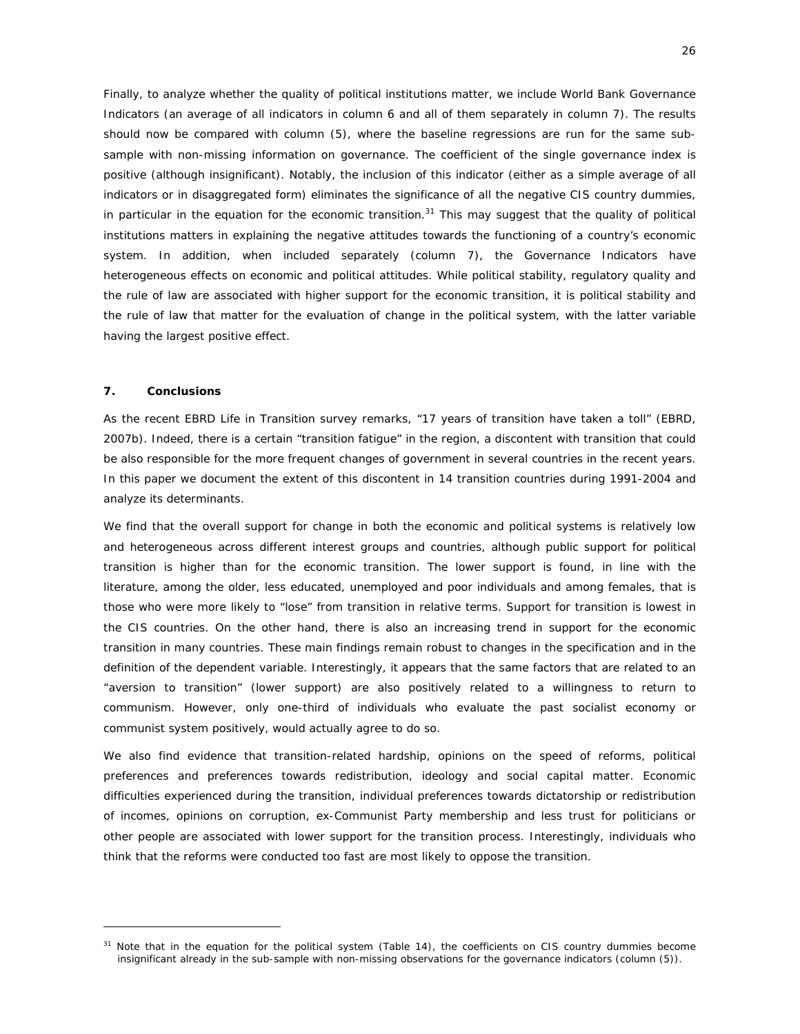Finally, to analyze whether the quality of political institutions matter, we include World Bank Governance Indicators (an average of all indicators in column 6 and all of them separately in column 7). The results should now be compared with column (5), where the baseline regressions are run for the same sub-sample with non-missing information on governance. The coefficient of the single governance index is positive (although insignificant). Notably, the inclusion of this indicator (either as a simple average of all indicators or in disaggregated form) eliminates the significance of all the negative CIS country dummies, in particular in the equation for the economic transition.[31] This may suggest that the quality of political institutions matters in explaining the negative attitudes towards the functioning of a country's economic system. In addition, when included separately (column 7), the Governance Indicators have heterogeneous effects on economic and political attitudes. While political stability, regulatory quality and the rule of law are associated with higher support for the economic transition, it is political stability and the rule of law that matter for the evaluation of change in the political system, with the latter variable having the largest positive effect.

## 7. Conclusions

As the recent EBRD Life in Transition survey remarks, "17 years of transition have taken a toll" (EBRD, 2007b). Indeed, there is a certain "transition fatigue" in the region, a discontent with transition that could be also responsible for the more frequent changes of government in several countries in the recent years. In this paper we document the extent of this discontent in 14 transition countries during 1991-2004 and analyze its determinants.

We find that the overall support for change in both the economic and political systems is relatively low and heterogeneous across different interest groups and countries, although public support for political transition is higher than for the economic transition. The lower support is found, in line with the literature, among the older, less educated, unemployed and poor individuals and among females, that is those who were more likely to "lose" from transition in relative terms. Support for transition is lowest in the CIS countries. On the other hand, there is also an increasing trend in support for the economic transition in many countries. These main findings remain robust to changes in the specification and in the definition of the dependent variable. Interestingly, it appears that the same factors that are related to an "aversion to transition" (lower support) are also positively related to a willingness to return to communism. However, only one-third of individuals who evaluate the past socialist economy or communist system positively, would actually agree to do so.

We also find evidence that transition-related hardship, opinions on the speed of reforms, political preferences and preferences towards redistribution, ideology and social capital matter. Economic difficulties experienced during the transition, individual preferences towards dictatorship or redistribution of incomes, opinions on corruption, ex-Communist Party membership and less trust for politicians or other people are associated with lower support for the transition process. Interestingly, individuals who think that the reforms were conducted too fast are most likely to oppose the transition.

---

[31] Note that in the equation for the political system (Table 14), the coefficients on CIS country dummies become insignificant already in the sub-sample with non-missing observations for the governance indicators (column (5)).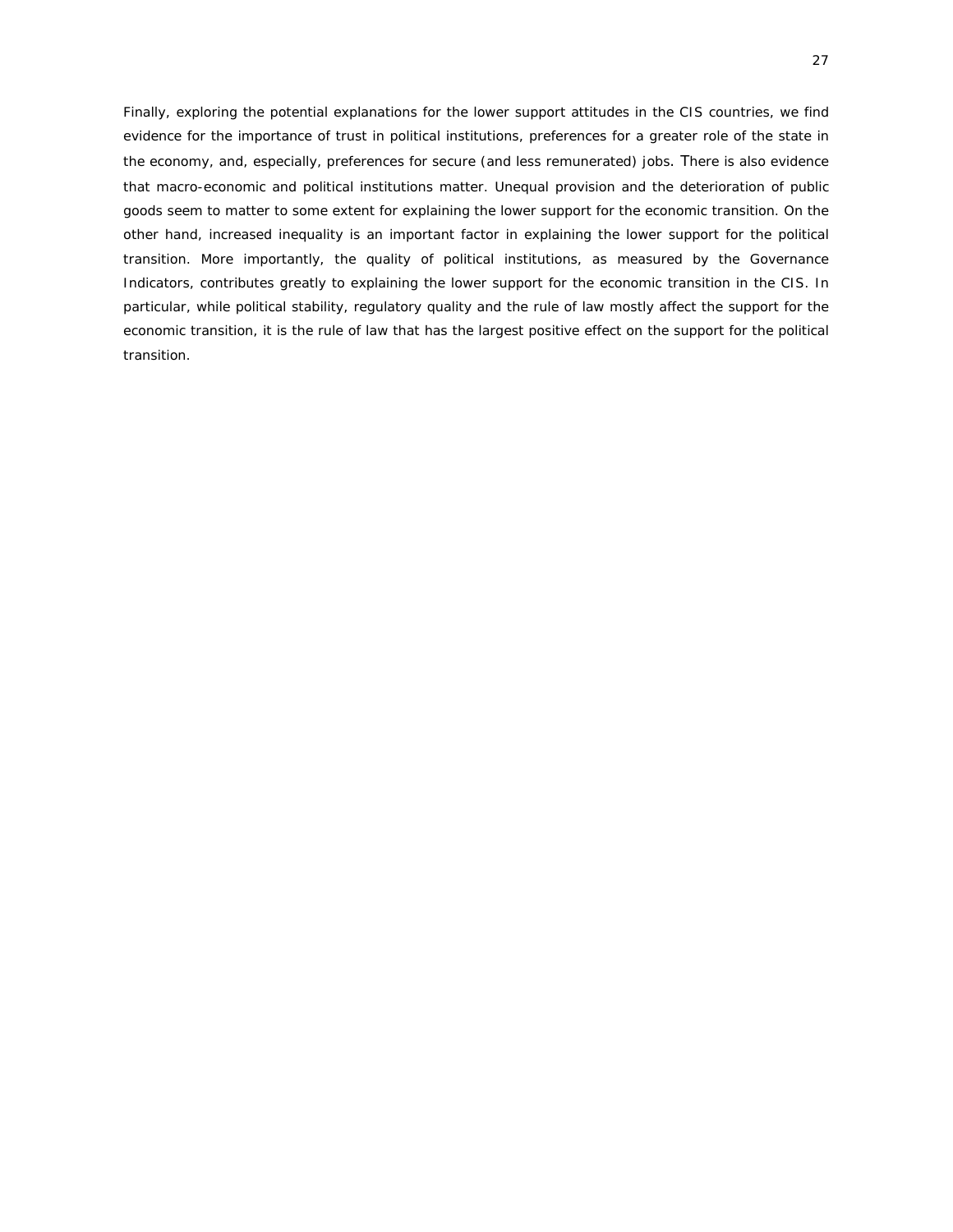Finally, exploring the potential explanations for the lower support attitudes in the CIS countries, we find evidence for the importance of trust in political institutions, preferences for a greater role of the state in the economy, and, especially, preferences for secure (and less remunerated) jobs. There is also evidence that macro-economic and political institutions matter. Unequal provision and the deterioration of public goods seem to matter to some extent for explaining the lower support for the economic transition. On the other hand, increased inequality is an important factor in explaining the lower support for the political transition. More importantly, the quality of political institutions, as measured by the Governance Indicators, contributes greatly to explaining the lower support for the economic transition in the CIS. In particular, while political stability, regulatory quality and the rule of law mostly affect the support for the economic transition, it is the rule of law that has the largest positive effect on the support for the political transition.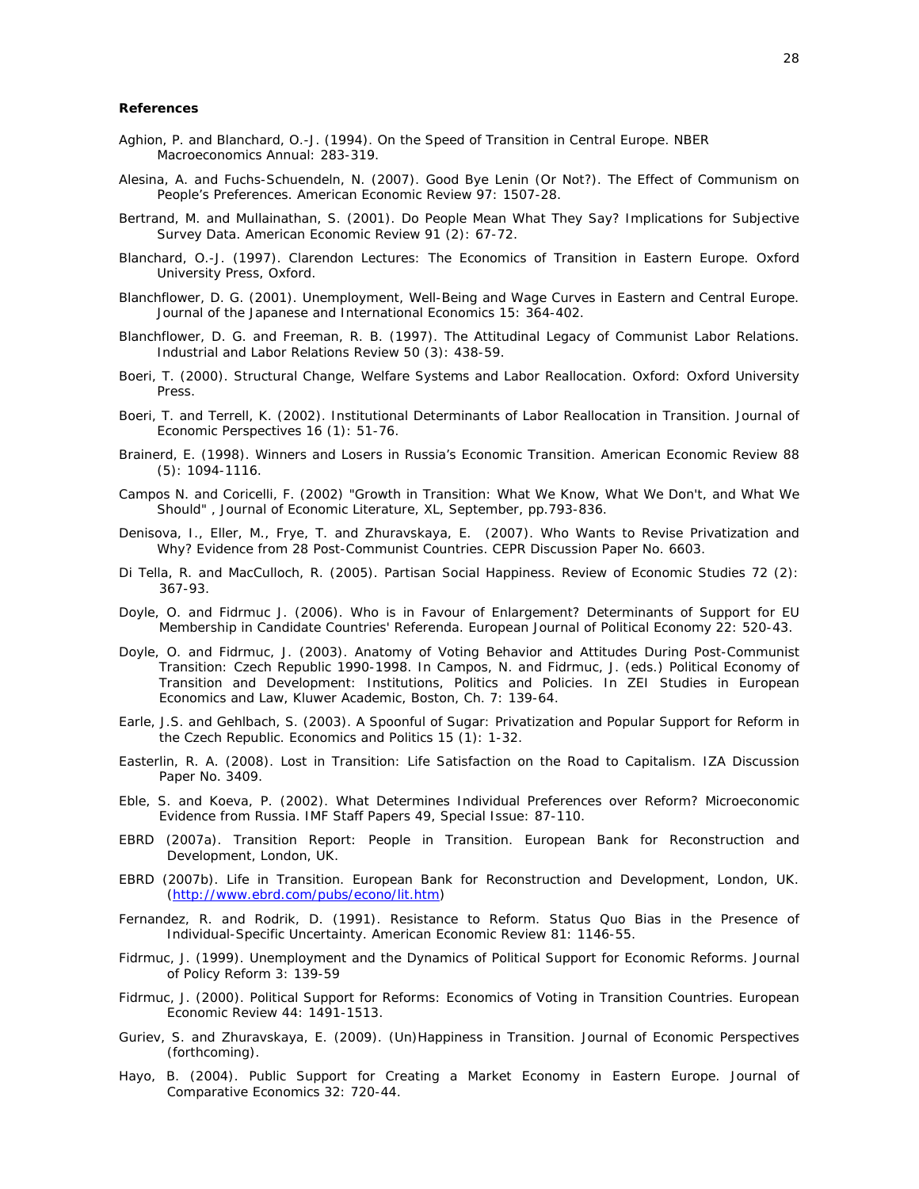**References**

Aghion, P. and Blanchard, O.-J. (1994). On the Speed of Transition in Central Europe. NBER Macroeconomics Annual: 283-319.

Alesina, A. and Fuchs-Schuendeln, N. (2007). Good Bye Lenin (Or Not?). The Effect of Communism on People's Preferences. American Economic Review 97: 1507-28.

Bertrand, M. and Mullainathan, S. (2001). Do People Mean What They Say? Implications for Subjective Survey Data. American Economic Review 91 (2): 67-72.

Blanchard, O.-J. (1997). Clarendon Lectures: The Economics of Transition in Eastern Europe. Oxford University Press, Oxford.

Blanchflower, D. G. (2001). Unemployment, Well-Being and Wage Curves in Eastern and Central Europe. Journal of the Japanese and International Economics 15: 364-402.

Blanchflower, D. G. and Freeman, R. B. (1997). The Attitudinal Legacy of Communist Labor Relations. Industrial and Labor Relations Review 50 (3): 438-59.

Boeri, T. (2000). Structural Change, Welfare Systems and Labor Reallocation. Oxford: Oxford University Press.

Boeri, T. and Terrell, K. (2002). Institutional Determinants of Labor Reallocation in Transition. Journal of Economic Perspectives 16 (1): 51-76.

Brainerd, E. (1998). Winners and Losers in Russia's Economic Transition. American Economic Review 88 (5): 1094-1116.

Campos N. and Coricelli, F. (2002) "Growth in Transition: What We Know, What We Don't, and What We Should" , Journal of Economic Literature, XL, September, pp.793-836.

Denisova, I., Eller, M., Frye, T. and Zhuravskaya, E. (2007). Who Wants to Revise Privatization and Why? Evidence from 28 Post-Communist Countries. CEPR Discussion Paper No. 6603.

Di Tella, R. and MacCulloch, R. (2005). Partisan Social Happiness. Review of Economic Studies 72 (2): 367-93.

Doyle, O. and Fidrmuc J. (2006). Who is in Favour of Enlargement? Determinants of Support for EU Membership in Candidate Countries' Referenda. European Journal of Political Economy 22: 520-43.

Doyle, O. and Fidrmuc, J. (2003). Anatomy of Voting Behavior and Attitudes During Post-Communist Transition: Czech Republic 1990-1998. In Campos, N. and Fidrmuc, J. (eds.) Political Economy of Transition and Development: Institutions, Politics and Policies. In ZEI Studies in European Economics and Law, Kluwer Academic, Boston, Ch. 7: 139-64.

Earle, J.S. and Gehlbach, S. (2003). A Spoonful of Sugar: Privatization and Popular Support for Reform in the Czech Republic. Economics and Politics 15 (1): 1-32.

Easterlin, R. A. (2008). Lost in Transition: Life Satisfaction on the Road to Capitalism. IZA Discussion Paper No. 3409.

Eble, S. and Koeva, P. (2002). What Determines Individual Preferences over Reform? Microeconomic Evidence from Russia. IMF Staff Papers 49, Special Issue: 87-110.

EBRD (2007a). Transition Report: People in Transition. European Bank for Reconstruction and Development, London, UK.

EBRD (2007b). Life in Transition. European Bank for Reconstruction and Development, London, UK. (http://www.ebrd.com/pubs/econo/lit.htm)

Fernandez, R. and Rodrik, D. (1991). Resistance to Reform. Status Quo Bias in the Presence of Individual-Specific Uncertainty. American Economic Review 81: 1146-55.

Fidrmuc, J. (1999). Unemployment and the Dynamics of Political Support for Economic Reforms. Journal of Policy Reform 3: 139-59

Fidrmuc, J. (2000). Political Support for Reforms: Economics of Voting in Transition Countries. European Economic Review 44: 1491-1513.

Guriev, S. and Zhuravskaya, E. (2009). (Un)Happiness in Transition. Journal of Economic Perspectives (forthcoming).

Hayo, B. (2004). Public Support for Creating a Market Economy in Eastern Europe. Journal of Comparative Economics 32: 720-44.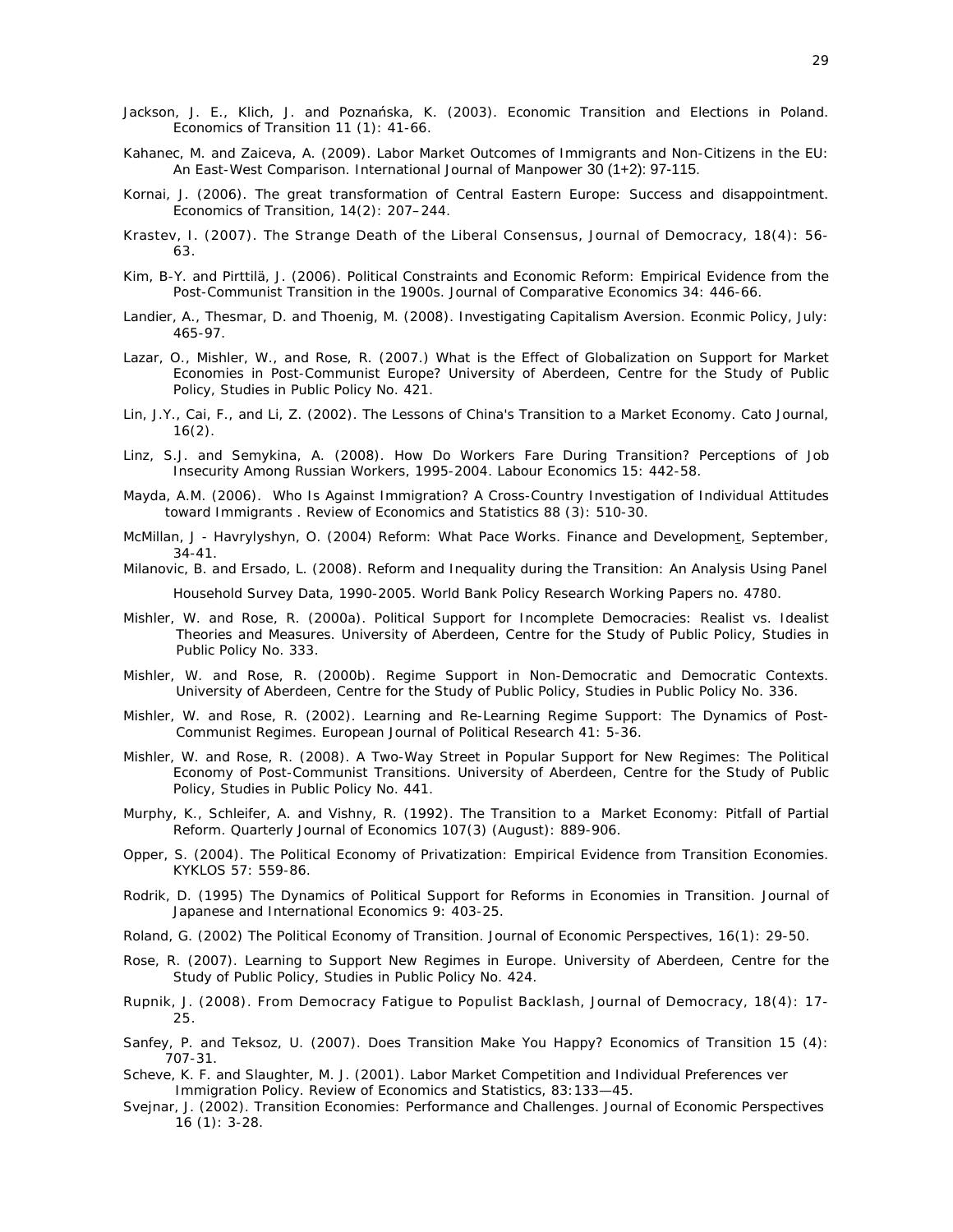Jackson, J. E., Klich, J. and Poznańska, K. (2003). Economic Transition and Elections in Poland. Economics of Transition 11 (1): 41-66.

Kahanec, M. and Zaiceva, A. (2009). Labor Market Outcomes of Immigrants and Non-Citizens in the EU: An East-West Comparison. International Journal of Manpower 30 (1+2): 97-115.

Kornai, J. (2006). The great transformation of Central Eastern Europe: Success and disappointment. Economics of Transition, 14(2): 207–244.

Krastev, I. (2007). The Strange Death of the Liberal Consensus, Journal of Democracy, 18(4): 56-63.

Kim, B-Y. and Pirttilä, J. (2006). Political Constraints and Economic Reform: Empirical Evidence from the Post-Communist Transition in the 1900s. Journal of Comparative Economics 34: 446-66.

Landier, A., Thesmar, D. and Thoenig, M. (2008). Investigating Capitalism Aversion. Econmic Policy, July: 465-97.

Lazar, O., Mishler, W., and Rose, R. (2007.) What is the Effect of Globalization on Support for Market Economies in Post-Communist Europe? University of Aberdeen, Centre for the Study of Public Policy, Studies in Public Policy No. 421.

Lin, J.Y., Cai, F., and Li, Z. (2002). The Lessons of China's Transition to a Market Economy. Cato Journal, 16(2).

Linz, S.J. and Semykina, A. (2008). How Do Workers Fare During Transition? Perceptions of Job Insecurity Among Russian Workers, 1995-2004. Labour Economics 15: 442-58.

Mayda, A.M. (2006). Who Is Against Immigration? A Cross-Country Investigation of Individual Attitudes toward Immigrants . Review of Economics and Statistics 88 (3): 510-30.

McMillan, J - Havrylyshyn, O. (2004) Reform: What Pace Works. Finance and Development, September, 34-41.

Milanovic, B. and Ersado, L. (2008). Reform and Inequality during the Transition: An Analysis Using Panel Household Survey Data, 1990-2005. World Bank Policy Research Working Papers no. 4780.

Mishler, W. and Rose, R. (2000a). Political Support for Incomplete Democracies: Realist vs. Idealist Theories and Measures. University of Aberdeen, Centre for the Study of Public Policy, Studies in Public Policy No. 333.

Mishler, W. and Rose, R. (2000b). Regime Support in Non-Democratic and Democratic Contexts. University of Aberdeen, Centre for the Study of Public Policy, Studies in Public Policy No. 336.

Mishler, W. and Rose, R. (2002). Learning and Re-Learning Regime Support: The Dynamics of Post-Communist Regimes. European Journal of Political Research 41: 5-36.

Mishler, W. and Rose, R. (2008). A Two-Way Street in Popular Support for New Regimes: The Political Economy of Post-Communist Transitions. University of Aberdeen, Centre for the Study of Public Policy, Studies in Public Policy No. 441.

Murphy, K., Schleifer, A. and Vishny, R. (1992). The Transition to a Market Economy: Pitfall of Partial Reform. Quarterly Journal of Economics 107(3) (August): 889-906.

Opper, S. (2004). The Political Economy of Privatization: Empirical Evidence from Transition Economies. KYKLOS 57: 559-86.

Rodrik, D. (1995) The Dynamics of Political Support for Reforms in Economies in Transition. Journal of Japanese and International Economics 9: 403-25.

Roland, G. (2002) The Political Economy of Transition. Journal of Economic Perspectives, 16(1): 29-50.

Rose, R. (2007). Learning to Support New Regimes in Europe. University of Aberdeen, Centre for the Study of Public Policy, Studies in Public Policy No. 424.

Rupnik, J. (2008). From Democracy Fatigue to Populist Backlash, Journal of Democracy, 18(4): 17-25.

Sanfey, P. and Teksoz, U. (2007). Does Transition Make You Happy? Economics of Transition 15 (4): 707-31.

Scheve, K. F. and Slaughter, M. J. (2001). Labor Market Competition and Individual Preferences ver Immigration Policy. Review of Economics and Statistics, 83:133—45.

Svejnar, J. (2002). Transition Economies: Performance and Challenges. Journal of Economic Perspectives 16 (1): 3-28.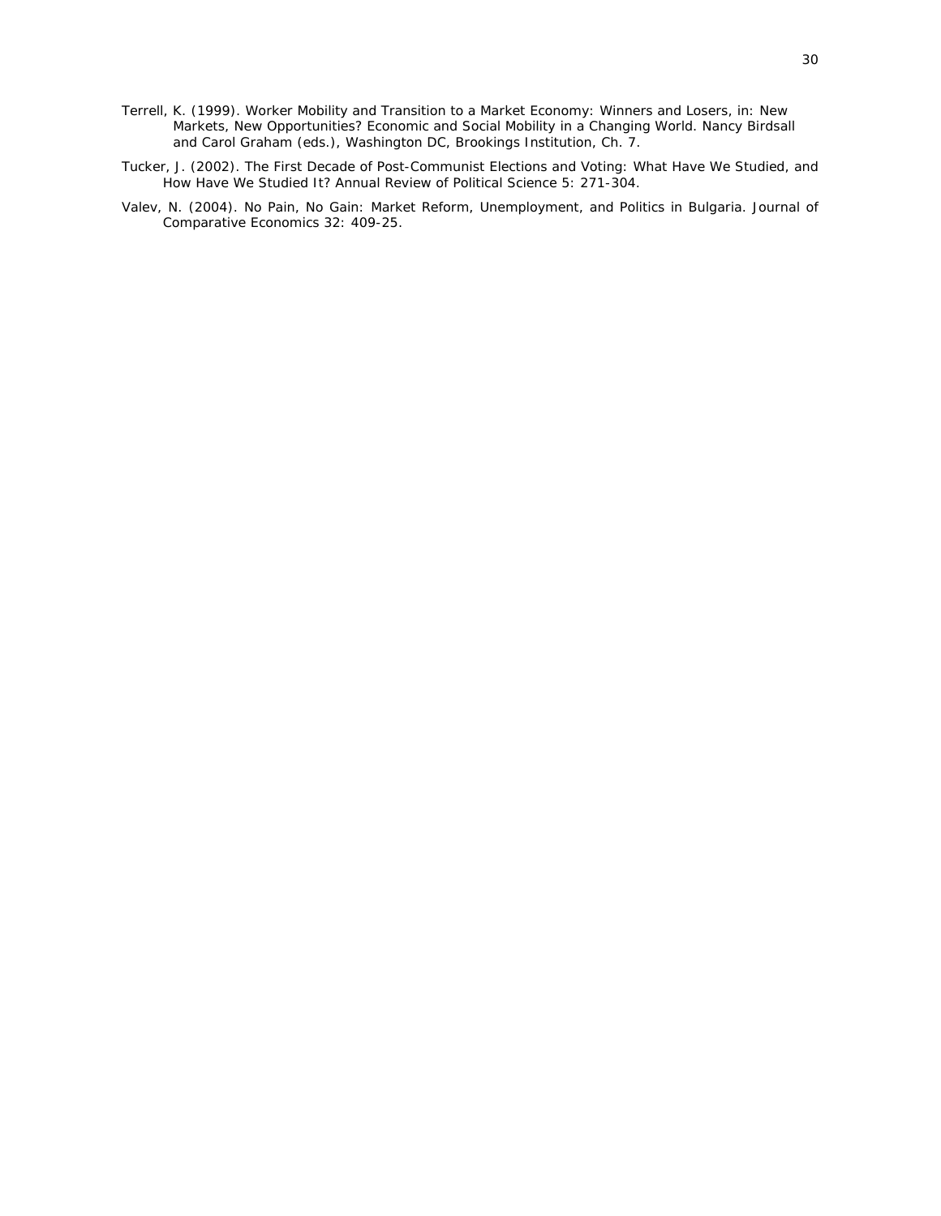Terrell, K. (1999). Worker Mobility and Transition to a Market Economy: Winners and Losers, in: New Markets, New Opportunities? Economic and Social Mobility in a Changing World. Nancy Birdsall and Carol Graham (eds.), Washington DC, Brookings Institution, Ch. 7.

Tucker, J. (2002). The First Decade of Post-Communist Elections and Voting: What Have We Studied, and How Have We Studied It? Annual Review of Political Science 5: 271-304.

Valev, N. (2004). No Pain, No Gain: Market Reform, Unemployment, and Politics in Bulgaria. Journal of Comparative Economics 32: 409-25.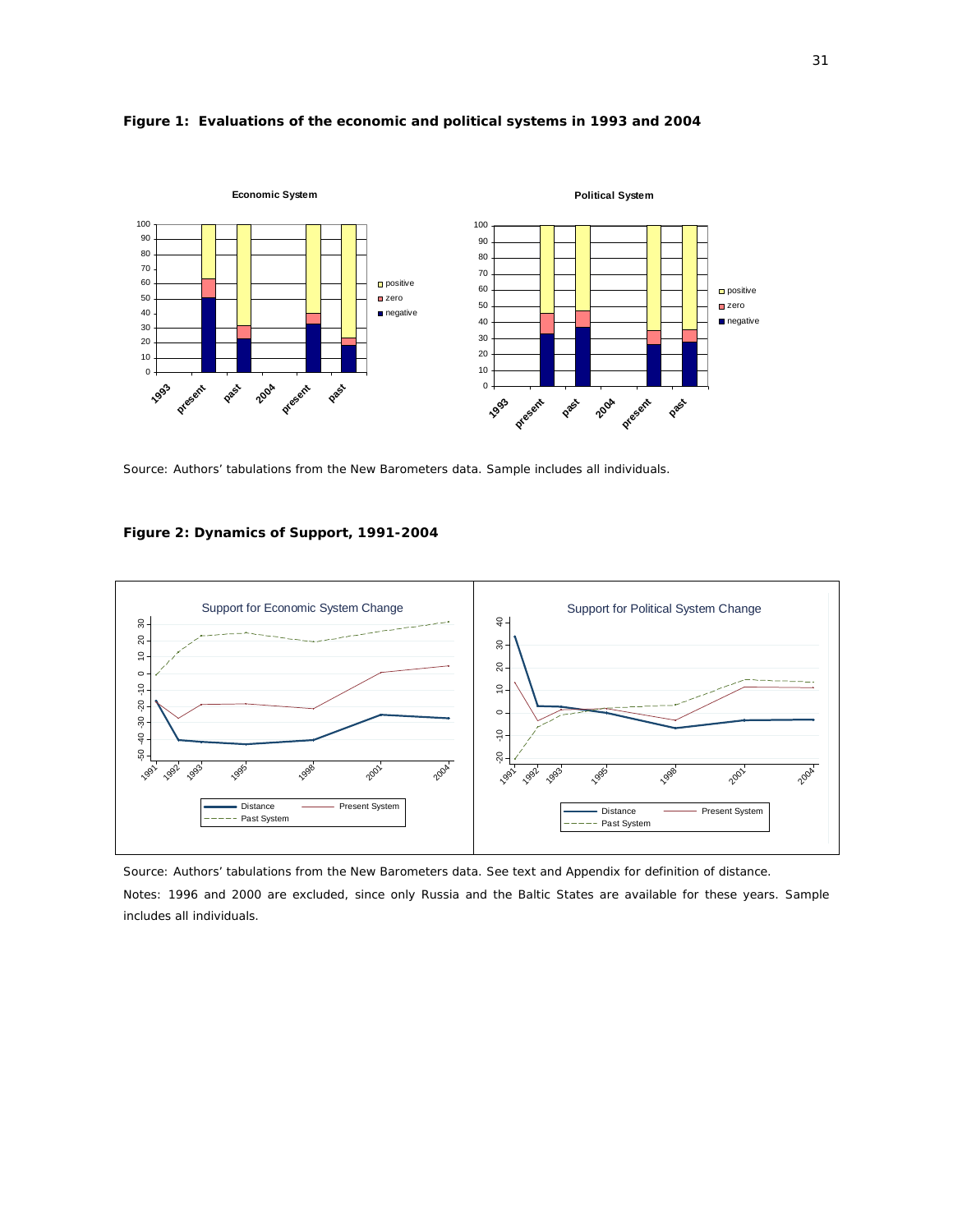**Figure 1: Evaluations of the economic and political systems in 1993 and 2004**

Source: Authors' tabulations from the New Barometers data. Sample includes all individuals.

**Figure 2: Dynamics of Support, 1991-2004**

Source: Authors' tabulations from the New Barometers data. See text and Appendix for definition of distance.

Notes: 1996 and 2000 are excluded, since only Russia and the Baltic States are available for these years. Sample includes all individuals.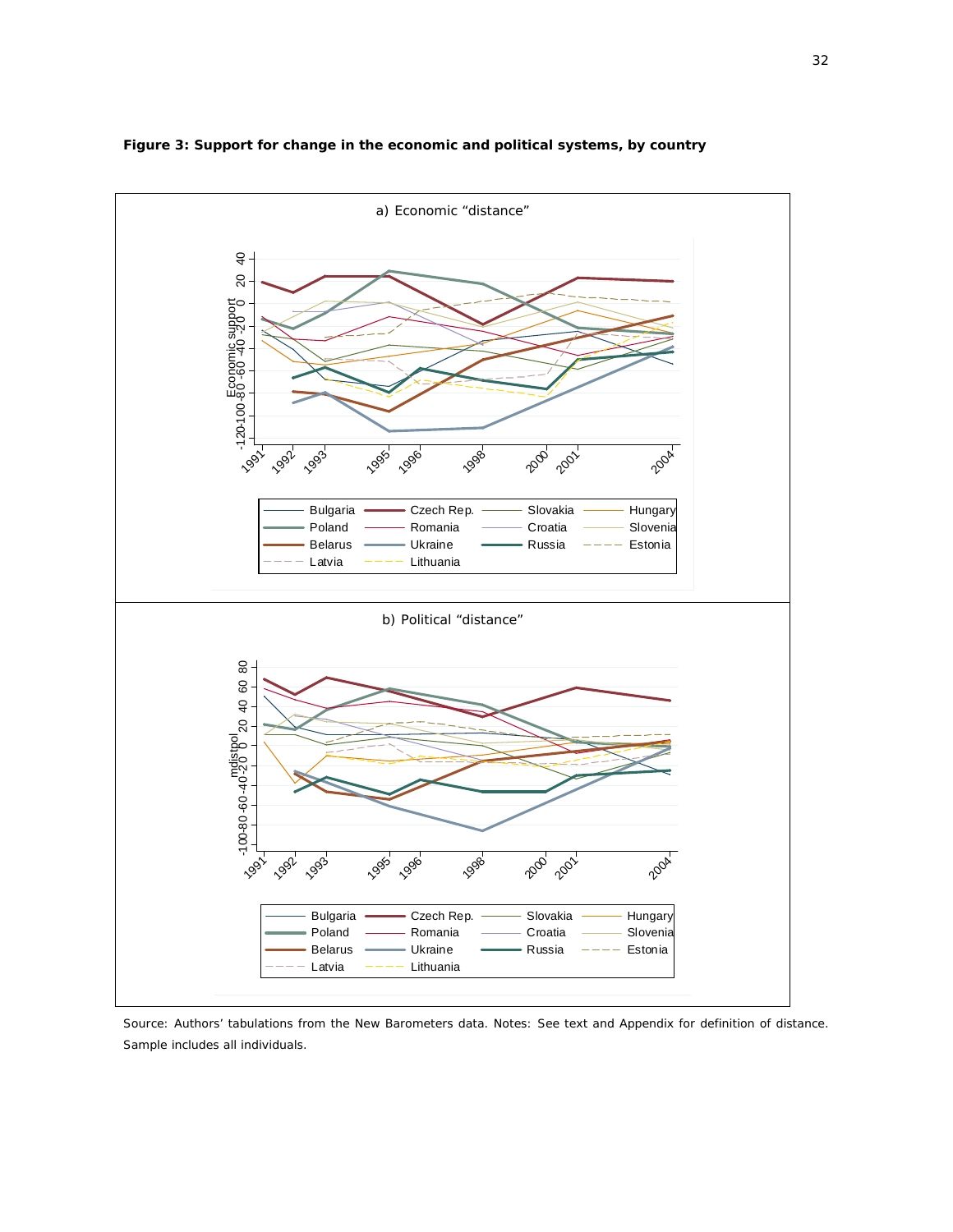**Figure 3: Support for change in the economic and political systems, by country**

a) Economic "distance"

b) Political "distance"

Source: Authors' tabulations from the New Barometers data. Notes: See text and Appendix for definition of distance. Sample includes all individuals.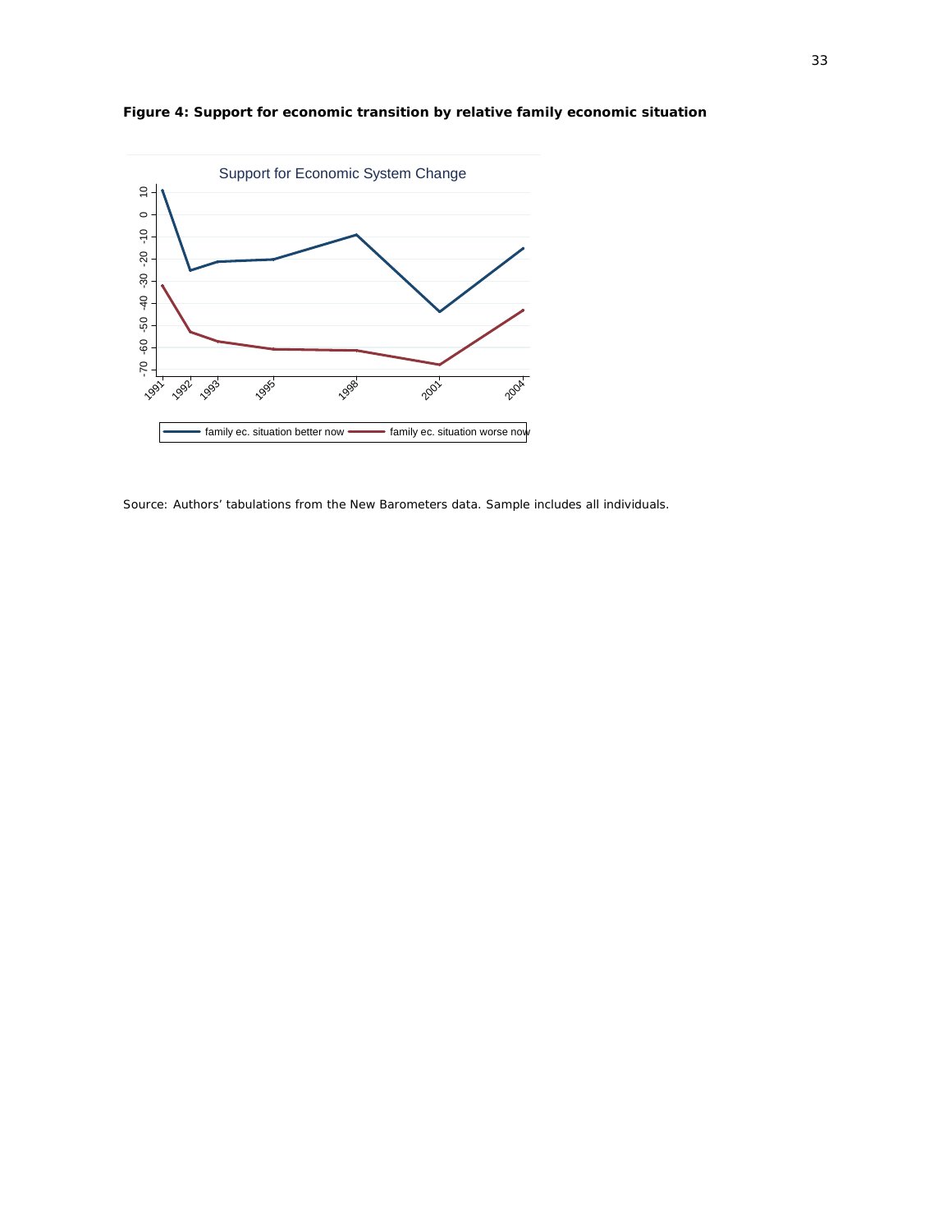**Figure 4: Support for economic transition by relative family economic situation**

Source: Authors' tabulations from the New Barometers data. Sample includes all individuals.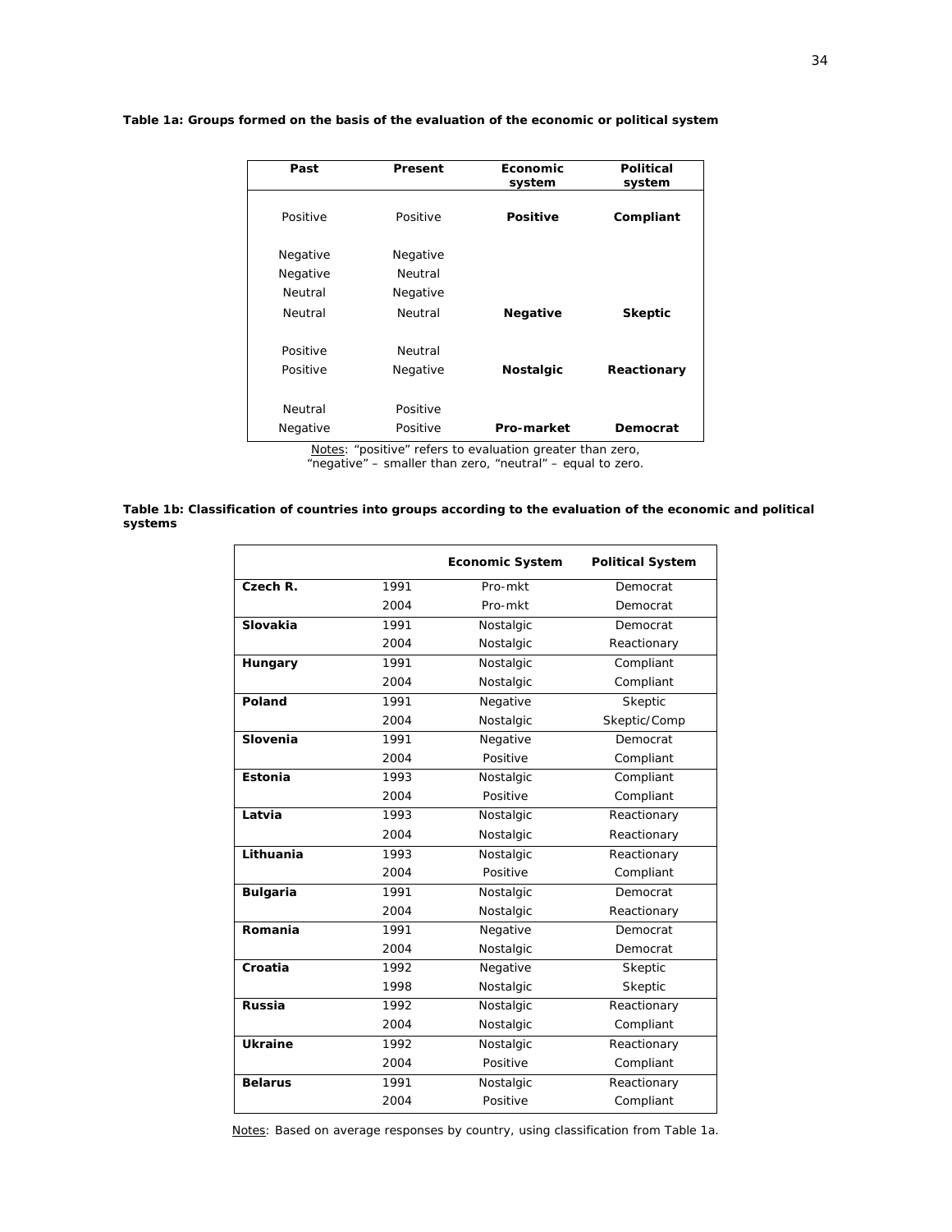**Table 1a: Groups formed on the basis of the evaluation of the economic or political system**

| Past | Present | Economic system | Political system |
|---|---|---|---|
| Positive | Positive | **Positive** | **Compliant** |
| Negative | Negative | | |
| Negative | Neutral | | |
| Neutral | Negative | | |
| Neutral | Neutral | **Negative** | **Skeptic** |
| Positive | Neutral | | |
| Positive | Negative | **Nostalgic** | **Reactionary** |
| Neutral | Positive | | |
| Negative | Positive | **Pro-market** | **Democrat** |

Notes: "positive" refers to evaluation greater than zero, "negative" – smaller than zero, "neutral" – equal to zero.

**Table 1b: Classification of countries into groups according to the evaluation of the economic and political systems**

| | | Economic System | Political System |
|---|---|---|---|
| **Czech R.** | 1991 | Pro-mkt | Democrat |
| | 2004 | Pro-mkt | Democrat |
| **Slovakia** | 1991 | Nostalgic | Democrat |
| | 2004 | Nostalgic | Reactionary |
| **Hungary** | 1991 | Nostalgic | Compliant |
| | 2004 | Nostalgic | Compliant |
| **Poland** | 1991 | Negative | Skeptic |
| | 2004 | Nostalgic | Skeptic/Comp |
| **Slovenia** | 1991 | Negative | Democrat |
| | 2004 | Positive | Compliant |
| **Estonia** | 1993 | Nostalgic | Compliant |
| | 2004 | Positive | Compliant |
| **Latvia** | 1993 | Nostalgic | Reactionary |
| | 2004 | Nostalgic | Reactionary |
| **Lithuania** | 1993 | Nostalgic | Reactionary |
| | 2004 | Positive | Compliant |
| **Bulgaria** | 1991 | Nostalgic | Democrat |
| | 2004 | Nostalgic | Reactionary |
| **Romania** | 1991 | Negative | Democrat |
| | 2004 | Nostalgic | Democrat |
| **Croatia** | 1992 | Negative | Skeptic |
| | 1998 | Nostalgic | Skeptic |
| **Russia** | 1992 | Nostalgic | Reactionary |
| | 2004 | Nostalgic | Compliant |
| **Ukraine** | 1992 | Nostalgic | Reactionary |
| | 2004 | Positive | Compliant |
| **Belarus** | 1991 | Nostalgic | Reactionary |
| | 2004 | Positive | Compliant |

Notes: Based on average responses by country, using classification from Table 1a.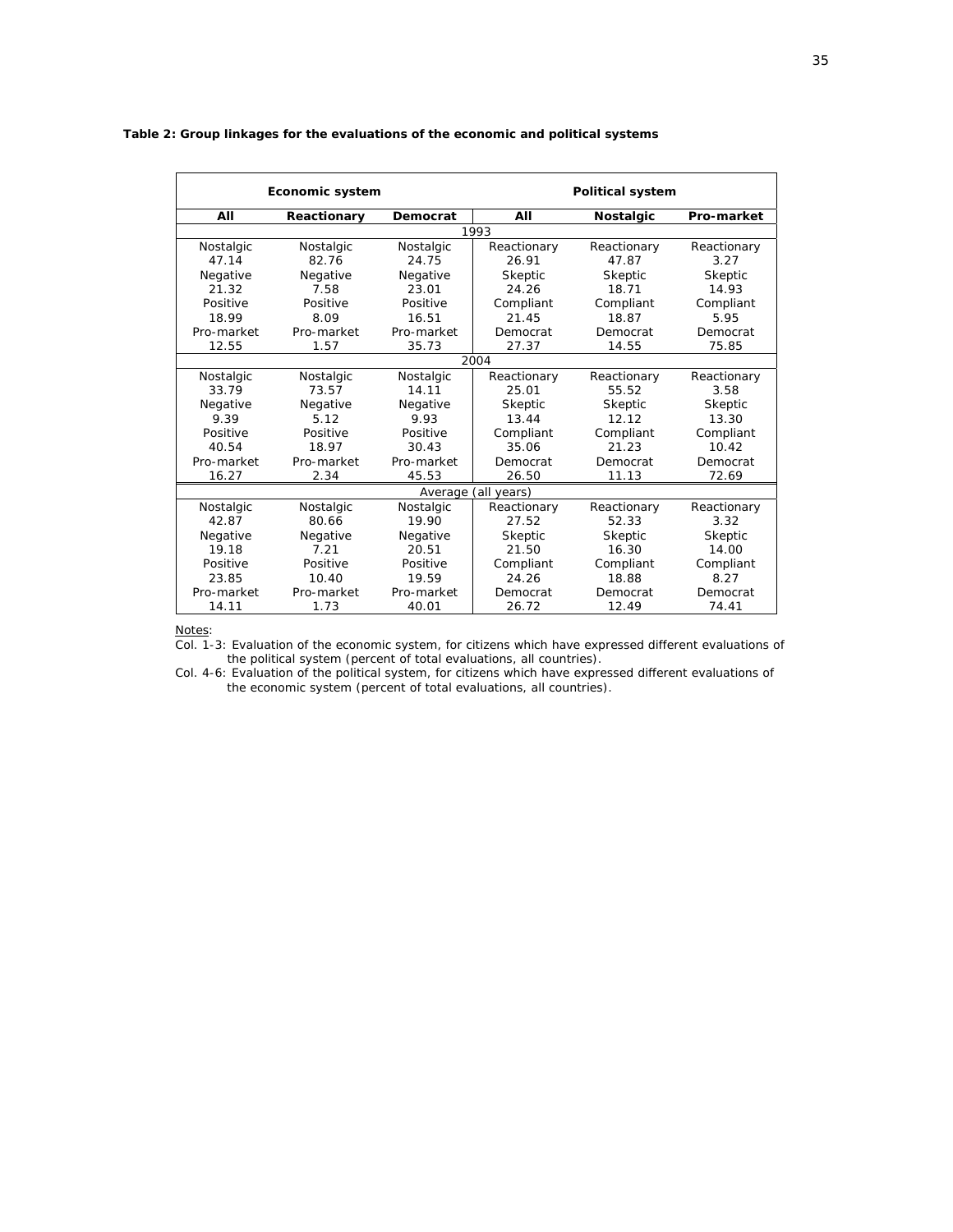**Table 2: Group linkages for the evaluations of the economic and political systems**

| Economic system | | | Political system | | |
|---|---|---|---|---|---|
| All | Reactionary | Democrat | All | Nostalgic | Pro-market |
| 1993 | | | | | |
| Nostalgic 47.14 | Nostalgic 82.76 | Nostalgic 24.75 | Reactionary 26.91 | Reactionary 47.87 | Reactionary 3.27 |
| Negative 21.32 | Negative 7.58 | Negative 23.01 | Skeptic 24.26 | Skeptic 18.71 | Skeptic 14.93 |
| Positive 18.99 | Positive 8.09 | Positive 16.51 | Compliant 21.45 | Compliant 18.87 | Compliant 5.95 |
| Pro-market 12.55 | Pro-market 1.57 | Pro-market 35.73 | Democrat 27.37 | Democrat 14.55 | Democrat 75.85 |
| 2004 | | | | | |
| Nostalgic 33.79 | Nostalgic 73.57 | Nostalgic 14.11 | Reactionary 25.01 | Reactionary 55.52 | Reactionary 3.58 |
| Negative 9.39 | Negative 5.12 | Negative 9.93 | Skeptic 13.44 | Skeptic 12.12 | Skeptic 13.30 |
| Positive 40.54 | Positive 18.97 | Positive 30.43 | Compliant 35.06 | Compliant 21.23 | Compliant 10.42 |
| Pro-market 16.27 | Pro-market 2.34 | Pro-market 45.53 | Democrat 26.50 | Democrat 11.13 | Democrat 72.69 |
| Average (all years) | | | | | |
| Nostalgic 42.87 | Nostalgic 80.66 | Nostalgic 19.90 | Reactionary 27.52 | Reactionary 52.33 | Reactionary 3.32 |
| Negative 19.18 | Negative 7.21 | Negative 20.51 | Skeptic 21.50 | Skeptic 16.30 | Skeptic 14.00 |
| Positive 23.85 | Positive 10.40 | Positive 19.59 | Compliant 24.26 | Compliant 18.88 | Compliant 8.27 |
| Pro-market 14.11 | Pro-market 1.73 | Pro-market 40.01 | Democrat 26.72 | Democrat 12.49 | Democrat 74.41 |

Notes:

Col. 1-3: Evaluation of the economic system, for citizens which have expressed different evaluations of the political system (percent of total evaluations, all countries).

Col. 4-6: Evaluation of the political system, for citizens which have expressed different evaluations of the economic system (percent of total evaluations, all countries).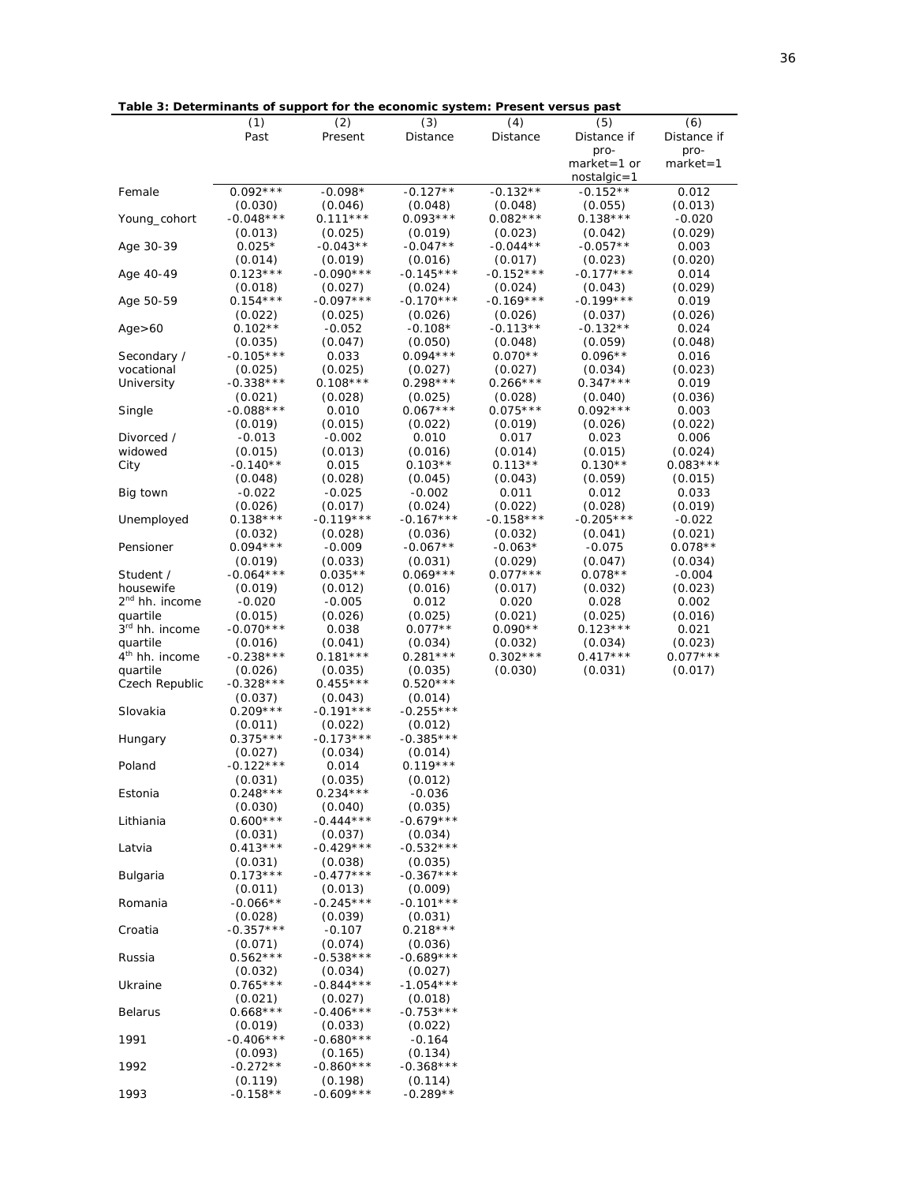**Table 3: Determinants of support for the economic system: Present versus past**

| | (1) Past | (2) Present | (3) Distance | (4) Distance | (5) Distance if pro-market=1 or nostalgic=1 | (6) Distance if pro-market=1 |
|---|---|---|---|---|---|---|
| Female | 0.092*** | -0.098* | -0.127** | -0.132** | -0.152** | 0.012 |
| | (0.030) | (0.046) | (0.048) | (0.048) | (0.055) | (0.013) |
| Young_cohort | -0.048*** | 0.111*** | 0.093*** | 0.082*** | 0.138*** | -0.020 |
| | (0.013) | (0.025) | (0.019) | (0.023) | (0.042) | (0.029) |
| Age 30-39 | 0.025* | -0.043** | -0.047** | -0.044** | -0.057** | 0.003 |
| | (0.014) | (0.019) | (0.016) | (0.017) | (0.023) | (0.020) |
| Age 40-49 | 0.123*** | -0.090*** | -0.145*** | -0.152*** | -0.177*** | 0.014 |
| | (0.018) | (0.027) | (0.024) | (0.024) | (0.043) | (0.029) |
| Age 50-59 | 0.154*** | -0.097*** | -0.170*** | -0.169*** | -0.199*** | 0.019 |
| | (0.022) | (0.025) | (0.026) | (0.026) | (0.037) | (0.026) |
| Age>60 | 0.102** | -0.052 | -0.108* | -0.113** | -0.132** | 0.024 |
| | (0.035) | (0.047) | (0.050) | (0.048) | (0.059) | (0.048) |
| Secondary / vocational | -0.105*** | 0.033 | 0.094*** | 0.070** | 0.096** | 0.016 |
| | (0.025) | (0.025) | (0.027) | (0.027) | (0.034) | (0.023) |
| University | -0.338*** | 0.108*** | 0.298*** | 0.266*** | 0.347*** | 0.019 |
| | (0.021) | (0.028) | (0.025) | (0.028) | (0.040) | (0.036) |
| Single | -0.088*** | 0.010 | 0.067*** | 0.075*** | 0.092*** | 0.003 |
| | (0.019) | (0.015) | (0.022) | (0.019) | (0.026) | (0.022) |
| Divorced / widowed | -0.013 | -0.002 | 0.010 | 0.017 | 0.023 | 0.006 |
| | (0.015) | (0.013) | (0.016) | (0.014) | (0.015) | (0.024) |
| City | -0.140** | 0.015 | 0.103** | 0.113** | 0.130** | 0.083*** |
| | (0.048) | (0.028) | (0.045) | (0.043) | (0.059) | (0.015) |
| Big town | -0.022 | -0.025 | -0.002 | 0.011 | 0.012 | 0.033 |
| | (0.026) | (0.017) | (0.024) | (0.022) | (0.028) | (0.019) |
| Unemployed | 0.138*** | -0.119*** | -0.167*** | -0.158*** | -0.205*** | -0.022 |
| | (0.032) | (0.028) | (0.036) | (0.032) | (0.041) | (0.021) |
| Pensioner | 0.094*** | -0.009 | -0.067** | -0.063* | -0.075 | 0.078** |
| | (0.019) | (0.033) | (0.031) | (0.029) | (0.047) | (0.034) |
| Student / housewife | -0.064*** | 0.035** | 0.069*** | 0.077*** | 0.078** | -0.004 |
| | (0.019) | (0.012) | (0.016) | (0.017) | (0.032) | (0.023) |
| 2nd hh. income quartile | -0.020 | -0.005 | 0.012 | 0.020 | 0.028 | 0.002 |
| | (0.015) | (0.026) | (0.025) | (0.021) | (0.025) | (0.016) |
| 3rd hh. income quartile | -0.070*** | 0.038 | 0.077** | 0.090** | 0.123*** | 0.021 |
| | (0.016) | (0.041) | (0.034) | (0.032) | (0.034) | (0.023) |
| 4th hh. income quartile | -0.238*** | 0.181*** | 0.281*** | 0.302*** | 0.417*** | 0.077*** |
| | (0.026) | (0.035) | (0.035) | (0.030) | (0.031) | (0.017) |
| Czech Republic | -0.328*** | 0.455*** | 0.520*** | | | |
| | (0.037) | (0.043) | (0.014) | | | |
| Slovakia | 0.209*** | -0.191*** | -0.255*** | | | |
| | (0.011) | (0.022) | (0.012) | | | |
| Hungary | 0.375*** | -0.173*** | -0.385*** | | | |
| | (0.027) | (0.034) | (0.014) | | | |
| Poland | -0.122*** | 0.014 | 0.119*** | | | |
| | (0.031) | (0.035) | (0.012) | | | |
| Estonia | 0.248*** | 0.234*** | -0.036 | | | |
| | (0.030) | (0.040) | (0.035) | | | |
| Lithiania | 0.600*** | -0.444*** | -0.679*** | | | |
| | (0.031) | (0.037) | (0.034) | | | |
| Latvia | 0.413*** | -0.429*** | -0.532*** | | | |
| | (0.031) | (0.038) | (0.035) | | | |
| Bulgaria | 0.173*** | -0.477*** | -0.367*** | | | |
| | (0.011) | (0.013) | (0.009) | | | |
| Romania | -0.066** | -0.245*** | -0.101*** | | | |
| | (0.028) | (0.039) | (0.031) | | | |
| Croatia | -0.357*** | -0.107 | 0.218*** | | | |
| | (0.071) | (0.074) | (0.036) | | | |
| Russia | 0.562*** | -0.538*** | -0.689*** | | | |
| | (0.032) | (0.034) | (0.027) | | | |
| Ukraine | 0.765*** | -0.844*** | -1.054*** | | | |
| | (0.021) | (0.027) | (0.018) | | | |
| Belarus | 0.668*** | -0.406*** | -0.753*** | | | |
| | (0.019) | (0.033) | (0.022) | | | |
| 1991 | -0.406*** | -0.680*** | -0.164 | | | |
| | (0.093) | (0.165) | (0.134) | | | |
| 1992 | -0.272** | -0.860*** | -0.368*** | | | |
| | (0.119) | (0.198) | (0.114) | | | |
| 1993 | -0.158** | -0.609*** | -0.289** | | | |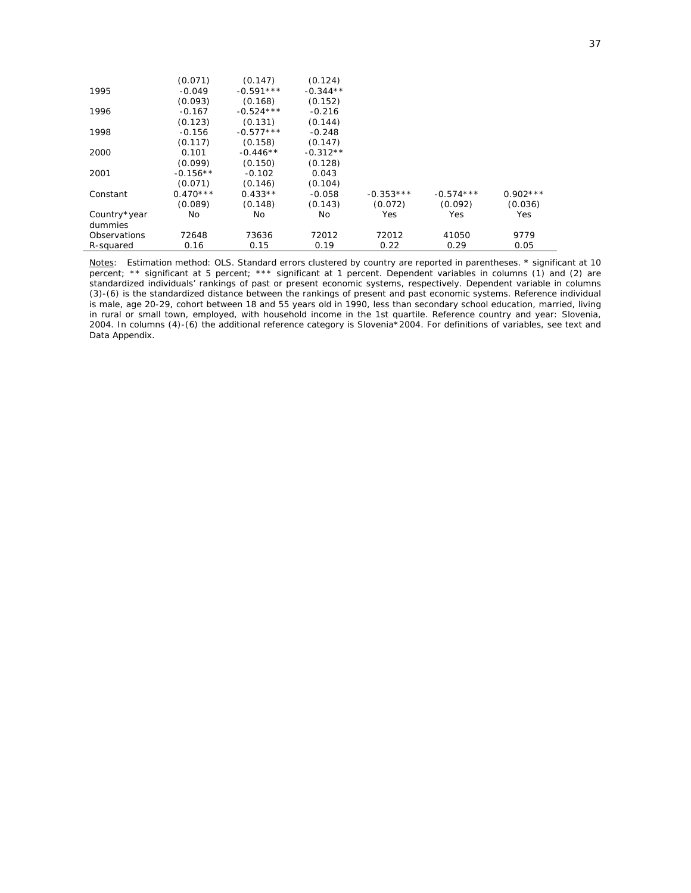| | (1) | (2) | (3) | (4) | (5) | (6) |
|---|---|---|---|---|---|---|
| | (0.071) | (0.147) | (0.124) | | | |
| 1995 | -0.049 | -0.591*** | -0.344** | | | |
| | (0.093) | (0.168) | (0.152) | | | |
| 1996 | -0.167 | -0.524*** | -0.216 | | | |
| | (0.123) | (0.131) | (0.144) | | | |
| 1998 | -0.156 | -0.577*** | -0.248 | | | |
| | (0.117) | (0.158) | (0.147) | | | |
| 2000 | 0.101 | -0.446** | -0.312** | | | |
| | (0.099) | (0.150) | (0.128) | | | |
| 2001 | -0.156** | -0.102 | 0.043 | | | |
| | (0.071) | (0.146) | (0.104) | | | |
| Constant | 0.470*** | 0.433** | -0.058 | -0.353*** | -0.574*** | 0.902*** |
| | (0.089) | (0.148) | (0.143) | (0.072) | (0.092) | (0.036) |
| Country*year dummies | No | No | No | Yes | Yes | Yes |
| Observations | 72648 | 73636 | 72012 | 72012 | 41050 | 9779 |
| R-squared | 0.16 | 0.15 | 0.19 | 0.22 | 0.29 | 0.05 |

Notes: Estimation method: OLS. Standard errors clustered by country are reported in parentheses. * significant at 10 percent; ** significant at 5 percent; *** significant at 1 percent. Dependent variables in columns (1) and (2) are standardized individuals' rankings of past or present economic systems, respectively. Dependent variable in columns (3)-(6) is the standardized distance between the rankings of present and past economic systems. Reference individual is male, age 20-29, cohort between 18 and 55 years old in 1990, less than secondary school education, married, living in rural or small town, employed, with household income in the 1st quartile. Reference country and year: Slovenia, 2004. In columns (4)-(6) the additional reference category is Slovenia*2004. For definitions of variables, see text and Data Appendix.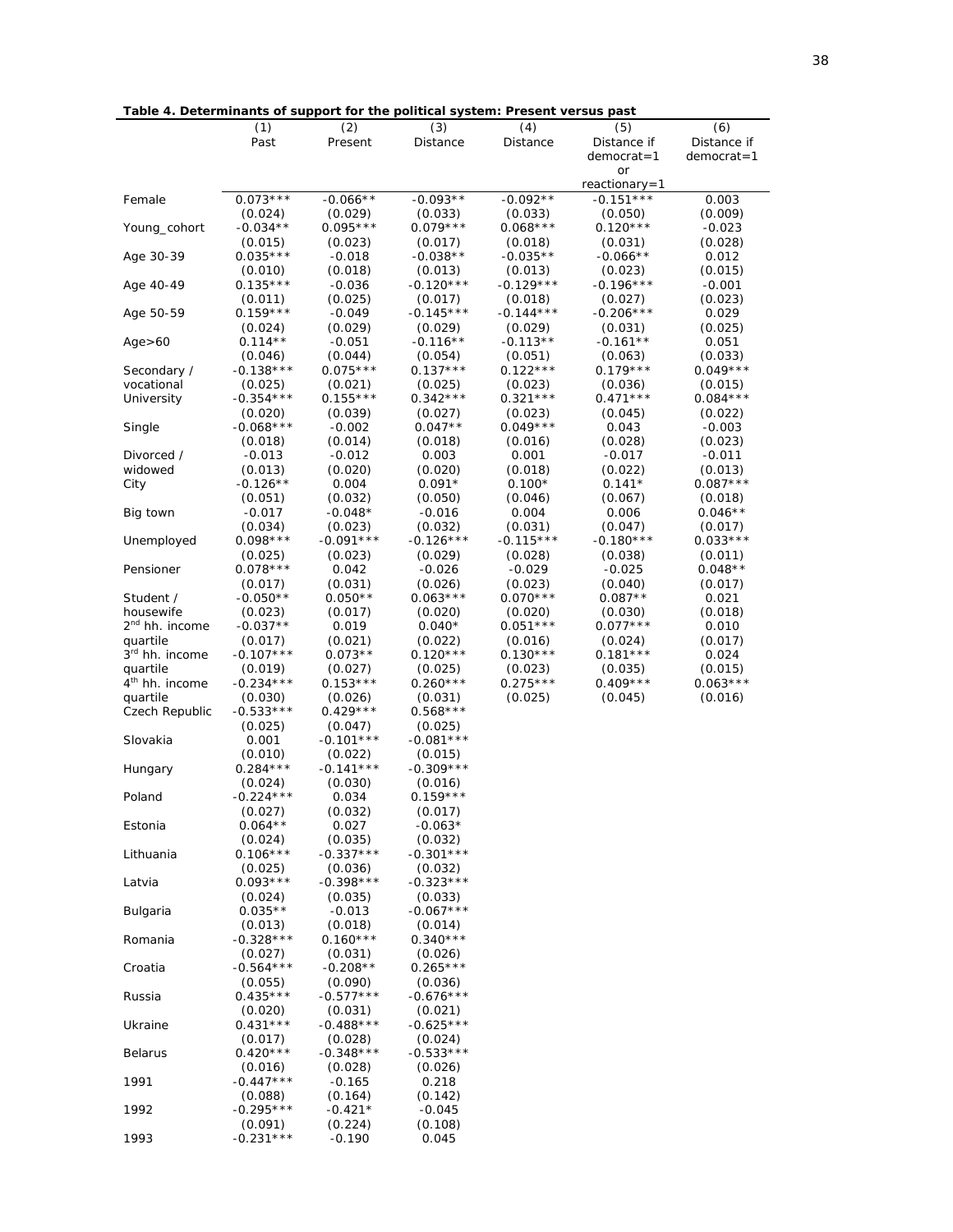**Table 4. Determinants of support for the political system: Present versus past**

| | (1) Past | (2) Present | (3) Distance | (4) Distance | (5) Distance if democrat=1 or reactionary=1 | (6) Distance if democrat=1 |
|---|---|---|---|---|---|---|
| Female | 0.073*** | -0.066** | -0.093** | -0.092** | -0.151*** | 0.003 |
| | (0.024) | (0.029) | (0.033) | (0.033) | (0.050) | (0.009) |
| Young_cohort | -0.034** | 0.095*** | 0.079*** | 0.068*** | 0.120*** | -0.023 |
| | (0.015) | (0.023) | (0.017) | (0.018) | (0.031) | (0.028) |
| Age 30-39 | 0.035*** | -0.018 | -0.038** | -0.035** | -0.066** | 0.012 |
| | (0.010) | (0.018) | (0.013) | (0.013) | (0.023) | (0.015) |
| Age 40-49 | 0.135*** | -0.036 | -0.120*** | -0.129*** | -0.196*** | -0.001 |
| | (0.011) | (0.025) | (0.017) | (0.018) | (0.027) | (0.023) |
| Age 50-59 | 0.159*** | -0.049 | -0.145*** | -0.144*** | -0.206*** | 0.029 |
| | (0.024) | (0.029) | (0.029) | (0.029) | (0.031) | (0.025) |
| Age>60 | 0.114** | -0.051 | -0.116** | -0.113** | -0.161** | 0.051 |
| | (0.046) | (0.044) | (0.054) | (0.051) | (0.063) | (0.033) |
| Secondary / vocational | -0.138*** | 0.075*** | 0.137*** | 0.122*** | 0.179*** | 0.049*** |
| | (0.025) | (0.021) | (0.025) | (0.023) | (0.036) | (0.015) |
| University | -0.354*** | 0.155*** | 0.342*** | 0.321*** | 0.471*** | 0.084*** |
| | (0.020) | (0.039) | (0.027) | (0.023) | (0.045) | (0.022) |
| Single | -0.068*** | -0.002 | 0.047** | 0.049*** | 0.043 | -0.003 |
| | (0.018) | (0.014) | (0.018) | (0.016) | (0.028) | (0.023) |
| Divorced / widowed | -0.013 | -0.012 | 0.003 | 0.001 | -0.017 | -0.011 |
| | (0.013) | (0.020) | (0.020) | (0.018) | (0.022) | (0.013) |
| City | -0.126** | 0.004 | 0.091* | 0.100* | 0.141* | 0.087*** |
| | (0.051) | (0.032) | (0.050) | (0.046) | (0.067) | (0.018) |
| Big town | -0.017 | -0.048* | -0.016 | 0.004 | 0.006 | 0.046** |
| | (0.034) | (0.023) | (0.032) | (0.031) | (0.047) | (0.017) |
| Unemployed | 0.098*** | -0.091*** | -0.126*** | -0.115*** | -0.180*** | 0.033*** |
| | (0.025) | (0.023) | (0.029) | (0.028) | (0.038) | (0.011) |
| Pensioner | 0.078*** | 0.042 | -0.026 | -0.029 | -0.025 | 0.048** |
| | (0.017) | (0.031) | (0.026) | (0.023) | (0.040) | (0.017) |
| Student / housewife | -0.050** | 0.050** | 0.063*** | 0.070*** | 0.087** | 0.021 |
| | (0.023) | (0.017) | (0.020) | (0.020) | (0.030) | (0.018) |
| 2nd hh. income quartile | -0.037** | 0.019 | 0.040* | 0.051*** | 0.077*** | 0.010 |
| | (0.017) | (0.021) | (0.022) | (0.016) | (0.024) | (0.017) |
| 3rd hh. income quartile | -0.107*** | 0.073** | 0.120*** | 0.130*** | 0.181*** | 0.024 |
| | (0.019) | (0.027) | (0.025) | (0.023) | (0.035) | (0.015) |
| 4th hh. income quartile | -0.234*** | 0.153*** | 0.260*** | 0.275*** | 0.409*** | 0.063*** |
| | (0.030) | (0.026) | (0.031) | (0.025) | (0.045) | (0.016) |
| Czech Republic | -0.533*** | 0.429*** | 0.568*** | | | |
| | (0.025) | (0.047) | (0.025) | | | |
| Slovakia | 0.001 | -0.101*** | -0.081*** | | | |
| | (0.010) | (0.022) | (0.015) | | | |
| Hungary | 0.284*** | -0.141*** | -0.309*** | | | |
| | (0.024) | (0.030) | (0.016) | | | |
| Poland | -0.224*** | 0.034 | 0.159*** | | | |
| | (0.027) | (0.032) | (0.017) | | | |
| Estonia | 0.064** | 0.027 | -0.063* | | | |
| | (0.024) | (0.035) | (0.032) | | | |
| Lithuania | 0.106*** | -0.337*** | -0.301*** | | | |
| | (0.025) | (0.036) | (0.032) | | | |
| Latvia | 0.093*** | -0.398*** | -0.323*** | | | |
| | (0.024) | (0.035) | (0.033) | | | |
| Bulgaria | 0.035** | -0.013 | -0.067*** | | | |
| | (0.013) | (0.018) | (0.014) | | | |
| Romania | -0.328*** | 0.160*** | 0.340*** | | | |
| | (0.027) | (0.031) | (0.026) | | | |
| Croatia | -0.564*** | -0.208** | 0.265*** | | | |
| | (0.055) | (0.090) | (0.036) | | | |
| Russia | 0.435*** | -0.577*** | -0.676*** | | | |
| | (0.020) | (0.031) | (0.021) | | | |
| Ukraine | 0.431*** | -0.488*** | -0.625*** | | | |
| | (0.017) | (0.028) | (0.024) | | | |
| Belarus | 0.420*** | -0.348*** | -0.533*** | | | |
| | (0.016) | (0.028) | (0.026) | | | |
| 1991 | -0.447*** | -0.165 | 0.218 | | | |
| | (0.088) | (0.164) | (0.142) | | | |
| 1992 | -0.295*** | -0.421* | -0.045 | | | |
| | (0.091) | (0.224) | (0.108) | | | |
| 1993 | -0.231*** | -0.190 | 0.045 | | | |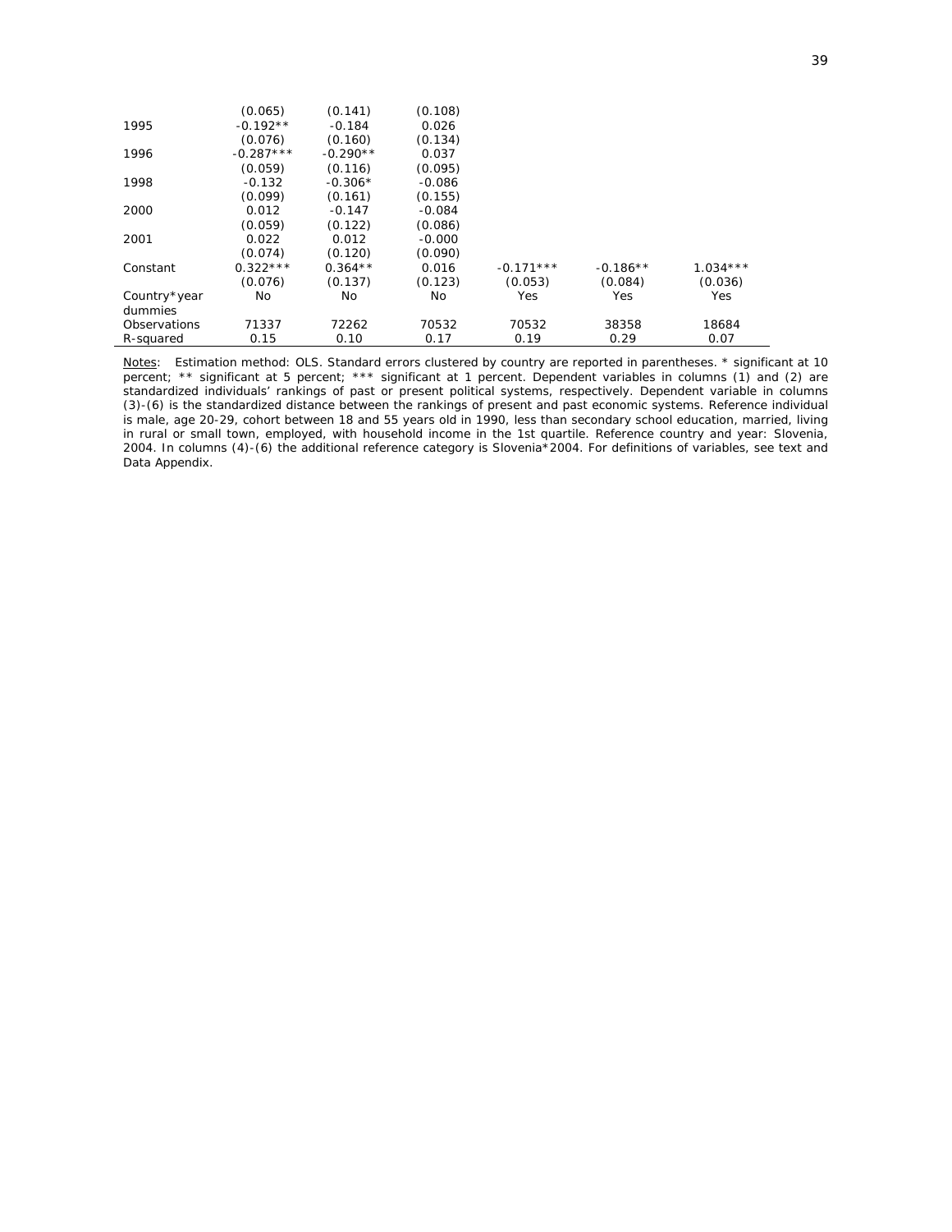| | | | | | | |
|---|---|---|---|---|---|---|
| | (0.065) | (0.141) | (0.108) | | | |
| 1995 | -0.192** | -0.184 | 0.026 | | | |
| | (0.076) | (0.160) | (0.134) | | | |
| 1996 | -0.287*** | -0.290** | 0.037 | | | |
| | (0.059) | (0.116) | (0.095) | | | |
| 1998 | -0.132 | -0.306* | -0.086 | | | |
| | (0.099) | (0.161) | (0.155) | | | |
| 2000 | 0.012 | -0.147 | -0.084 | | | |
| | (0.059) | (0.122) | (0.086) | | | |
| 2001 | 0.022 | 0.012 | -0.000 | | | |
| | (0.074) | (0.120) | (0.090) | | | |
| Constant | 0.322*** | 0.364** | 0.016 | -0.171*** | -0.186** | 1.034*** |
| | (0.076) | (0.137) | (0.123) | (0.053) | (0.084) | (0.036) |
| Country*year dummies | No | No | No | Yes | Yes | Yes |
| Observations | 71337 | 72262 | 70532 | 70532 | 38358 | 18684 |
| R-squared | 0.15 | 0.10 | 0.17 | 0.19 | 0.29 | 0.07 |

Notes: Estimation method: OLS. Standard errors clustered by country are reported in parentheses. * significant at 10 percent; ** significant at 5 percent; *** significant at 1 percent. Dependent variables in columns (1) and (2) are standardized individuals' rankings of past or present political systems, respectively. Dependent variable in columns (3)-(6) is the standardized distance between the rankings of present and past economic systems. Reference individual is male, age 20-29, cohort between 18 and 55 years old in 1990, less than secondary school education, married, living in rural or small town, employed, with household income in the 1st quartile. Reference country and year: Slovenia, 2004. In columns (4)-(6) the additional reference category is Slovenia*2004. For definitions of variables, see text and Data Appendix.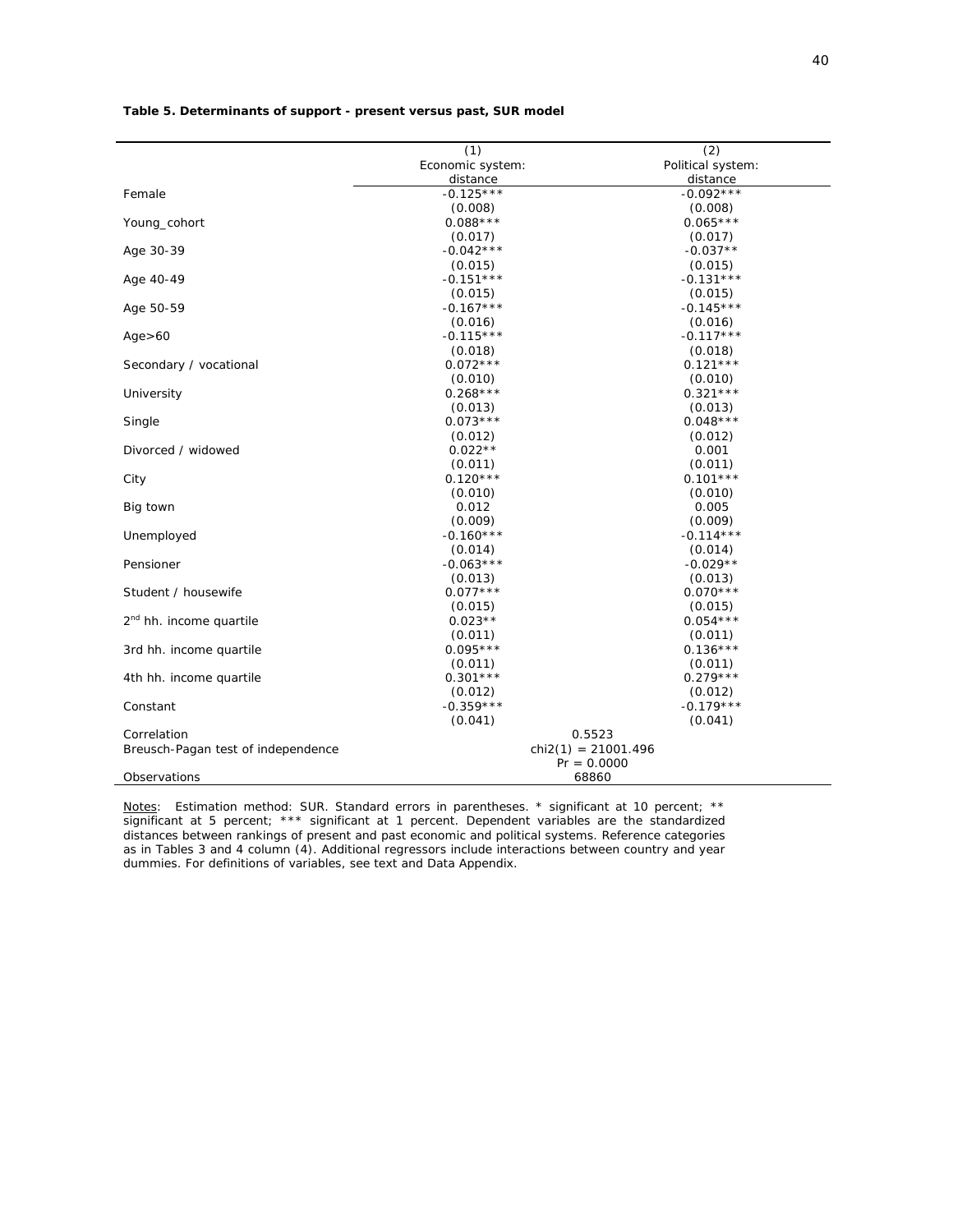**Table 5. Determinants of support - present versus past, SUR model**

| | (1) | (2) |
|---|---|---|
| | Economic system: distance | Political system: distance |
| Female | -0.125*** | -0.092*** |
| | (0.008) | (0.008) |
| Young_cohort | 0.088*** | 0.065*** |
| | (0.017) | (0.017) |
| Age 30-39 | -0.042*** | -0.037** |
| | (0.015) | (0.015) |
| Age 40-49 | -0.151*** | -0.131*** |
| | (0.015) | (0.015) |
| Age 50-59 | -0.167*** | -0.145*** |
| | (0.016) | (0.016) |
| Age>60 | -0.115*** | -0.117*** |
| | (0.018) | (0.018) |
| Secondary / vocational | 0.072*** | 0.121*** |
| | (0.010) | (0.010) |
| University | 0.268*** | 0.321*** |
| | (0.013) | (0.013) |
| Single | 0.073*** | 0.048*** |
| | (0.012) | (0.012) |
| Divorced / widowed | 0.022** | 0.001 |
| | (0.011) | (0.011) |
| City | 0.120*** | 0.101*** |
| | (0.010) | (0.010) |
| Big town | 0.012 | 0.005 |
| | (0.009) | (0.009) |
| Unemployed | -0.160*** | -0.114*** |
| | (0.014) | (0.014) |
| Pensioner | -0.063*** | -0.029** |
| | (0.013) | (0.013) |
| Student / housewife | 0.077*** | 0.070*** |
| | (0.015) | (0.015) |
| 2nd hh. income quartile | 0.023** | 0.054*** |
| | (0.011) | (0.011) |
| 3rd hh. income quartile | 0.095*** | 0.136*** |
| | (0.011) | (0.011) |
| 4th hh. income quartile | 0.301*** | 0.279*** |
| | (0.012) | (0.012) |
| Constant | -0.359*** | -0.179*** |
| | (0.041) | (0.041) |
| Correlation | 0.5523 | |
| Breusch-Pagan test of independence | chi2(1) = 21001.496, Pr = 0.0000 | |
| Observations | 68860 | |

Notes: Estimation method: SUR. Standard errors in parentheses. * significant at 10 percent; ** significant at 5 percent; *** significant at 1 percent. Dependent variables are the standardized distances between rankings of present and past economic and political systems. Reference categories as in Tables 3 and 4 column (4). Additional regressors include interactions between country and year dummies. For definitions of variables, see text and Data Appendix.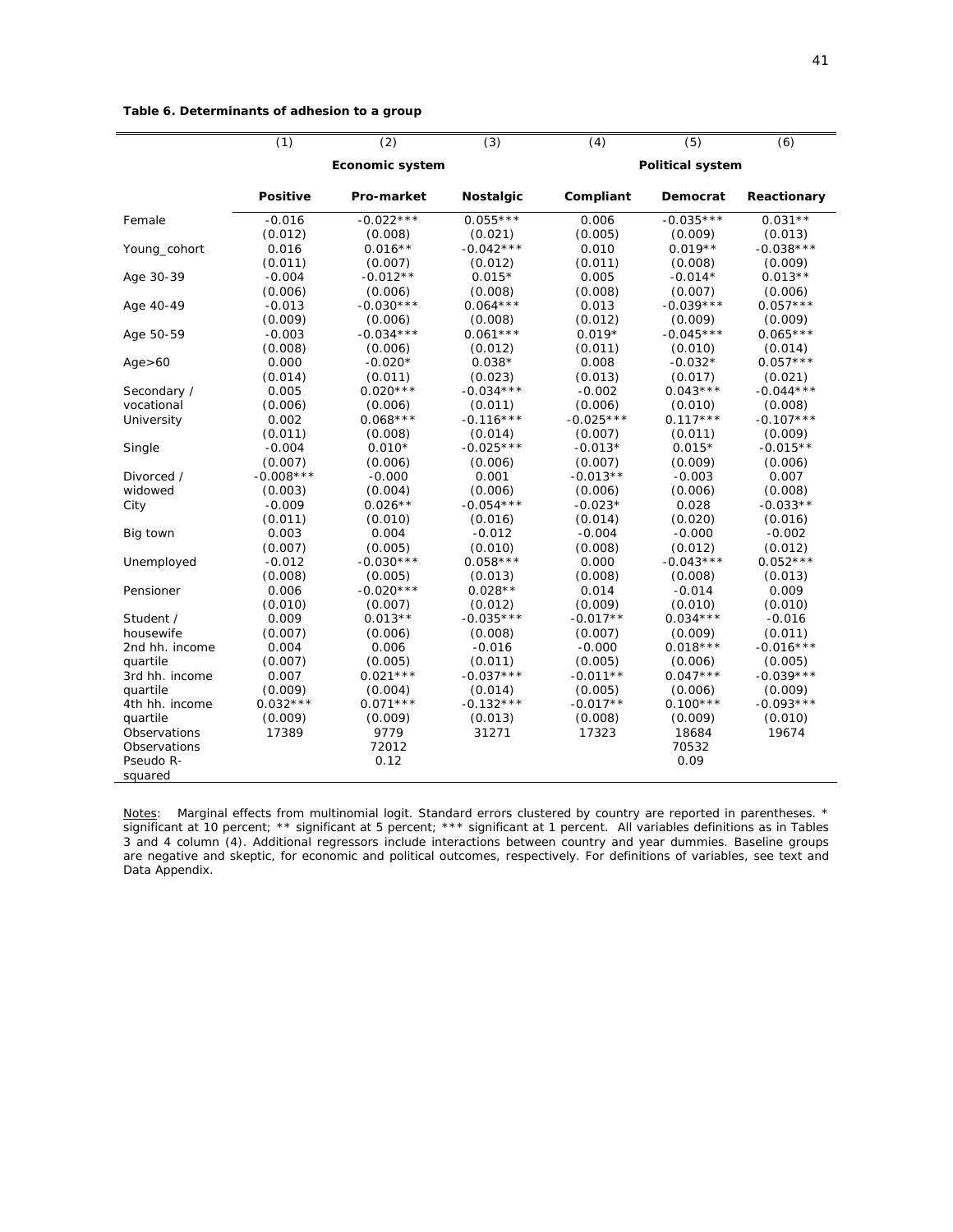**Table 6. Determinants of adhesion to a group**

| | (1) | (2) | (3) | (4) | (5) | (6) |
|---|---|---|---|---|---|---|
| | | **Economic system** | | | **Political system** | |
| | **Positive** | **Pro-market** | **Nostalgic** | **Compliant** | **Democrat** | **Reactionary** |
| Female | -0.016 | -0.022*** | 0.055*** | 0.006 | -0.035*** | 0.031** |
| | (0.012) | (0.008) | (0.021) | (0.005) | (0.009) | (0.013) |
| Young_cohort | 0.016 | 0.016** | -0.042*** | 0.010 | 0.019** | -0.038*** |
| | (0.011) | (0.007) | (0.012) | (0.011) | (0.008) | (0.009) |
| Age 30-39 | -0.004 | -0.012** | 0.015* | 0.005 | -0.014* | 0.013** |
| | (0.006) | (0.006) | (0.008) | (0.008) | (0.007) | (0.006) |
| Age 40-49 | -0.013 | -0.030*** | 0.064*** | 0.013 | -0.039*** | 0.057*** |
| | (0.009) | (0.006) | (0.008) | (0.012) | (0.009) | (0.009) |
| Age 50-59 | -0.003 | -0.034*** | 0.061*** | 0.019* | -0.045*** | 0.065*** |
| | (0.008) | (0.006) | (0.012) | (0.011) | (0.010) | (0.014) |
| Age>60 | 0.000 | -0.020* | 0.038* | 0.008 | -0.032* | 0.057*** |
| | (0.014) | (0.011) | (0.023) | (0.013) | (0.017) | (0.021) |
| Secondary / vocational | 0.005 | 0.020*** | -0.034*** | -0.002 | 0.043*** | -0.044*** |
| | (0.006) | (0.006) | (0.011) | (0.006) | (0.010) | (0.008) |
| University | 0.002 | 0.068*** | -0.116*** | -0.025*** | 0.117*** | -0.107*** |
| | (0.011) | (0.008) | (0.014) | (0.007) | (0.011) | (0.009) |
| Single | -0.004 | 0.010* | -0.025*** | -0.013* | 0.015* | -0.015** |
| | (0.007) | (0.006) | (0.006) | (0.007) | (0.009) | (0.006) |
| Divorced / widowed | -0.008*** | -0.000 | 0.001 | -0.013** | -0.003 | 0.007 |
| | (0.003) | (0.004) | (0.006) | (0.006) | (0.006) | (0.008) |
| City | -0.009 | 0.026** | -0.054*** | -0.023* | 0.028 | -0.033** |
| | (0.011) | (0.010) | (0.016) | (0.014) | (0.020) | (0.016) |
| Big town | 0.003 | 0.004 | -0.012 | -0.004 | -0.000 | -0.002 |
| | (0.007) | (0.005) | (0.010) | (0.008) | (0.012) | (0.012) |
| Unemployed | -0.012 | -0.030*** | 0.058*** | 0.000 | -0.043*** | 0.052*** |
| | (0.008) | (0.005) | (0.013) | (0.008) | (0.008) | (0.013) |
| Pensioner | 0.006 | -0.020*** | 0.028** | 0.014 | -0.014 | 0.009 |
| | (0.010) | (0.007) | (0.012) | (0.009) | (0.010) | (0.010) |
| Student / housewife | 0.009 | 0.013** | -0.035*** | -0.017** | 0.034*** | -0.016 |
| | (0.007) | (0.006) | (0.008) | (0.007) | (0.009) | (0.011) |
| 2nd hh. income quartile | 0.004 | 0.006 | -0.016 | -0.000 | 0.018*** | -0.016*** |
| | (0.007) | (0.005) | (0.011) | (0.005) | (0.006) | (0.005) |
| 3rd hh. income quartile | 0.007 | 0.021*** | -0.037*** | -0.011** | 0.047*** | -0.039*** |
| | (0.009) | (0.004) | (0.014) | (0.005) | (0.006) | (0.009) |
| 4th hh. income quartile | 0.032*** | 0.071*** | -0.132*** | -0.017** | 0.100*** | -0.093*** |
| | (0.009) | (0.009) | (0.013) | (0.008) | (0.009) | (0.010) |
| Observations | 17389 | 9779 | 31271 | 17323 | 18684 | 19674 |
| Observations | | 72012 | | | 70532 | |
| Pseudo R-squared | | 0.12 | | | 0.09 | |

Notes: Marginal effects from multinomial logit. Standard errors clustered by country are reported in parentheses. * significant at 10 percent; ** significant at 5 percent; *** significant at 1 percent. All variables definitions as in Tables 3 and 4 column (4). Additional regressors include interactions between country and year dummies. Baseline groups are negative and skeptic, for economic and political outcomes, respectively. For definitions of variables, see text and Data Appendix.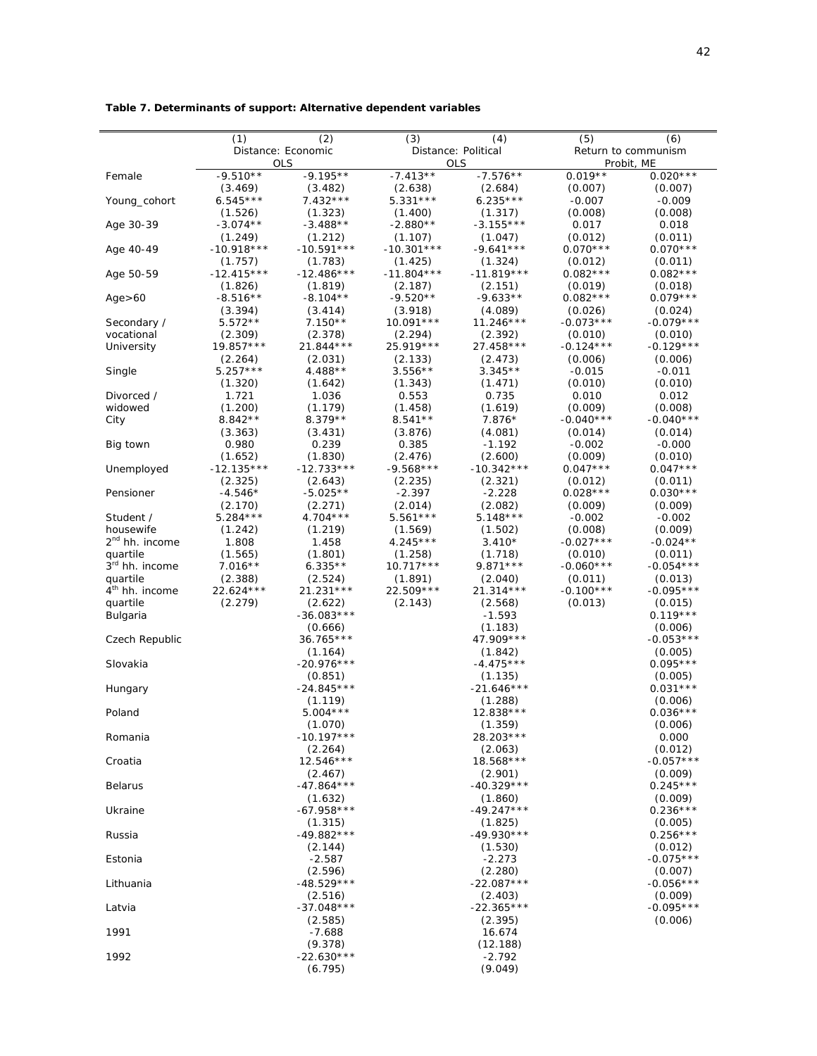**Table 7. Determinants of support: Alternative dependent variables**

| | (1) | (2) | (3) | (4) | (5) | (6) |
|---|---|---|---|---|---|---|
| | Distance: Economic | | Distance: Political | | Return to communism | |
| | OLS | | OLS | | Probit, ME | |
| Female | -9.510** | -9.195** | -7.413** | -7.576** | 0.019** | 0.020*** |
| | (3.469) | (3.482) | (2.638) | (2.684) | (0.007) | (0.007) |
| Young_cohort | 6.545*** | 7.432*** | 5.331*** | 6.235*** | -0.007 | -0.009 |
| | (1.526) | (1.323) | (1.400) | (1.317) | (0.008) | (0.008) |
| Age 30-39 | -3.074** | -3.488** | -2.880** | -3.155*** | 0.017 | 0.018 |
| | (1.249) | (1.212) | (1.107) | (1.047) | (0.012) | (0.011) |
| Age 40-49 | -10.918*** | -10.591*** | -10.301*** | -9.641*** | 0.070*** | 0.070*** |
| | (1.757) | (1.783) | (1.425) | (1.324) | (0.012) | (0.011) |
| Age 50-59 | -12.415*** | -12.486*** | -11.804*** | -11.819*** | 0.082*** | 0.082*** |
| | (1.826) | (1.819) | (2.187) | (2.151) | (0.019) | (0.018) |
| Age>60 | -8.516** | -8.104** | -9.520** | -9.633** | 0.082*** | 0.079*** |
| | (3.394) | (3.414) | (3.918) | (4.089) | (0.026) | (0.024) |
| Secondary / vocational | 5.572** | 7.150** | 10.091*** | 11.246*** | -0.073*** | -0.079*** |
| | (2.309) | (2.378) | (2.294) | (2.392) | (0.010) | (0.010) |
| University | 19.857*** | 21.844*** | 25.919*** | 27.458*** | -0.124*** | -0.129*** |
| | (2.264) | (2.031) | (2.133) | (2.473) | (0.006) | (0.006) |
| Single | 5.257*** | 4.488** | 3.556** | 3.345** | -0.015 | -0.011 |
| | (1.320) | (1.642) | (1.343) | (1.471) | (0.010) | (0.010) |
| Divorced / widowed | 1.721 | 1.036 | 0.553 | 0.735 | 0.010 | 0.012 |
| | (1.200) | (1.179) | (1.458) | (1.619) | (0.009) | (0.008) |
| City | 8.842** | 8.379** | 8.541** | 7.876* | -0.040*** | -0.040*** |
| | (3.363) | (3.431) | (3.876) | (4.081) | (0.014) | (0.014) |
| Big town | 0.980 | 0.239 | 0.385 | -1.192 | -0.002 | -0.000 |
| | (1.652) | (1.830) | (2.476) | (2.600) | (0.009) | (0.010) |
| Unemployed | -12.135*** | -12.733*** | -9.568*** | -10.342*** | 0.047*** | 0.047*** |
| | (2.325) | (2.643) | (2.235) | (2.321) | (0.012) | (0.011) |
| Pensioner | -4.546* | -5.025** | -2.397 | -2.228 | 0.028*** | 0.030*** |
| | (2.170) | (2.271) | (2.014) | (2.082) | (0.009) | (0.009) |
| Student / housewife | 5.284*** | 4.704*** | 5.561*** | 5.148*** | -0.002 | -0.002 |
| | (1.242) | (1.219) | (1.569) | (1.502) | (0.008) | (0.009) |
| 2nd hh. income quartile | 1.808 | 1.458 | 4.245*** | 3.410* | -0.027*** | -0.024** |
| | (1.565) | (1.801) | (1.258) | (1.718) | (0.010) | (0.011) |
| 3rd hh. income quartile | 7.016** | 6.335** | 10.717*** | 9.871*** | -0.060*** | -0.054*** |
| | (2.388) | (2.524) | (1.891) | (2.040) | (0.011) | (0.013) |
| 4th hh. income quartile | 22.624*** | 21.231*** | 22.509*** | 21.314*** | -0.100*** | -0.095*** |
| | (2.279) | (2.622) | (2.143) | (2.568) | (0.013) | (0.015) |
| Bulgaria | | -36.083*** | | -1.593 | | 0.119*** |
| | | (0.666) | | (1.183) | | (0.006) |
| Czech Republic | | 36.765*** | | 47.909*** | | -0.053*** |
| | | (1.164) | | (1.842) | | (0.005) |
| Slovakia | | -20.976*** | | -4.475*** | | 0.095*** |
| | | (0.851) | | (1.135) | | (0.005) |
| Hungary | | -24.845*** | | -21.646*** | | 0.031*** |
| | | (1.119) | | (1.288) | | (0.006) |
| Poland | | 5.004*** | | 12.838*** | | 0.036*** |
| | | (1.070) | | (1.359) | | (0.006) |
| Romania | | -10.197*** | | 28.203*** | | 0.000 |
| | | (2.264) | | (2.063) | | (0.012) |
| Croatia | | 12.546*** | | 18.568*** | | -0.057*** |
| | | (2.467) | | (2.901) | | (0.009) |
| Belarus | | -47.864*** | | -40.329*** | | 0.245*** |
| | | (1.632) | | (1.860) | | (0.009) |
| Ukraine | | -67.958*** | | -49.247*** | | 0.236*** |
| | | (1.315) | | (1.825) | | (0.005) |
| Russia | | -49.882*** | | -49.930*** | | 0.256*** |
| | | (2.144) | | (1.530) | | (0.012) |
| Estonia | | -2.587 | | -2.273 | | -0.075*** |
| | | (2.596) | | (2.280) | | (0.007) |
| Lithuania | | -48.529*** | | -22.087*** | | -0.056*** |
| | | (2.516) | | (2.403) | | (0.009) |
| Latvia | | -37.048*** | | -22.365*** | | -0.095*** |
| | | (2.585) | | (2.395) | | (0.006) |
| 1991 | | -7.688 | | 16.674 | | |
| | | (9.378) | | (12.188) | | |
| 1992 | | -22.630*** | | -2.792 | | |
| | | (6.795) | | (9.049) | | |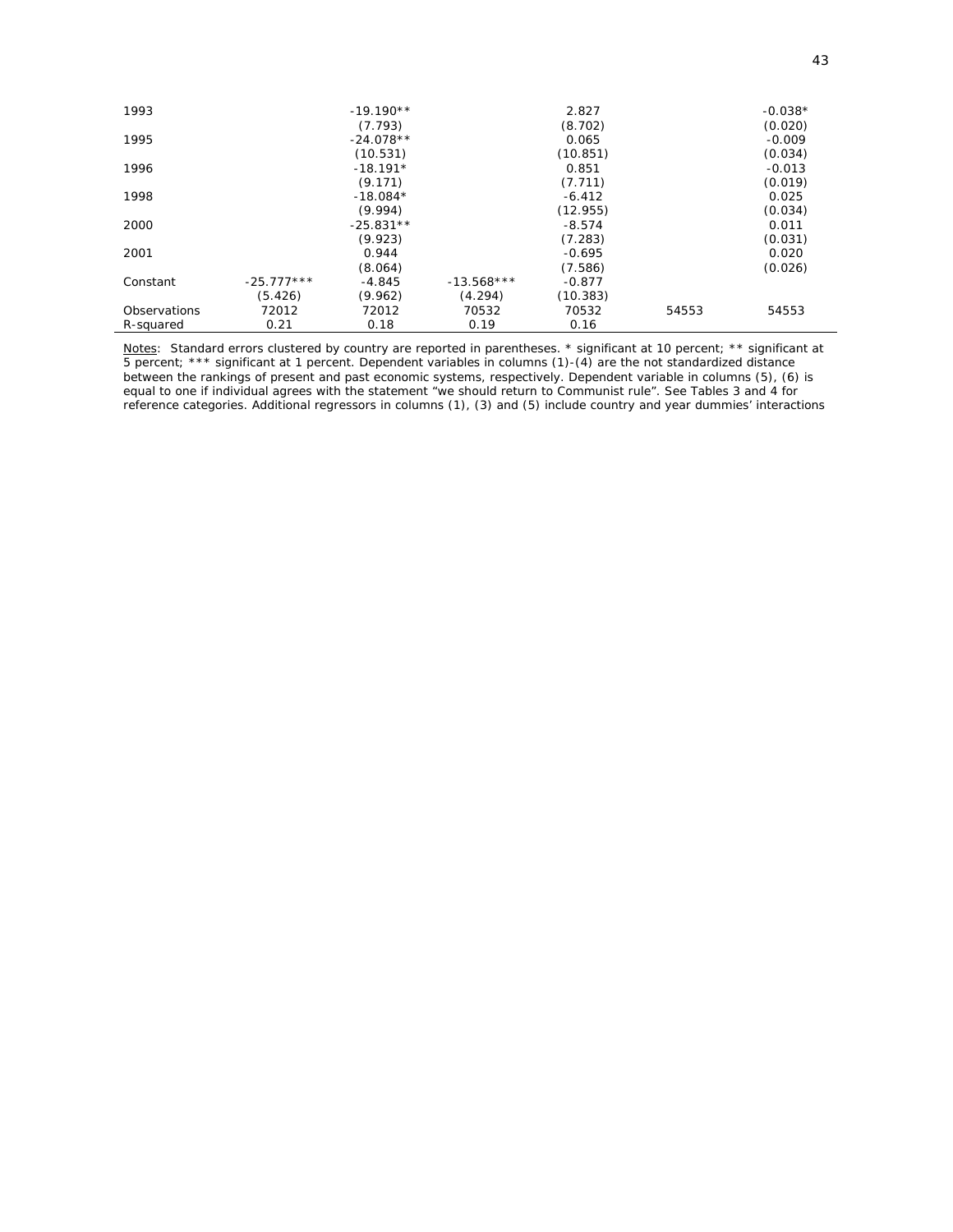| | (1) | (2) | (3) | (4) | (5) | (6) |
|---|---|---|---|---|---|---|
| 1993 | | -19.190** | | 2.827 | | -0.038* |
| | | (7.793) | | (8.702) | | (0.020) |
| 1995 | | -24.078** | | 0.065 | | -0.009 |
| | | (10.531) | | (10.851) | | (0.034) |
| 1996 | | -18.191* | | 0.851 | | -0.013 |
| | | (9.171) | | (7.711) | | (0.019) |
| 1998 | | -18.084* | | -6.412 | | 0.025 |
| | | (9.994) | | (12.955) | | (0.034) |
| 2000 | | -25.831** | | -8.574 | | 0.011 |
| | | (9.923) | | (7.283) | | (0.031) |
| 2001 | | 0.944 | | -0.695 | | 0.020 |
| | | (8.064) | | (7.586) | | (0.026) |
| Constant | -25.777*** | -4.845 | -13.568*** | -0.877 | | |
| | (5.426) | (9.962) | (4.294) | (10.383) | | |
| Observations | 72012 | 72012 | 70532 | 70532 | 54553 | 54553 |
| R-squared | 0.21 | 0.18 | 0.19 | 0.16 | | |

Notes: Standard errors clustered by country are reported in parentheses. * significant at 10 percent; ** significant at 5 percent; *** significant at 1 percent. Dependent variables in columns (1)-(4) are the not standardized distance between the rankings of present and past economic systems, respectively. Dependent variable in columns (5), (6) is equal to one if individual agrees with the statement "we should return to Communist rule". See Tables 3 and 4 for reference categories. Additional regressors in columns (1), (3) and (5) include country and year dummies' interactions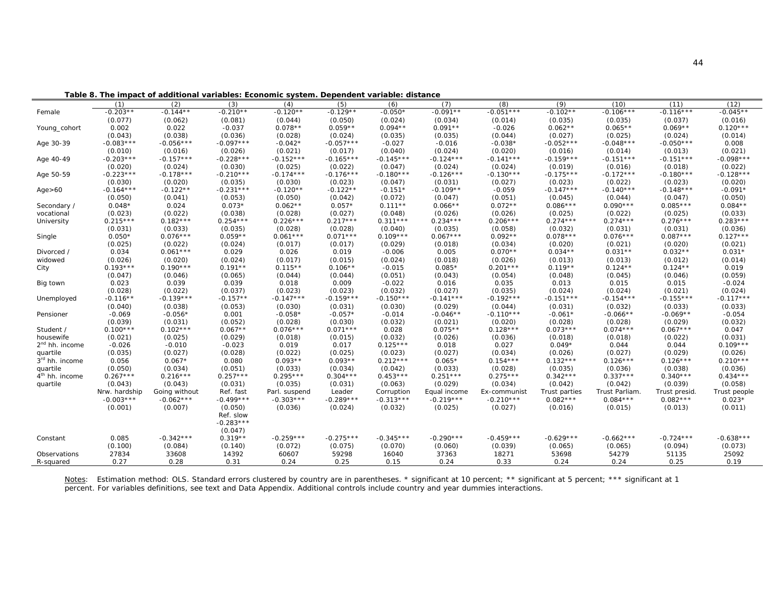**Table 8. The impact of additional variables: Economic system. Dependent variable: distance**

| | (1) | (2) | (3) | (4) | (5) | (6) | (7) | (8) | (9) | (10) | (11) | (12) |
|---|---|---|---|---|---|---|---|---|---|---|---|---|
| Female | -0.203** | -0.144** | -0.210** | -0.120** | -0.129** | -0.050* | -0.091** | -0.051*** | -0.102** | -0.106*** | -0.116*** | -0.045** |
| | (0.077) | (0.062) | (0.081) | (0.044) | (0.050) | (0.024) | (0.034) | (0.014) | (0.035) | (0.035) | (0.037) | (0.016) |
| Young_cohort | 0.002 | 0.022 | -0.037 | 0.078** | 0.059** | 0.094** | 0.091** | -0.026 | 0.062** | 0.065** | 0.069** | 0.120*** |
| | (0.043) | (0.038) | (0.036) | (0.028) | (0.024) | (0.035) | (0.035) | (0.044) | (0.027) | (0.025) | (0.024) | (0.014) |
| Age 30-39 | -0.083*** | -0.056*** | -0.097*** | -0.042* | -0.057*** | -0.027 | -0.016 | -0.038* | -0.052*** | -0.048*** | -0.050*** | 0.008 |
| | (0.010) | (0.016) | (0.026) | (0.021) | (0.017) | (0.040) | (0.024) | (0.020) | (0.016) | (0.014) | (0.013) | (0.021) |
| Age 40-49 | -0.203*** | -0.157*** | -0.228*** | -0.152*** | -0.165*** | -0.145*** | -0.124*** | -0.141*** | -0.159*** | -0.151*** | -0.151*** | -0.098*** |
| | (0.020) | (0.024) | (0.030) | (0.025) | (0.022) | (0.047) | (0.024) | (0.024) | (0.019) | (0.016) | (0.018) | (0.022) |
| Age 50-59 | -0.223*** | -0.178*** | -0.210*** | -0.174*** | -0.176*** | -0.180*** | -0.126*** | -0.130*** | -0.175*** | -0.172*** | -0.180*** | -0.128*** |
| | (0.030) | (0.020) | (0.035) | (0.030) | (0.023) | (0.047) | (0.031) | (0.027) | (0.023) | (0.022) | (0.023) | (0.020) |
| Age>60 | -0.164*** | -0.122** | -0.231*** | -0.120** | -0.122** | -0.151* | -0.109** | -0.059 | -0.147*** | -0.140*** | -0.148*** | -0.091* |
| | (0.050) | (0.041) | (0.053) | (0.050) | (0.042) | (0.072) | (0.047) | (0.051) | (0.045) | (0.044) | (0.047) | (0.050) |
| Secondary / vocational | 0.048* | 0.024 | 0.073* | 0.062** | 0.057* | 0.111** | 0.066** | 0.072** | 0.086*** | 0.090*** | 0.085*** | 0.084** |
| | (0.023) | (0.022) | (0.038) | (0.028) | (0.027) | (0.048) | (0.026) | (0.026) | (0.025) | (0.022) | (0.025) | (0.033) |
| University | 0.215*** | 0.182*** | 0.254*** | 0.226*** | 0.217*** | 0.311*** | 0.234*** | 0.206*** | 0.274*** | 0.274*** | 0.276*** | 0.283*** |
| | (0.031) | (0.033) | (0.035) | (0.028) | (0.028) | (0.040) | (0.035) | (0.058) | (0.032) | (0.031) | (0.031) | (0.036) |
| Single | 0.050* | 0.076*** | 0.059** | 0.061*** | 0.071*** | 0.109*** | 0.067*** | 0.092** | 0.078*** | 0.076*** | 0.087*** | 0.127*** |
| | (0.025) | (0.022) | (0.024) | (0.017) | (0.017) | (0.029) | (0.018) | (0.034) | (0.020) | (0.021) | (0.020) | (0.021) |
| Divorced / widowed | 0.034 | 0.061*** | 0.029 | 0.026 | 0.019 | -0.006 | 0.005 | 0.070** | 0.034** | 0.031** | 0.032** | 0.031* |
| | (0.026) | (0.020) | (0.024) | (0.017) | (0.015) | (0.024) | (0.018) | (0.026) | (0.013) | (0.013) | (0.012) | (0.014) |
| City | 0.193*** | 0.190*** | 0.191** | 0.115** | 0.106** | -0.015 | 0.085* | 0.201*** | 0.119** | 0.124** | 0.124** | 0.019 |
| | (0.047) | (0.046) | (0.065) | (0.044) | (0.044) | (0.051) | (0.043) | (0.054) | (0.048) | (0.045) | (0.046) | (0.059) |
| Big town | 0.023 | 0.039 | 0.039 | 0.018 | 0.009 | -0.022 | 0.016 | 0.035 | 0.013 | 0.015 | 0.015 | -0.024 |
| | (0.028) | (0.022) | (0.037) | (0.023) | (0.023) | (0.032) | (0.027) | (0.035) | (0.024) | (0.024) | (0.021) | (0.024) |
| Unemployed | -0.116** | -0.139*** | -0.157** | -0.147*** | -0.159*** | -0.150*** | -0.141*** | -0.192*** | -0.151*** | -0.154*** | -0.155*** | -0.117*** |
| | (0.040) | (0.038) | (0.053) | (0.030) | (0.031) | (0.030) | (0.029) | (0.044) | (0.031) | (0.032) | (0.033) | (0.033) |
| Pensioner | -0.069 | -0.056* | 0.001 | -0.058* | -0.057* | -0.014 | -0.046** | -0.110*** | -0.061* | -0.066** | -0.069** | -0.054 |
| | (0.039) | (0.031) | (0.052) | (0.028) | (0.030) | (0.032) | (0.021) | (0.020) | (0.028) | (0.028) | (0.029) | (0.032) |
| Student / housewife | 0.100*** | 0.102*** | 0.067** | 0.076*** | 0.071*** | 0.028 | 0.075** | 0.128*** | 0.073*** | 0.074*** | 0.067*** | 0.047 |
| | (0.021) | (0.025) | (0.029) | (0.018) | (0.015) | (0.032) | (0.026) | (0.036) | (0.018) | (0.018) | (0.022) | (0.031) |
| 2nd hh. income quartile | -0.026 | -0.010 | -0.023 | 0.019 | 0.017 | 0.125*** | 0.018 | 0.027 | 0.049* | 0.044 | 0.044 | 0.109*** |
| | (0.035) | (0.027) | (0.028) | (0.022) | (0.025) | (0.023) | (0.027) | (0.034) | (0.026) | (0.027) | (0.029) | (0.026) |
| 3rd hh. income quartile | 0.056 | 0.067* | 0.080 | 0.093** | 0.093** | 0.212*** | 0.065* | 0.154*** | 0.132*** | 0.126*** | 0.126*** | 0.210*** |
| | (0.050) | (0.034) | (0.051) | (0.033) | (0.034) | (0.042) | (0.033) | (0.028) | (0.035) | (0.036) | (0.038) | (0.036) |
| 4th hh. income quartile | 0.267*** | 0.216*** | 0.257*** | 0.295*** | 0.304*** | 0.453*** | 0.251*** | 0.275*** | 0.342*** | 0.337*** | 0.340*** | 0.434*** |
| | (0.043) | (0.043) | (0.031) | (0.035) | (0.031) | (0.063) | (0.029) | (0.034) | (0.042) | (0.042) | (0.039) | (0.058) |
| | Nrw. hardship | Going without | Ref. fast | Parl. suspend | Leader | Corruption | Equal income | Ex-communist | Trust parties | Trust Parliam. | Trust presid. | Trust people |
| | -0.003*** | -0.062*** | -0.499*** | -0.303*** | -0.289*** | -0.313*** | -0.219*** | -0.210*** | 0.082*** | 0.084*** | 0.082*** | 0.023* |
| | (0.001) | (0.007) | (0.050) | (0.036) | (0.024) | (0.032) | (0.025) | (0.027) | (0.016) | (0.015) | (0.013) | (0.011) |
| | | | Ref. slow | | | | | | | | | |
| | | | -0.283*** | | | | | | | | | |
| | | | (0.047) | | | | | | | | | |
| Constant | 0.085 | -0.342*** | 0.319** | -0.259*** | -0.275*** | -0.345*** | -0.290*** | -0.459*** | -0.629*** | -0.662*** | -0.724*** | -0.638*** |
| | (0.100) | (0.084) | (0.140) | (0.072) | (0.075) | (0.070) | (0.060) | (0.039) | (0.065) | (0.065) | (0.094) | (0.073) |
| Observations | 27834 | 33608 | 14392 | 60607 | 59298 | 16040 | 37363 | 18271 | 53698 | 54279 | 51135 | 25092 |
| R-squared | 0.27 | 0.28 | 0.31 | 0.24 | 0.25 | 0.15 | 0.24 | 0.33 | 0.24 | 0.24 | 0.25 | 0.19 |

Notes: Estimation method: OLS. Standard errors clustered by country are in parentheses. * significant at 10 percent; ** significant at 5 percent; *** significant at 1 percent. For variables definitions, see text and Data Appendix. Additional controls include country and year dummies interactions.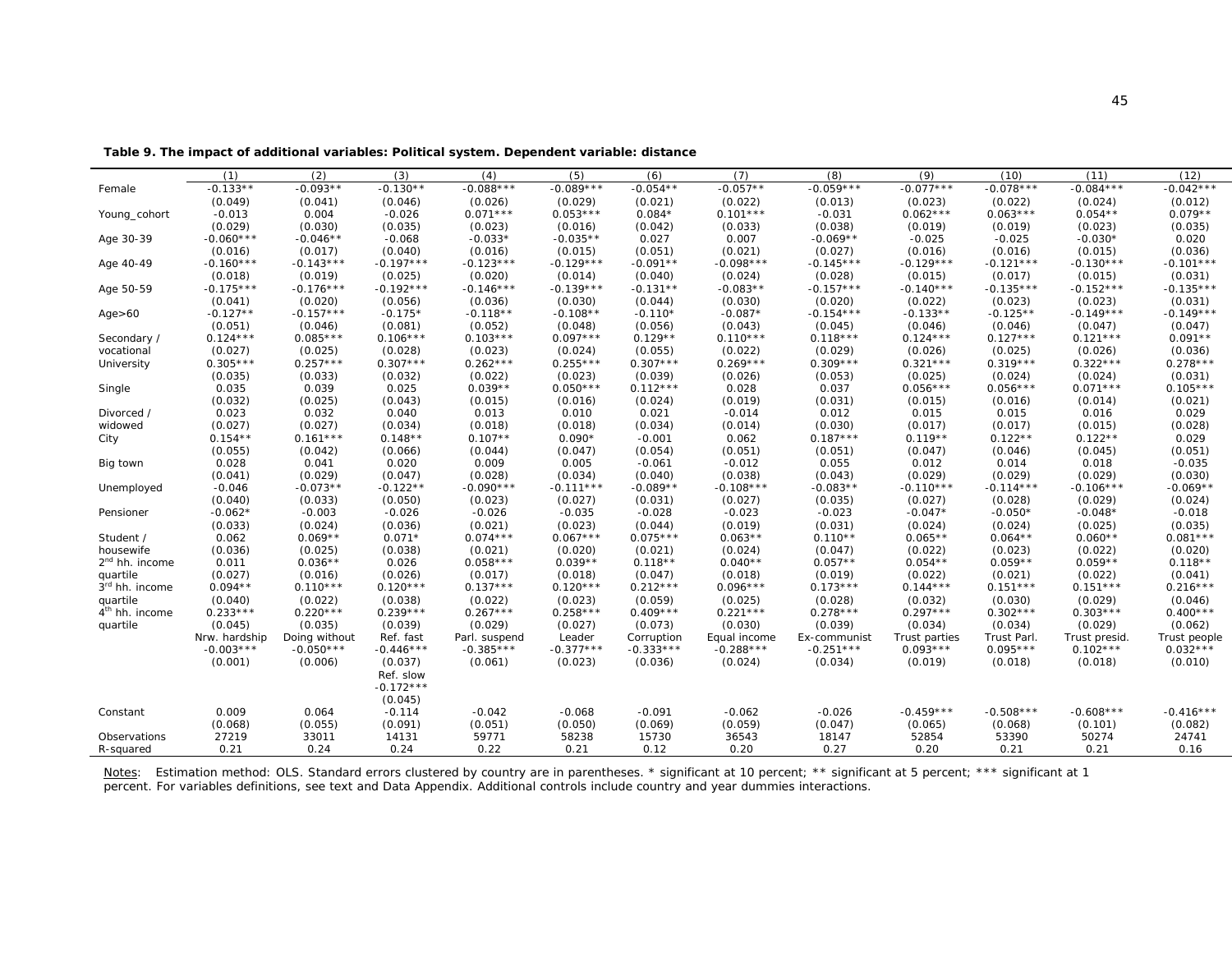**Table 9. The impact of additional variables: Political system. Dependent variable: distance**

| | (1) | (2) | (3) | (4) | (5) | (6) | (7) | (8) | (9) | (10) | (11) | (12) |
|---|---|---|---|---|---|---|---|---|---|---|---|---|
| Female | -0.133** | -0.093** | -0.130** | -0.088*** | -0.089*** | -0.054** | -0.057** | -0.059*** | -0.077*** | -0.078*** | -0.084*** | -0.042*** |
| | (0.049) | (0.041) | (0.046) | (0.026) | (0.029) | (0.021) | (0.022) | (0.013) | (0.023) | (0.022) | (0.024) | (0.012) |
| Young_cohort | -0.013 | 0.004 | -0.026 | 0.071*** | 0.053*** | 0.084* | 0.101*** | -0.031 | 0.062*** | 0.063*** | 0.054** | 0.079** |
| | (0.029) | (0.030) | (0.035) | (0.023) | (0.016) | (0.042) | (0.033) | (0.038) | (0.019) | (0.019) | (0.023) | (0.035) |
| Age 30-39 | -0.060*** | -0.046** | -0.068 | -0.033* | -0.035** | 0.027 | 0.007 | -0.069** | -0.025 | -0.025 | -0.030* | 0.020 |
| | (0.016) | (0.017) | (0.040) | (0.016) | (0.015) | (0.051) | (0.021) | (0.027) | (0.016) | (0.016) | (0.015) | (0.036) |
| Age 40-49 | -0.160*** | -0.143*** | -0.197*** | -0.123*** | -0.129*** | -0.091** | -0.098*** | -0.145*** | -0.129*** | -0.121*** | -0.130*** | -0.101*** |
| | (0.018) | (0.019) | (0.025) | (0.020) | (0.014) | (0.040) | (0.024) | (0.028) | (0.015) | (0.017) | (0.015) | (0.031) |
| Age 50-59 | -0.175*** | -0.176*** | -0.192*** | -0.146*** | -0.139*** | -0.131** | -0.083** | -0.157*** | -0.140*** | -0.135*** | -0.152*** | -0.135*** |
| | (0.041) | (0.020) | (0.056) | (0.036) | (0.030) | (0.044) | (0.030) | (0.020) | (0.022) | (0.023) | (0.023) | (0.031) |
| Age>60 | -0.127** | -0.157*** | -0.175* | -0.118** | -0.108** | -0.110* | -0.087* | -0.154*** | -0.133** | -0.125** | -0.149*** | -0.149*** |
| | (0.051) | (0.046) | (0.081) | (0.052) | (0.048) | (0.056) | (0.043) | (0.045) | (0.046) | (0.046) | (0.047) | (0.047) |
| Secondary / vocational | 0.124*** | 0.085*** | 0.106*** | 0.103*** | 0.097*** | 0.129** | 0.110*** | 0.118*** | 0.124*** | 0.127*** | 0.121*** | 0.091** |
| | (0.027) | (0.025) | (0.028) | (0.023) | (0.024) | (0.055) | (0.022) | (0.029) | (0.026) | (0.025) | (0.026) | (0.036) |
| University | 0.305*** | 0.257*** | 0.307*** | 0.262*** | 0.255*** | 0.307*** | 0.269*** | 0.309*** | 0.321*** | 0.319*** | 0.322*** | 0.278*** |
| | (0.035) | (0.033) | (0.032) | (0.022) | (0.023) | (0.039) | (0.026) | (0.053) | (0.025) | (0.024) | (0.024) | (0.031) |
| Single | 0.035 | 0.039 | 0.025 | 0.039** | 0.050*** | 0.112*** | 0.028 | 0.037 | 0.056*** | 0.056*** | 0.071*** | 0.105*** |
| | (0.032) | (0.025) | (0.043) | (0.015) | (0.016) | (0.024) | (0.019) | (0.031) | (0.015) | (0.016) | (0.014) | (0.021) |
| Divorced / widowed | 0.023 | 0.032 | 0.040 | 0.013 | 0.010 | 0.021 | -0.014 | 0.012 | 0.015 | 0.015 | 0.016 | 0.029 |
| | (0.027) | (0.027) | (0.034) | (0.018) | (0.018) | (0.034) | (0.014) | (0.030) | (0.017) | (0.017) | (0.015) | (0.028) |
| City | 0.154** | 0.161*** | 0.148** | 0.107** | 0.090* | -0.001 | 0.062 | 0.187*** | 0.119** | 0.122** | 0.122** | 0.029 |
| | (0.055) | (0.042) | (0.066) | (0.044) | (0.047) | (0.054) | (0.051) | (0.051) | (0.047) | (0.046) | (0.045) | (0.051) |
| Big town | 0.028 | 0.041 | 0.020 | 0.009 | 0.005 | -0.061 | -0.012 | 0.055 | 0.012 | 0.014 | 0.018 | -0.035 |
| | (0.041) | (0.029) | (0.047) | (0.028) | (0.034) | (0.040) | (0.038) | (0.043) | (0.029) | (0.029) | (0.029) | (0.030) |
| Unemployed | -0.046 | -0.073** | -0.122** | -0.090*** | -0.111*** | -0.089** | -0.108*** | -0.083** | -0.110*** | -0.114*** | -0.106*** | -0.069** |
| | (0.040) | (0.033) | (0.050) | (0.023) | (0.027) | (0.031) | (0.027) | (0.035) | (0.027) | (0.028) | (0.029) | (0.024) |
| Pensioner | -0.062* | -0.003 | -0.026 | -0.026 | -0.035 | -0.028 | -0.023 | -0.023 | -0.047* | -0.050* | -0.048* | -0.018 |
| | (0.033) | (0.024) | (0.036) | (0.021) | (0.023) | (0.044) | (0.019) | (0.031) | (0.024) | (0.024) | (0.025) | (0.035) |
| Student / housewife | 0.062 | 0.069** | 0.071* | 0.074*** | 0.067*** | 0.075*** | 0.063** | 0.110** | 0.065** | 0.064** | 0.060** | 0.081*** |
| | (0.036) | (0.025) | (0.038) | (0.021) | (0.020) | (0.021) | (0.024) | (0.047) | (0.022) | (0.023) | (0.022) | (0.020) |
| 2nd hh. income quartile | 0.011 | 0.036** | 0.026 | 0.058*** | 0.039** | 0.118** | 0.040** | 0.057** | 0.054** | 0.059** | 0.059** | 0.118** |
| | (0.027) | (0.016) | (0.026) | (0.017) | (0.018) | (0.047) | (0.018) | (0.019) | (0.022) | (0.021) | (0.022) | (0.041) |
| 3rd hh. income quartile | 0.094** | 0.110*** | 0.120*** | 0.137*** | 0.120*** | 0.212*** | 0.096*** | 0.173*** | 0.144*** | 0.151*** | 0.151*** | 0.216*** |
| | (0.040) | (0.022) | (0.038) | (0.022) | (0.023) | (0.059) | (0.025) | (0.028) | (0.032) | (0.030) | (0.029) | (0.046) |
| 4th hh. income quartile | 0.233*** | 0.220*** | 0.239*** | 0.267*** | 0.258*** | 0.409*** | 0.221*** | 0.278*** | 0.297*** | 0.302*** | 0.303*** | 0.400*** |
| | (0.045) | (0.035) | (0.039) | (0.029) | (0.027) | (0.073) | (0.030) | (0.039) | (0.034) | (0.034) | (0.029) | (0.062) |
| | Nrw. hardship | Doing without | Ref. fast | Parl. suspend | Leader | Corruption | Equal income | Ex-communist | Trust parties | Trust Parl. | Trust presid. | Trust people |
| | -0.003*** | -0.050*** | -0.446*** | -0.385*** | -0.377*** | -0.333*** | -0.288*** | -0.251*** | 0.093*** | 0.095*** | 0.102*** | 0.032*** |
| | (0.001) | (0.006) | (0.037) | (0.061) | (0.023) | (0.036) | (0.024) | (0.034) | (0.019) | (0.018) | (0.018) | (0.010) |
| | | | Ref. slow | | | | | | | | | |
| | | | -0.172*** | | | | | | | | | |
| | | | (0.045) | | | | | | | | | |
| Constant | 0.009 | 0.064 | -0.114 | -0.042 | -0.068 | -0.091 | -0.062 | -0.026 | -0.459*** | -0.508*** | -0.608*** | -0.416*** |
| | (0.068) | (0.055) | (0.091) | (0.051) | (0.050) | (0.069) | (0.059) | (0.047) | (0.065) | (0.068) | (0.101) | (0.082) |
| Observations | 27219 | 33011 | 14131 | 59771 | 58238 | 15730 | 36543 | 18147 | 52854 | 53390 | 50274 | 24741 |
| R-squared | 0.21 | 0.24 | 0.24 | 0.22 | 0.21 | 0.12 | 0.20 | 0.27 | 0.20 | 0.21 | 0.21 | 0.16 |

Notes: Estimation method: OLS. Standard errors clustered by country are in parentheses. * significant at 10 percent; ** significant at 5 percent; *** significant at 1 percent. For variables definitions, see text and Data Appendix. Additional controls include country and year dummies interactions.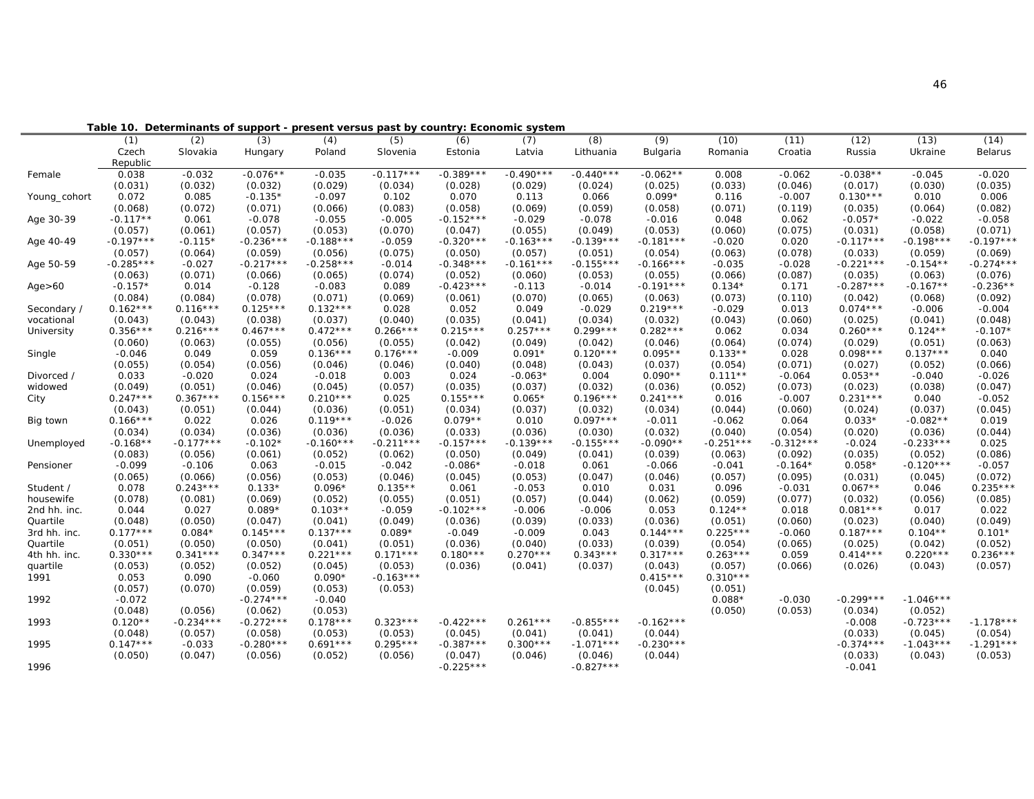**Table 10. Determinants of support - present versus past by country: Economic system**

| | (1) Czech Republic | (2) Slovakia | (3) Hungary | (4) Poland | (5) Slovenia | (6) Estonia | (7) Latvia | (8) Lithuania | (9) Bulgaria | (10) Romania | (11) Croatia | (12) Russia | (13) Ukraine | (14) Belarus |
|---|---|---|---|---|---|---|---|---|---|---|---|---|---|---|
| Female | 0.038 | -0.032 | -0.076** | -0.035 | -0.117*** | -0.389*** | -0.490*** | -0.440*** | -0.062** | 0.008 | -0.062 | -0.038** | -0.045 | -0.020 |
| | (0.031) | (0.032) | (0.032) | (0.029) | (0.034) | (0.028) | (0.029) | (0.024) | (0.025) | (0.033) | (0.046) | (0.017) | (0.030) | (0.035) |
| Young_cohort | 0.072 | 0.085 | -0.135* | -0.097 | 0.102 | 0.070 | 0.113 | 0.066 | 0.099* | 0.116 | -0.007 | 0.130*** | 0.010 | 0.006 |
| | (0.068) | (0.072) | (0.071) | (0.066) | (0.083) | (0.058) | (0.069) | (0.059) | (0.058) | (0.071) | (0.119) | (0.035) | (0.064) | (0.082) |
| Age 30-39 | -0.117** | 0.061 | -0.078 | -0.055 | -0.005 | -0.152*** | -0.029 | -0.078 | -0.016 | 0.048 | 0.062 | -0.057* | -0.022 | -0.058 |
| | (0.057) | (0.061) | (0.057) | (0.053) | (0.070) | (0.047) | (0.055) | (0.049) | (0.053) | (0.060) | (0.075) | (0.031) | (0.058) | (0.071) |
| Age 40-49 | -0.197*** | -0.115* | -0.236*** | -0.188*** | -0.059 | -0.320*** | -0.163*** | -0.139*** | -0.181*** | -0.020 | 0.020 | -0.117*** | -0.198*** | -0.197*** |
| | (0.057) | (0.064) | (0.059) | (0.056) | (0.075) | (0.050) | (0.057) | (0.051) | (0.054) | (0.063) | (0.078) | (0.033) | (0.059) | (0.069) |
| Age 50-59 | -0.285*** | -0.027 | -0.217*** | -0.258*** | -0.014 | -0.348*** | -0.161*** | -0.155*** | -0.166*** | -0.035 | -0.028 | -0.221*** | -0.154** | -0.274*** |
| | (0.063) | (0.071) | (0.066) | (0.065) | (0.074) | (0.052) | (0.060) | (0.053) | (0.055) | (0.066) | (0.087) | (0.035) | (0.063) | (0.076) |
| Age>60 | -0.157* | 0.014 | -0.128 | -0.083 | 0.089 | -0.423*** | -0.113 | -0.014 | -0.191*** | 0.134* | 0.171 | -0.287*** | -0.167** | -0.236** |
| | (0.084) | (0.084) | (0.078) | (0.071) | (0.069) | (0.061) | (0.070) | (0.065) | (0.063) | (0.073) | (0.110) | (0.042) | (0.068) | (0.092) |
| Secondary / vocational | 0.162*** | 0.116*** | 0.125*** | 0.132*** | 0.028 | 0.052 | 0.049 | -0.029 | 0.219*** | -0.029 | 0.013 | 0.074*** | -0.006 | -0.004 |
| | (0.043) | (0.043) | (0.038) | (0.037) | (0.040) | (0.035) | (0.041) | (0.034) | (0.032) | (0.043) | (0.060) | (0.025) | (0.041) | (0.048) |
| University | 0.356*** | 0.216*** | 0.467*** | 0.472*** | 0.266*** | 0.215*** | 0.257*** | 0.299*** | 0.282*** | 0.062 | 0.034 | 0.260*** | 0.124** | -0.107* |
| | (0.060) | (0.063) | (0.055) | (0.056) | (0.055) | (0.042) | (0.049) | (0.042) | (0.046) | (0.064) | (0.074) | (0.029) | (0.051) | (0.063) |
| Single | -0.046 | 0.049 | 0.059 | 0.136*** | 0.176*** | -0.009 | 0.091* | 0.120*** | 0.095** | 0.133** | 0.028 | 0.098*** | 0.137*** | 0.040 |
| | (0.055) | (0.054) | (0.056) | (0.046) | (0.046) | (0.040) | (0.048) | (0.043) | (0.037) | (0.054) | (0.071) | (0.027) | (0.052) | (0.066) |
| Divorced / widowed | 0.033 | -0.020 | 0.024 | -0.018 | 0.003 | 0.024 | -0.063* | 0.004 | 0.090** | 0.111** | -0.064 | 0.053** | -0.040 | -0.026 |
| | (0.049) | (0.051) | (0.046) | (0.045) | (0.057) | (0.035) | (0.037) | (0.032) | (0.036) | (0.052) | (0.073) | (0.023) | (0.038) | (0.047) |
| City | 0.247*** | 0.367*** | 0.156*** | 0.210*** | 0.025 | 0.155*** | 0.065* | 0.196*** | 0.241*** | 0.016 | -0.007 | 0.231*** | 0.040 | -0.052 |
| | (0.043) | (0.051) | (0.044) | (0.036) | (0.051) | (0.034) | (0.037) | (0.032) | (0.034) | (0.044) | (0.060) | (0.024) | (0.037) | (0.045) |
| Big town | 0.166*** | 0.022 | 0.026 | 0.119*** | -0.026 | 0.079** | 0.010 | 0.097*** | -0.011 | -0.062 | 0.064 | 0.033* | -0.082** | 0.019 |
| | (0.034) | (0.034) | (0.036) | (0.036) | (0.036) | (0.033) | (0.036) | (0.030) | (0.032) | (0.040) | (0.054) | (0.020) | (0.036) | (0.044) |
| Unemployed | -0.168** | -0.177*** | -0.102* | -0.160*** | -0.211*** | -0.157*** | -0.139*** | -0.155*** | -0.090** | -0.251*** | -0.312*** | -0.024 | -0.233*** | 0.025 |
| | (0.083) | (0.056) | (0.061) | (0.052) | (0.062) | (0.050) | (0.049) | (0.041) | (0.039) | (0.063) | (0.092) | (0.035) | (0.052) | (0.086) |
| Pensioner | -0.099 | -0.106 | 0.063 | -0.015 | -0.042 | -0.086* | -0.018 | 0.061 | -0.066 | -0.041 | -0.164* | 0.058* | -0.120*** | -0.057 |
| | (0.065) | (0.066) | (0.056) | (0.053) | (0.046) | (0.045) | (0.053) | (0.047) | (0.046) | (0.057) | (0.095) | (0.031) | (0.045) | (0.072) |
| Student / housewife | 0.078 | 0.243*** | 0.133* | 0.096* | 0.135** | 0.061 | -0.053 | 0.010 | 0.031 | 0.096 | -0.031 | 0.067** | 0.046 | 0.235*** |
| | (0.078) | (0.081) | (0.069) | (0.052) | (0.055) | (0.051) | (0.057) | (0.044) | (0.062) | (0.059) | (0.077) | (0.032) | (0.056) | (0.085) |
| 2nd hh. inc. Quartile | 0.044 | 0.027 | 0.089* | 0.103** | -0.059 | -0.102*** | -0.006 | -0.006 | 0.053 | 0.124** | 0.018 | 0.081*** | 0.017 | 0.022 |
| | (0.048) | (0.050) | (0.047) | (0.041) | (0.049) | (0.036) | (0.039) | (0.033) | (0.036) | (0.051) | (0.060) | (0.023) | (0.040) | (0.049) |
| 3rd hh. inc. Quartile | 0.177*** | 0.084* | 0.145*** | 0.137*** | 0.089* | -0.049 | -0.009 | 0.043 | 0.144*** | 0.225*** | -0.060 | 0.187*** | 0.104** | 0.101* |
| | (0.051) | (0.050) | (0.050) | (0.041) | (0.051) | (0.036) | (0.040) | (0.033) | (0.039) | (0.054) | (0.065) | (0.025) | (0.042) | (0.052) |
| 4th hh. inc. quartile | 0.330*** | 0.341*** | 0.347*** | 0.221*** | 0.171*** | 0.180*** | 0.270*** | 0.343*** | 0.317*** | 0.263*** | 0.059 | 0.414*** | 0.220*** | 0.236*** |
| | (0.053) | (0.052) | (0.052) | (0.045) | (0.053) | (0.036) | (0.041) | (0.037) | (0.043) | (0.057) | (0.066) | (0.026) | (0.043) | (0.057) |
| 1991 | 0.053 | 0.090 | -0.060 | 0.090* | -0.163*** | | | | 0.415*** | 0.310*** | | | | |
| | (0.057) | (0.070) | (0.059) | (0.053) | (0.053) | | | | (0.045) | (0.051) | | | | |
| 1992 | -0.072 | | -0.274*** | -0.040 | | | | | | 0.088* | -0.030 | -0.299*** | -1.046*** | |
| | (0.048) | (0.056) | (0.062) | (0.053) | | | | | | (0.050) | (0.053) | (0.034) | (0.052) | |
| 1993 | 0.120** | -0.234*** | -0.272*** | 0.178*** | 0.323*** | -0.422*** | 0.261*** | -0.855*** | -0.162*** | | | -0.008 | -0.723*** | -1.178*** |
| | (0.048) | (0.057) | (0.058) | (0.053) | (0.053) | (0.045) | (0.041) | (0.041) | (0.044) | | | (0.033) | (0.045) | (0.054) |
| 1995 | 0.147*** | -0.033 | -0.280*** | 0.691*** | 0.295*** | -0.387*** | 0.300*** | -1.071*** | -0.230*** | | | -0.374*** | -1.043*** | -1.291*** |
| | (0.050) | (0.047) | (0.056) | (0.052) | (0.056) | (0.047) | (0.046) | (0.046) | (0.044) | | | (0.033) | (0.043) | (0.053) |
| 1996 | | | | | | -0.225*** | | -0.827*** | | | | -0.041 | | |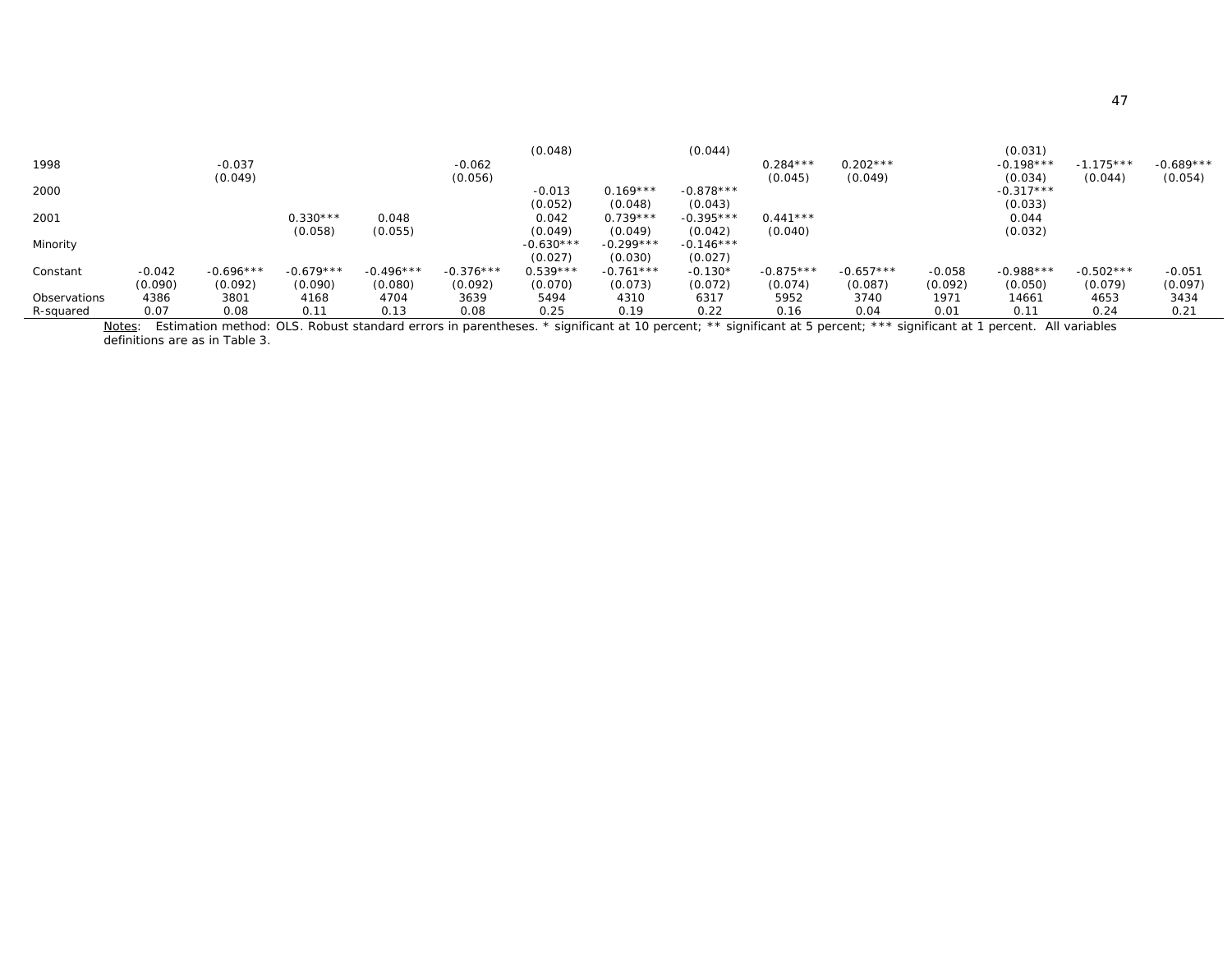| | | | | | | | | | | | | | | |
|---|---|---|---|---|---|---|---|---|---|---|---|---|---|---|
| | | | | | | (0.048) | | (0.044) | | | | (0.031) | | |
| 1998 | | -0.037 | | | -0.062 | | | | 0.284*** | 0.202*** | | -0.198*** | -1.175*** | -0.689*** |
| | | (0.049) | | | (0.056) | | | | (0.045) | (0.049) | | (0.034) | (0.044) | (0.054) |
| 2000 | | | | | | -0.013 | 0.169*** | -0.878*** | | | | -0.317*** | | |
| | | | | | | (0.052) | (0.048) | (0.043) | | | | (0.033) | | |
| 2001 | | | 0.330*** | 0.048 | | 0.042 | 0.739*** | -0.395*** | 0.441*** | | | 0.044 | | |
| | | | (0.058) | (0.055) | | (0.049) | (0.049) | (0.042) | (0.040) | | | (0.032) | | |
| Minority | | | | | | -0.630*** | -0.299*** | -0.146*** | | | | | | |
| | | | | | | (0.027) | (0.030) | (0.027) | | | | | | |
| Constant | -0.042 | -0.696*** | -0.679*** | -0.496*** | -0.376*** | 0.539*** | -0.761*** | -0.130* | -0.875*** | -0.657*** | -0.058 | -0.988*** | -0.502*** | -0.051 |
| | (0.090) | (0.092) | (0.090) | (0.080) | (0.092) | (0.070) | (0.073) | (0.072) | (0.074) | (0.087) | (0.092) | (0.050) | (0.079) | (0.097) |
| Observations | 4386 | 3801 | 4168 | 4704 | 3639 | 5494 | 4310 | 6317 | 5952 | 3740 | 1971 | 14661 | 4653 | 3434 |
| R-squared | 0.07 | 0.08 | 0.11 | 0.13 | 0.08 | 0.25 | 0.19 | 0.22 | 0.16 | 0.04 | 0.01 | 0.11 | 0.24 | 0.21 |

Notes: Estimation method: OLS. Robust standard errors in parentheses. * significant at 10 percent; ** significant at 5 percent; *** significant at 1 percent. All variables definitions are as in Table 3.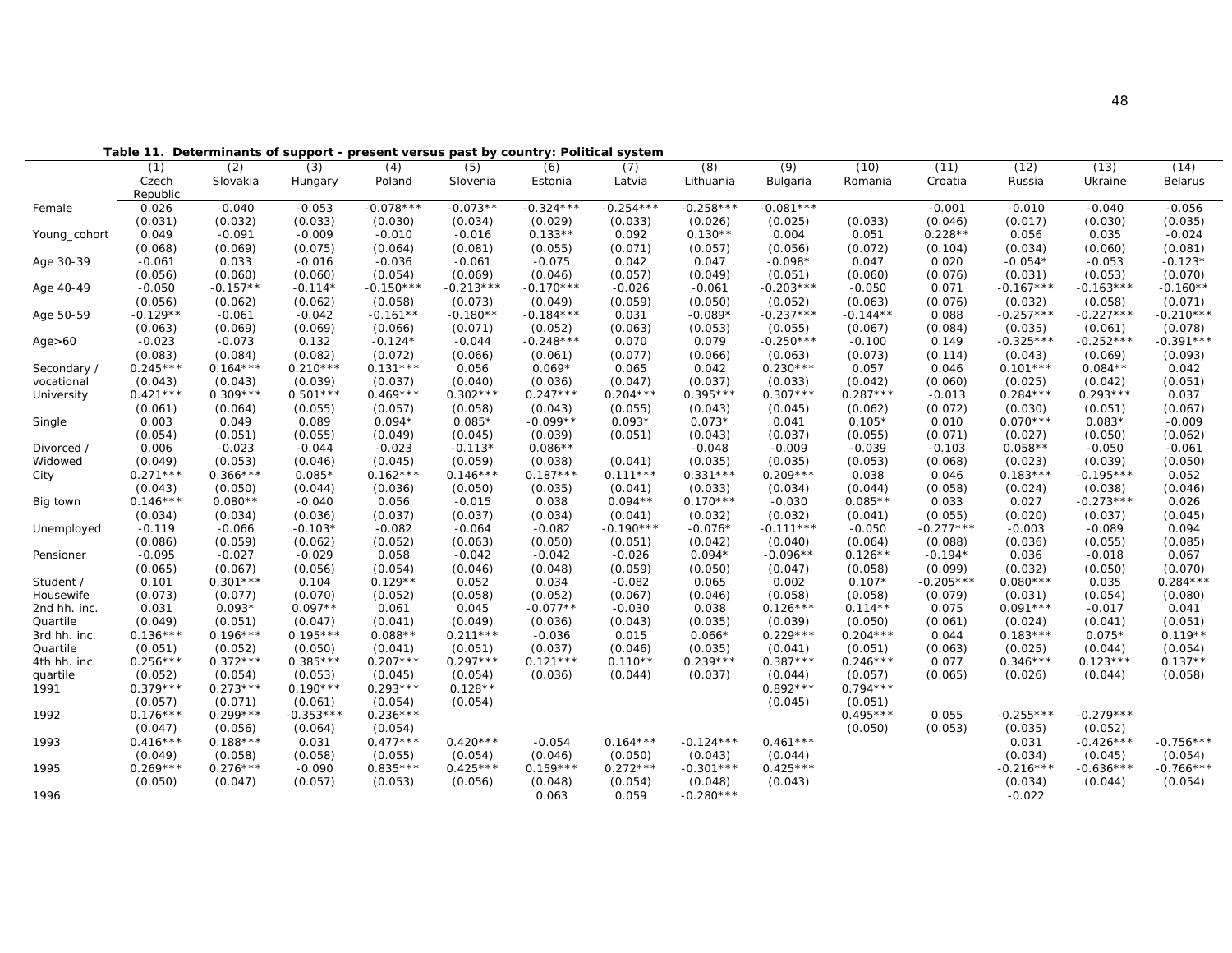**Table 11. Determinants of support - present versus past by country: Political system**

| | (1) | (2) | (3) | (4) | (5) | (6) | (7) | (8) | (9) | (10) | (11) | (12) | (13) | (14) |
|---|---|---|---|---|---|---|---|---|---|---|---|---|---|---|
| | Czech Republic | Slovakia | Hungary | Poland | Slovenia | Estonia | Latvia | Lithuania | Bulgaria | Romania | Croatia | Russia | Ukraine | Belarus |
| Female | 0.026 | -0.040 | -0.053 | -0.078*** | -0.073** | -0.324*** | -0.254*** | -0.258*** | -0.081*** | | -0.001 | -0.010 | -0.040 | -0.056 |
| | (0.031) | (0.032) | (0.033) | (0.030) | (0.034) | (0.029) | (0.033) | (0.026) | (0.025) | (0.033) | (0.046) | (0.017) | (0.030) | (0.035) |
| Young_cohort | 0.049 | -0.091 | -0.009 | -0.010 | -0.016 | 0.133** | 0.092 | 0.130** | 0.004 | 0.051 | 0.228** | 0.056 | 0.035 | -0.024 |
| | (0.068) | (0.069) | (0.075) | (0.064) | (0.081) | (0.055) | (0.071) | (0.057) | (0.056) | (0.072) | (0.104) | (0.034) | (0.060) | (0.081) |
| Age 30-39 | -0.061 | 0.033 | -0.016 | -0.036 | -0.061 | -0.075 | 0.042 | 0.047 | -0.098* | 0.047 | 0.020 | -0.054* | -0.053 | -0.123* |
| | (0.056) | (0.060) | (0.060) | (0.054) | (0.069) | (0.046) | (0.057) | (0.049) | (0.051) | (0.060) | (0.076) | (0.031) | (0.053) | (0.070) |
| Age 40-49 | -0.050 | -0.157** | -0.114* | -0.150*** | -0.213*** | -0.170*** | -0.026 | -0.061 | -0.203*** | -0.050 | 0.071 | -0.167*** | -0.163*** | -0.160** |
| | (0.056) | (0.062) | (0.062) | (0.058) | (0.073) | (0.049) | (0.059) | (0.050) | (0.052) | (0.063) | (0.076) | (0.032) | (0.058) | (0.071) |
| Age 50-59 | -0.129** | -0.061 | -0.042 | -0.161** | -0.180** | -0.184*** | 0.031 | -0.089* | -0.237*** | -0.144** | 0.088 | -0.257*** | -0.227*** | -0.210*** |
| | (0.063) | (0.069) | (0.069) | (0.066) | (0.071) | (0.052) | (0.063) | (0.053) | (0.055) | (0.067) | (0.084) | (0.035) | (0.061) | (0.078) |
| Age>60 | -0.023 | -0.073 | 0.132 | -0.124* | -0.044 | -0.248*** | 0.070 | 0.079 | -0.250*** | -0.100 | 0.149 | -0.325*** | -0.252*** | -0.391*** |
| | (0.083) | (0.084) | (0.082) | (0.072) | (0.066) | (0.061) | (0.077) | (0.066) | (0.063) | (0.073) | (0.114) | (0.043) | (0.069) | (0.093) |
| Secondary / | 0.245*** | 0.164*** | 0.210*** | 0.131*** | 0.056 | 0.069* | 0.065 | 0.042 | 0.230*** | 0.057 | 0.046 | 0.101*** | 0.084** | 0.042 |
| vocational | (0.043) | (0.043) | (0.039) | (0.037) | (0.040) | (0.036) | (0.047) | (0.037) | (0.033) | (0.042) | (0.060) | (0.025) | (0.042) | (0.051) |
| University | 0.421*** | 0.309*** | 0.501*** | 0.469*** | 0.302*** | 0.247*** | 0.204*** | 0.395*** | 0.307*** | 0.287*** | -0.013 | 0.284*** | 0.293*** | 0.037 |
| | (0.061) | (0.064) | (0.055) | (0.057) | (0.058) | (0.043) | (0.055) | (0.043) | (0.045) | (0.062) | (0.072) | (0.030) | (0.051) | (0.067) |
| Single | 0.003 | 0.049 | 0.089 | 0.094* | 0.085* | -0.099** | 0.093* | 0.073* | 0.041 | 0.105* | 0.010 | 0.070*** | 0.083* | -0.009 |
| | (0.054) | (0.051) | (0.055) | (0.049) | (0.045) | (0.039) | (0.051) | (0.043) | (0.037) | (0.055) | (0.071) | (0.027) | (0.050) | (0.062) |
| Divorced / | 0.006 | -0.023 | -0.044 | -0.023 | -0.113* | 0.086** | | -0.048 | -0.009 | -0.039 | -0.103 | 0.058** | -0.050 | -0.061 |
| Widowed | (0.049) | (0.053) | (0.046) | (0.045) | (0.059) | (0.038) | (0.041) | (0.035) | (0.035) | (0.053) | (0.068) | (0.023) | (0.039) | (0.050) |
| City | 0.271*** | 0.366*** | 0.085* | 0.162*** | 0.146*** | 0.187*** | 0.111*** | 0.331*** | 0.209*** | 0.038 | 0.046 | 0.183*** | -0.195*** | 0.052 |
| | (0.043) | (0.050) | (0.044) | (0.036) | (0.050) | (0.035) | (0.041) | (0.033) | (0.034) | (0.044) | (0.058) | (0.024) | (0.038) | (0.046) |
| Big town | 0.146*** | 0.080** | -0.040 | 0.056 | -0.015 | 0.038 | 0.094** | 0.170*** | -0.030 | 0.085** | 0.033 | 0.027 | -0.273*** | 0.026 |
| | (0.034) | (0.034) | (0.036) | (0.037) | (0.037) | (0.034) | (0.041) | (0.032) | (0.032) | (0.041) | (0.055) | (0.020) | (0.037) | (0.045) |
| Unemployed | -0.119 | -0.066 | -0.103* | -0.082 | -0.064 | -0.082 | -0.190*** | -0.076* | -0.111*** | -0.050 | -0.277*** | -0.003 | -0.089 | 0.094 |
| | (0.086) | (0.059) | (0.062) | (0.052) | (0.063) | (0.050) | (0.051) | (0.042) | (0.040) | (0.064) | (0.088) | (0.036) | (0.055) | (0.085) |
| Pensioner | -0.095 | -0.027 | -0.029 | 0.058 | -0.042 | -0.042 | -0.026 | 0.094* | -0.096** | 0.126** | -0.194* | 0.036 | -0.018 | 0.067 |
| | (0.065) | (0.067) | (0.056) | (0.054) | (0.046) | (0.048) | (0.059) | (0.050) | (0.047) | (0.058) | (0.099) | (0.032) | (0.050) | (0.070) |
| Student / | 0.101 | 0.301*** | 0.104 | 0.129** | 0.052 | 0.034 | -0.082 | 0.065 | 0.002 | 0.107* | -0.205*** | 0.080*** | 0.035 | 0.284*** |
| Housewife | (0.073) | (0.077) | (0.070) | (0.052) | (0.058) | (0.052) | (0.067) | (0.046) | (0.058) | (0.058) | (0.079) | (0.031) | (0.054) | (0.080) |
| 2nd hh. inc. | 0.031 | 0.093* | 0.097** | 0.061 | 0.045 | -0.077** | -0.030 | 0.038 | 0.126*** | 0.114** | 0.075 | 0.091*** | -0.017 | 0.041 |
| Quartile | (0.049) | (0.051) | (0.047) | (0.041) | (0.049) | (0.036) | (0.043) | (0.035) | (0.039) | (0.050) | (0.061) | (0.024) | (0.041) | (0.051) |
| 3rd hh. inc. | 0.136*** | 0.196*** | 0.195*** | 0.088** | 0.211*** | -0.036 | 0.015 | 0.066* | 0.229*** | 0.204*** | 0.044 | 0.183*** | 0.075* | 0.119** |
| Quartile | (0.051) | (0.052) | (0.050) | (0.041) | (0.051) | (0.037) | (0.046) | (0.035) | (0.041) | (0.051) | (0.063) | (0.025) | (0.044) | (0.054) |
| 4th hh. inc. | 0.256*** | 0.372*** | 0.385*** | 0.207*** | 0.297*** | 0.121*** | 0.110** | 0.239*** | 0.387*** | 0.246*** | 0.077 | 0.346*** | 0.123*** | 0.137** |
| quartile | (0.052) | (0.054) | (0.053) | (0.045) | (0.054) | (0.036) | (0.044) | (0.037) | (0.044) | (0.057) | (0.065) | (0.026) | (0.044) | (0.058) |
| 1991 | 0.379*** | 0.273*** | 0.190*** | 0.293*** | 0.128** | | | | 0.892*** | 0.794*** | | | | |
| | (0.057) | (0.071) | (0.061) | (0.054) | (0.054) | | | | (0.045) | (0.051) | | | | |
| 1992 | 0.176*** | 0.299*** | -0.353*** | 0.236*** | | | | | | 0.495*** | 0.055 | -0.255*** | -0.279*** | |
| | (0.047) | (0.056) | (0.064) | (0.054) | | | | | | (0.050) | (0.053) | (0.035) | (0.052) | |
| 1993 | 0.416*** | 0.188*** | 0.031 | 0.477*** | 0.420*** | -0.054 | 0.164*** | -0.124*** | 0.461*** | | | 0.031 | -0.426*** | -0.756*** |
| | (0.049) | (0.058) | (0.058) | (0.055) | (0.054) | (0.046) | (0.050) | (0.043) | (0.044) | | | (0.034) | (0.045) | (0.054) |
| 1995 | 0.269*** | 0.276*** | -0.090 | 0.835*** | 0.425*** | 0.159*** | 0.272*** | -0.301*** | 0.425*** | | | -0.216*** | -0.636*** | -0.766*** |
| | (0.050) | (0.047) | (0.057) | (0.053) | (0.056) | (0.048) | (0.054) | (0.048) | (0.043) | | | (0.034) | (0.044) | (0.054) |
| 1996 | | | | | | 0.063 | 0.059 | -0.280*** | | | | -0.022 | | |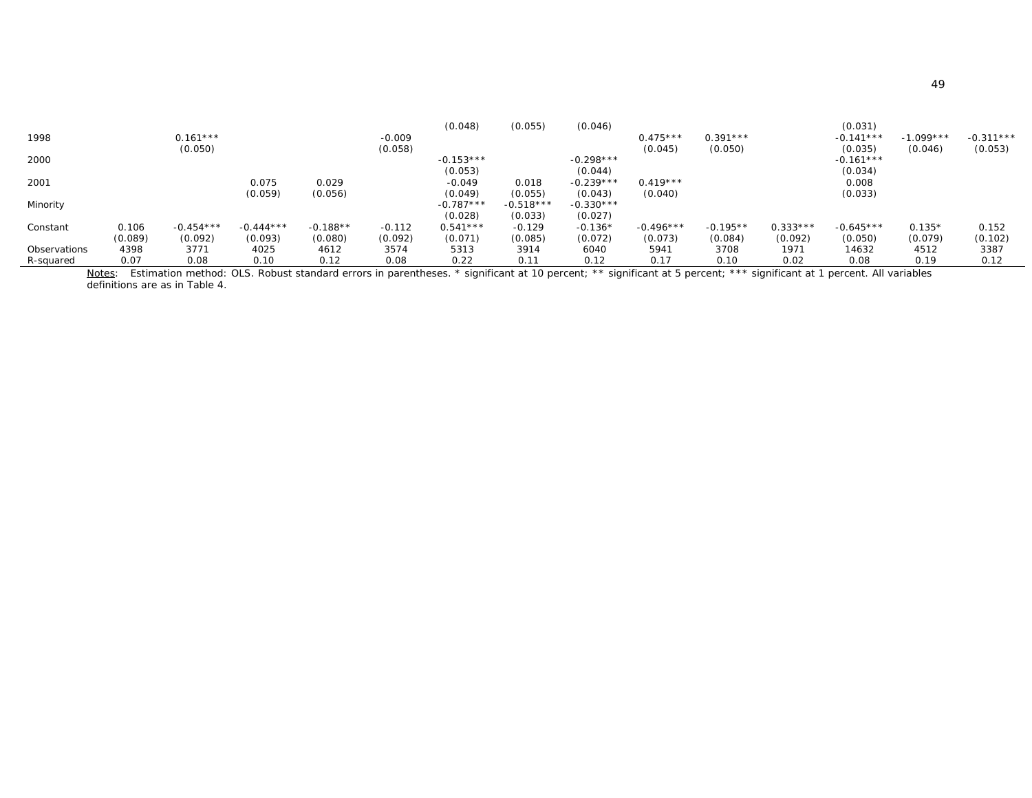| | | | | | | | | | | | | | | |
|---|---|---|---|---|---|---|---|---|---|---|---|---|---|---|
| | | | | | | (0.048) | (0.055) | (0.046) | | | | (0.031) | | |
| 1998 | | 0.161*** | | | -0.009 | | | | 0.475*** | 0.391*** | | -0.141*** | -1.099*** | -0.311*** |
| | | (0.050) | | | (0.058) | | | | (0.045) | (0.050) | | (0.035) | (0.046) | (0.053) |
| 2000 | | | | | | -0.153*** | | -0.298*** | | | | -0.161*** | | |
| | | | | | | (0.053) | | (0.044) | | | | (0.034) | | |
| 2001 | | | 0.075 | 0.029 | | -0.049 | 0.018 | -0.239*** | 0.419*** | | | 0.008 | | |
| | | | (0.059) | (0.056) | | (0.049) | (0.055) | (0.043) | (0.040) | | | (0.033) | | |
| Minority | | | | | | -0.787*** | -0.518*** | -0.330*** | | | | | | |
| | | | | | | (0.028) | (0.033) | (0.027) | | | | | | |
| Constant | 0.106 | -0.454*** | -0.444*** | -0.188** | -0.112 | 0.541*** | -0.129 | -0.136* | -0.496*** | -0.195** | 0.333*** | -0.645*** | 0.135* | 0.152 |
| | (0.089) | (0.092) | (0.093) | (0.080) | (0.092) | (0.071) | (0.085) | (0.072) | (0.073) | (0.084) | (0.092) | (0.050) | (0.079) | (0.102) |
| Observations | 4398 | 3771 | 4025 | 4612 | 3574 | 5313 | 3914 | 6040 | 5941 | 3708 | 1971 | 14632 | 4512 | 3387 |
| R-squared | 0.07 | 0.08 | 0.10 | 0.12 | 0.08 | 0.22 | 0.11 | 0.12 | 0.17 | 0.10 | 0.02 | 0.08 | 0.19 | 0.12 |

Notes: Estimation method: OLS. Robust standard errors in parentheses. * significant at 10 percent; ** significant at 5 percent; *** significant at 1 percent. All variables definitions are as in Table 4.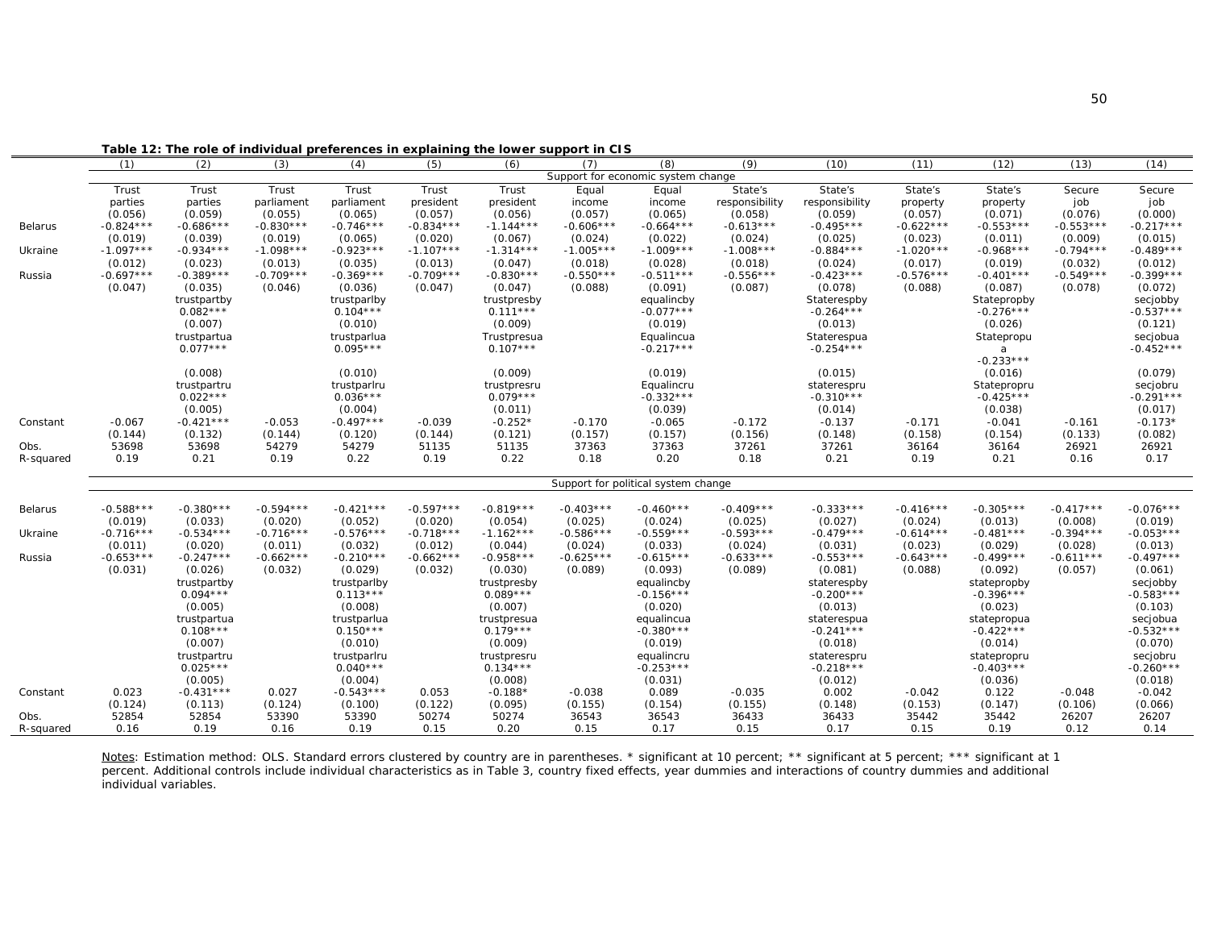**Table 12: The role of individual preferences in explaining the lower support in CIS**

| | (1) | (2) | (3) | (4) | (5) | (6) | (7) | (8) | (9) | (10) | (11) | (12) | (13) | (14) |
|---|---|---|---|---|---|---|---|---|---|---|---|---|---|---|
| | Support for economic system change | | | | | | | | | | | | | |
| | Trust parties | Trust parties | Trust parliament | Trust parliament | Trust president | Trust president | Equal income | Equal income | State's responsibility | State's responsibility | State's property | State's property | Secure job | Secure job |
| | (0.056) | (0.059) | (0.055) | (0.065) | (0.057) | (0.056) | (0.057) | (0.065) | (0.058) | (0.059) | (0.057) | (0.071) | (0.076) | (0.000) |
| Belarus | -0.824*** | -0.686*** | -0.830*** | -0.746*** | -0.834*** | -1.144*** | -0.606*** | -0.664*** | -0.613*** | -0.495*** | -0.622*** | -0.553*** | -0.553*** | -0.217*** |
| | (0.019) | (0.039) | (0.019) | (0.065) | (0.020) | (0.067) | (0.024) | (0.022) | (0.024) | (0.025) | (0.023) | (0.011) | (0.009) | (0.015) |
| Ukraine | -1.097*** | -0.934*** | -1.098*** | -0.923*** | -1.107*** | -1.314*** | -1.005*** | -1.009*** | -1.008*** | -0.884*** | -1.020*** | -0.968*** | -0.794*** | -0.489*** |
| | (0.012) | (0.023) | (0.013) | (0.035) | (0.013) | (0.047) | (0.018) | (0.028) | (0.018) | (0.024) | (0.017) | (0.019) | (0.032) | (0.012) |
| Russia | -0.697*** | -0.389*** | -0.709*** | -0.369*** | -0.709*** | -0.830*** | -0.550*** | -0.511*** | -0.556*** | -0.423*** | -0.576*** | -0.401*** | -0.549*** | -0.399*** |
| | (0.047) | (0.035) | (0.046) | (0.036) | (0.047) | (0.047) | (0.088) | (0.091) | (0.087) | (0.078) | (0.088) | (0.087) | (0.078) | (0.072) |
| | | trustpartby | | trustparlby | | trustpresby | | equalincby | | Staterespby | | Statepropby | | secjobby |
| | | 0.082*** | | 0.104*** | | 0.111*** | | -0.077*** | | -0.264*** | | -0.276*** | | -0.537*** |
| | | (0.007) | | (0.010) | | (0.009) | | (0.019) | | (0.013) | | (0.026) | | (0.121) |
| | | trustpartua | | trustparlua | | Trustpresua | | Equalincua | | Staterespua | | Statepropua | | secjobua |
| | | 0.077*** | | 0.095*** | | 0.107*** | | -0.217*** | | -0.254*** | | -0.233*** | | -0.452*** |
| | | (0.008) | | (0.010) | | (0.009) | | (0.019) | | (0.015) | | (0.016) | | (0.079) |
| | | trustpartru | | trustparlru | | trustpresru | | Equalincru | | staterespru | | Statepropru | | secjobru |
| | | 0.022*** | | 0.036*** | | 0.079*** | | -0.332*** | | -0.310*** | | -0.425*** | | -0.291*** |
| | | (0.005) | | (0.004) | | (0.011) | | (0.039) | | (0.014) | | (0.038) | | (0.017) |
| Constant | -0.067 | -0.421*** | -0.053 | -0.497*** | -0.039 | -0.252* | -0.170 | -0.065 | -0.172 | -0.137 | -0.171 | -0.041 | -0.161 | -0.173* |
| | (0.144) | (0.132) | (0.144) | (0.120) | (0.144) | (0.121) | (0.157) | (0.157) | (0.156) | (0.148) | (0.158) | (0.154) | (0.133) | (0.082) |
| Obs. | 53698 | 53698 | 54279 | 54279 | 51135 | 51135 | 37363 | 37363 | 37261 | 37261 | 36164 | 36164 | 26921 | 26921 |
| R-squared | 0.19 | 0.21 | 0.19 | 0.22 | 0.19 | 0.22 | 0.18 | 0.20 | 0.18 | 0.21 | 0.19 | 0.21 | 0.16 | 0.17 |
| | Support for political system change | | | | | | | | | | | | | |
| Belarus | -0.588*** | -0.380*** | -0.594*** | -0.421*** | -0.597*** | -0.819*** | -0.403*** | -0.460*** | -0.409*** | -0.333*** | -0.416*** | -0.305*** | -0.417*** | -0.076*** |
| | (0.019) | (0.033) | (0.020) | (0.052) | (0.020) | (0.054) | (0.025) | (0.024) | (0.025) | (0.027) | (0.024) | (0.013) | (0.008) | (0.019) |
| Ukraine | -0.716*** | -0.534*** | -0.716*** | -0.576*** | -0.718*** | -1.162*** | -0.586*** | -0.559*** | -0.593*** | -0.479*** | -0.614*** | -0.481*** | -0.394*** | -0.053*** |
| | (0.011) | (0.020) | (0.011) | (0.032) | (0.012) | (0.044) | (0.024) | (0.033) | (0.024) | (0.031) | (0.023) | (0.029) | (0.028) | (0.013) |
| Russia | -0.653*** | -0.247*** | -0.662*** | -0.210*** | -0.662*** | -0.958*** | -0.625*** | -0.615*** | -0.633*** | -0.553*** | -0.643*** | -0.499*** | -0.611*** | -0.497*** |
| | (0.031) | (0.026) | (0.032) | (0.029) | (0.032) | (0.030) | (0.089) | (0.093) | (0.089) | (0.081) | (0.088) | (0.092) | (0.057) | (0.061) |
| | | trustpartby | | trustparlby | | trustpresby | | equalincby | | staterespby | | statepropby | | secjobby |
| | | 0.094*** | | 0.113*** | | 0.089*** | | -0.156*** | | -0.200*** | | -0.396*** | | -0.583*** |
| | | (0.005) | | (0.008) | | (0.007) | | (0.020) | | (0.013) | | (0.023) | | (0.103) |
| | | trustpartua | | trustparlua | | trustpresua | | equalincua | | staterespua | | statepropua | | secjobua |
| | | 0.108*** | | 0.150*** | | 0.179*** | | -0.380*** | | -0.241*** | | -0.422*** | | -0.532*** |
| | | (0.007) | | (0.010) | | (0.009) | | (0.019) | | (0.018) | | (0.014) | | (0.070) |
| | | trustpartru | | trustparlru | | trustpresru | | equalincru | | staterespru | | statepropru | | secjobru |
| | | 0.025*** | | 0.040*** | | 0.134*** | | -0.253*** | | -0.218*** | | -0.403*** | | -0.260*** |
| | | (0.005) | | (0.004) | | (0.008) | | (0.031) | | (0.012) | | (0.036) | | (0.018) |
| Constant | 0.023 | -0.431*** | 0.027 | -0.543*** | 0.053 | -0.188* | -0.038 | 0.089 | -0.035 | 0.002 | -0.042 | 0.122 | -0.048 | -0.042 |
| | (0.124) | (0.113) | (0.124) | (0.100) | (0.122) | (0.095) | (0.155) | (0.154) | (0.155) | (0.148) | (0.153) | (0.147) | (0.106) | (0.066) |
| Obs. | 52854 | 52854 | 53390 | 53390 | 50274 | 50274 | 36543 | 36543 | 36433 | 36433 | 35442 | 35442 | 26207 | 26207 |
| R-squared | 0.16 | 0.19 | 0.16 | 0.19 | 0.15 | 0.20 | 0.15 | 0.17 | 0.15 | 0.17 | 0.15 | 0.19 | 0.12 | 0.14 |

Notes: Estimation method: OLS. Standard errors clustered by country are in parentheses. * significant at 10 percent; ** significant at 5 percent; *** significant at 1 percent. Additional controls include individual characteristics as in Table 3, country fixed effects, year dummies and interactions of country dummies and additional individual variables.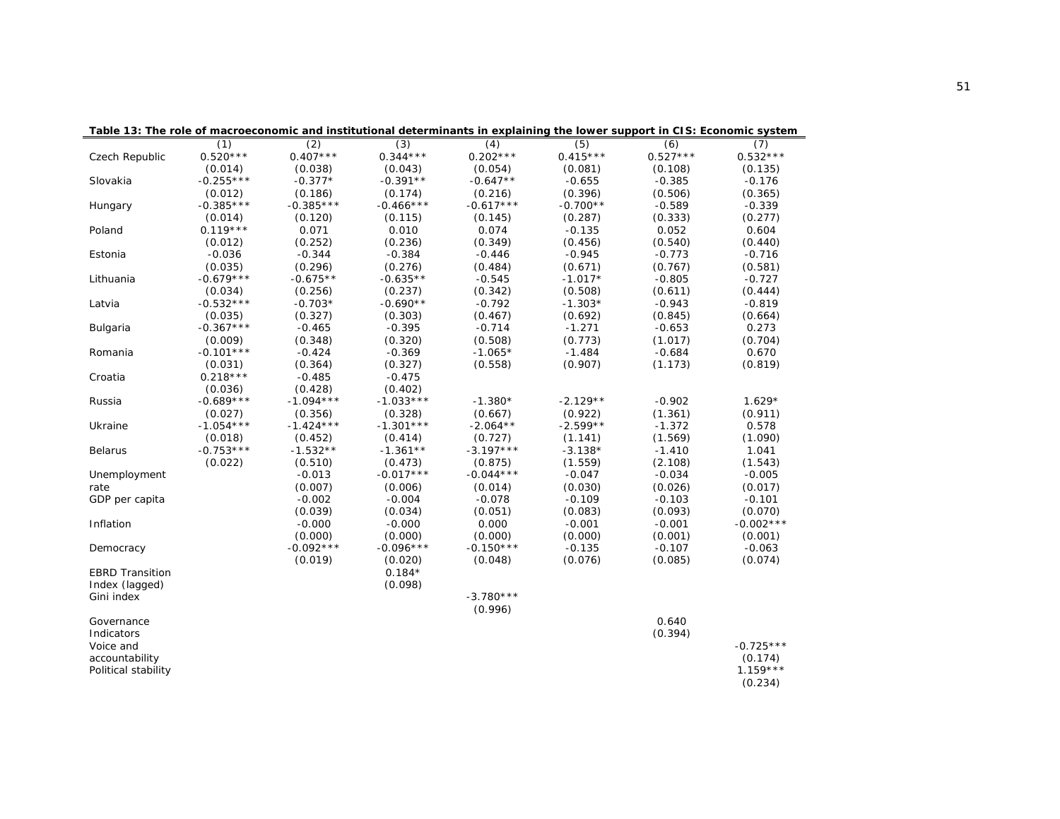**Table 13: The role of macroeconomic and institutional determinants in explaining the lower support in CIS: Economic system**

| | (1) | (2) | (3) | (4) | (5) | (6) | (7) |
|---|---|---|---|---|---|---|---|
| Czech Republic | 0.520*** | 0.407*** | 0.344*** | 0.202*** | 0.415*** | 0.527*** | 0.532*** |
| | (0.014) | (0.038) | (0.043) | (0.054) | (0.081) | (0.108) | (0.135) |
| Slovakia | -0.255*** | -0.377* | -0.391** | -0.647** | -0.655 | -0.385 | -0.176 |
| | (0.012) | (0.186) | (0.174) | (0.216) | (0.396) | (0.506) | (0.365) |
| Hungary | -0.385*** | -0.385*** | -0.466*** | -0.617*** | -0.700** | -0.589 | -0.339 |
| | (0.014) | (0.120) | (0.115) | (0.145) | (0.287) | (0.333) | (0.277) |
| Poland | 0.119*** | 0.071 | 0.010 | 0.074 | -0.135 | 0.052 | 0.604 |
| | (0.012) | (0.252) | (0.236) | (0.349) | (0.456) | (0.540) | (0.440) |
| Estonia | -0.036 | -0.344 | -0.384 | -0.446 | -0.945 | -0.773 | -0.716 |
| | (0.035) | (0.296) | (0.276) | (0.484) | (0.671) | (0.767) | (0.581) |
| Lithuania | -0.679*** | -0.675** | -0.635** | -0.545 | -1.017* | -0.805 | -0.727 |
| | (0.034) | (0.256) | (0.237) | (0.342) | (0.508) | (0.611) | (0.444) |
| Latvia | -0.532*** | -0.703* | -0.690** | -0.792 | -1.303* | -0.943 | -0.819 |
| | (0.035) | (0.327) | (0.303) | (0.467) | (0.692) | (0.845) | (0.664) |
| Bulgaria | -0.367*** | -0.465 | -0.395 | -0.714 | -1.271 | -0.653 | 0.273 |
| | (0.009) | (0.348) | (0.320) | (0.508) | (0.773) | (1.017) | (0.704) |
| Romania | -0.101*** | -0.424 | -0.369 | -1.065* | -1.484 | -0.684 | 0.670 |
| | (0.031) | (0.364) | (0.327) | (0.558) | (0.907) | (1.173) | (0.819) |
| Croatia | 0.218*** | -0.485 | -0.475 | | | | |
| | (0.036) | (0.428) | (0.402) | | | | |
| Russia | -0.689*** | -1.094*** | -1.033*** | -1.380* | -2.129** | -0.902 | 1.629* |
| | (0.027) | (0.356) | (0.328) | (0.667) | (0.922) | (1.361) | (0.911) |
| Ukraine | -1.054*** | -1.424*** | -1.301*** | -2.064** | -2.599** | -1.372 | 0.578 |
| | (0.018) | (0.452) | (0.414) | (0.727) | (1.141) | (1.569) | (1.090) |
| Belarus | -0.753*** | -1.532** | -1.361** | -3.197*** | -3.138* | -1.410 | 1.041 |
| | (0.022) | (0.510) | (0.473) | (0.875) | (1.559) | (2.108) | (1.543) |
| Unemployment rate | | -0.013 | -0.017*** | -0.044*** | -0.047 | -0.034 | -0.005 |
| | | (0.007) | (0.006) | (0.014) | (0.030) | (0.026) | (0.017) |
| GDP per capita | | -0.002 | -0.004 | -0.078 | -0.109 | -0.103 | -0.101 |
| | | (0.039) | (0.034) | (0.051) | (0.083) | (0.093) | (0.070) |
| Inflation | | -0.000 | -0.000 | 0.000 | -0.001 | -0.001 | -0.002*** |
| | | (0.000) | (0.000) | (0.000) | (0.000) | (0.001) | (0.001) |
| Democracy | | -0.092*** | -0.096*** | -0.150*** | -0.135 | -0.107 | -0.063 |
| | | (0.019) | (0.020) | (0.048) | (0.076) | (0.085) | (0.074) |
| EBRD Transition Index (lagged) | | | 0.184* | | | | |
| | | | (0.098) | | | | |
| Gini index | | | | -3.780*** | | | |
| | | | | (0.996) | | | |
| Governance Indicators | | | | | | 0.640 | |
| | | | | | | (0.394) | |
| Voice and accountability | | | | | | | -0.725*** |
| | | | | | | | (0.174) |
| Political stability | | | | | | | 1.159*** |
| | | | | | | | (0.234) |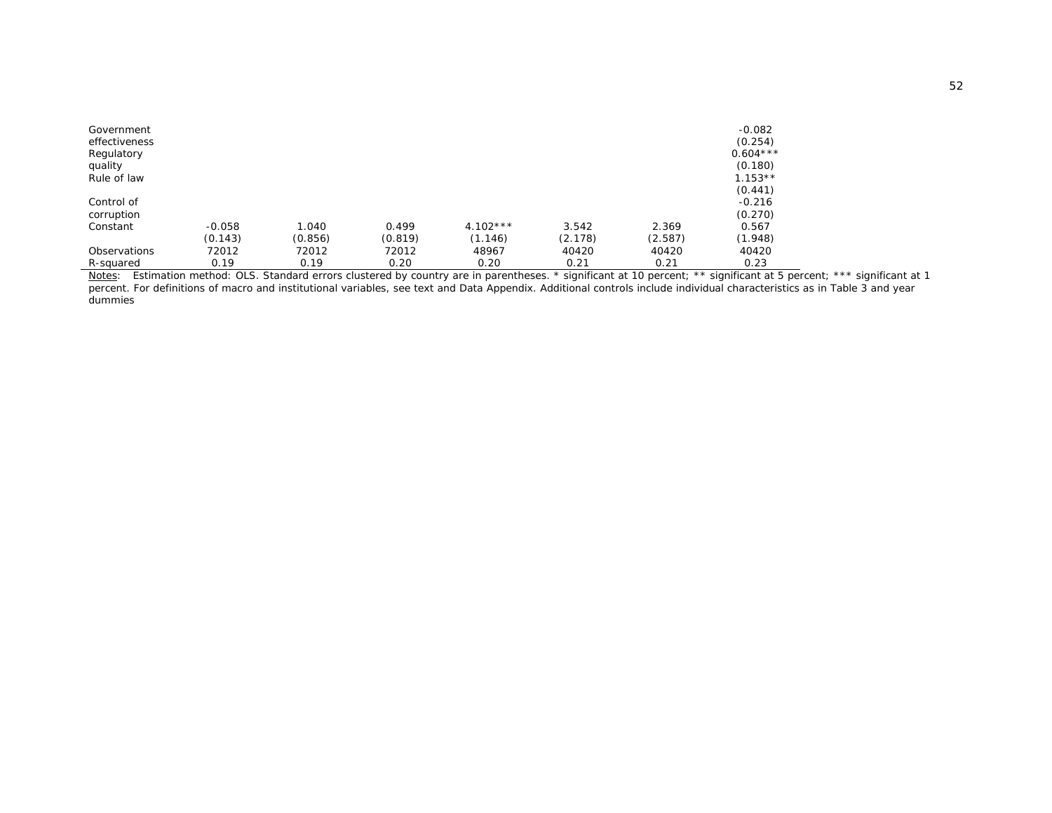| | | | | | | | |
|---|---|---|---|---|---|---|---|
| Government effectiveness | | | | | | | -0.082 |
| | | | | | | | (0.254) |
| Regulatory quality | | | | | | | 0.604*** |
| | | | | | | | (0.180) |
| Rule of law | | | | | | | 1.153** |
| | | | | | | | (0.441) |
| Control of corruption | | | | | | | -0.216 |
| | | | | | | | (0.270) |
| Constant | -0.058 | 1.040 | 0.499 | 4.102*** | 3.542 | 2.369 | 0.567 |
| | (0.143) | (0.856) | (0.819) | (1.146) | (2.178) | (2.587) | (1.948) |
| Observations | 72012 | 72012 | 72012 | 48967 | 40420 | 40420 | 40420 |
| R-squared | 0.19 | 0.19 | 0.20 | 0.20 | 0.21 | 0.21 | 0.23 |

Notes: Estimation method: OLS. Standard errors clustered by country are in parentheses. * significant at 10 percent; ** significant at 5 percent; *** significant at 1 percent. For definitions of macro and institutional variables, see text and Data Appendix. Additional controls include individual characteristics as in Table 3 and year dummies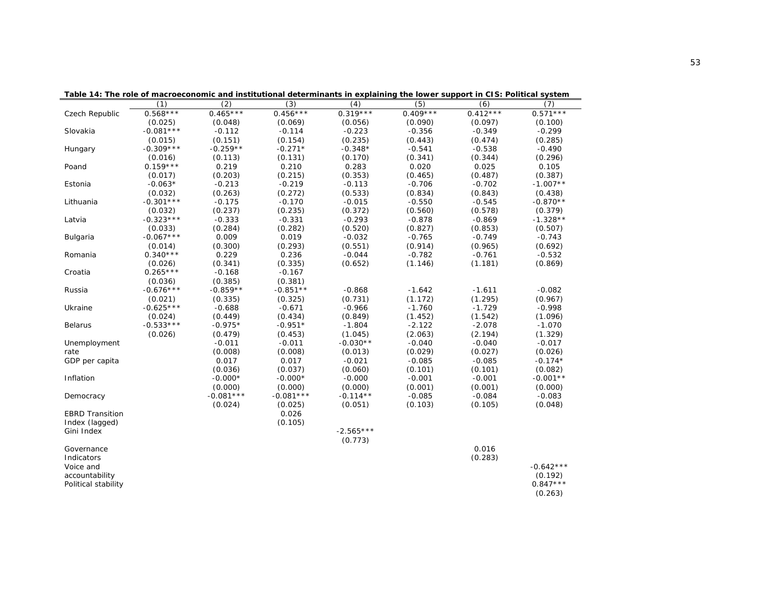**Table 14: The role of macroeconomic and institutional determinants in explaining the lower support in CIS: Political system**

| | (1) | (2) | (3) | (4) | (5) | (6) | (7) |
|---|---|---|---|---|---|---|---|
| Czech Republic | 0.568*** | 0.465*** | 0.456*** | 0.319*** | 0.409*** | 0.412*** | 0.571*** |
| | (0.025) | (0.048) | (0.069) | (0.056) | (0.090) | (0.097) | (0.100) |
| Slovakia | -0.081*** | -0.112 | -0.114 | -0.223 | -0.356 | -0.349 | -0.299 |
| | (0.015) | (0.151) | (0.154) | (0.235) | (0.443) | (0.474) | (0.285) |
| Hungary | -0.309*** | -0.259** | -0.271* | -0.348* | -0.541 | -0.538 | -0.490 |
| | (0.016) | (0.113) | (0.131) | (0.170) | (0.341) | (0.344) | (0.296) |
| Poand | 0.159*** | 0.219 | 0.210 | 0.283 | 0.020 | 0.025 | 0.105 |
| | (0.017) | (0.203) | (0.215) | (0.353) | (0.465) | (0.487) | (0.387) |
| Estonia | -0.063* | -0.213 | -0.219 | -0.113 | -0.706 | -0.702 | -1.007** |
| | (0.032) | (0.263) | (0.272) | (0.533) | (0.834) | (0.843) | (0.438) |
| Lithuania | -0.301*** | -0.175 | -0.170 | -0.015 | -0.550 | -0.545 | -0.870** |
| | (0.032) | (0.237) | (0.235) | (0.372) | (0.560) | (0.578) | (0.379) |
| Latvia | -0.323*** | -0.333 | -0.331 | -0.293 | -0.878 | -0.869 | -1.328** |
| | (0.033) | (0.284) | (0.282) | (0.520) | (0.827) | (0.853) | (0.507) |
| Bulgaria | -0.067*** | 0.009 | 0.019 | -0.032 | -0.765 | -0.749 | -0.743 |
| | (0.014) | (0.300) | (0.293) | (0.551) | (0.914) | (0.965) | (0.692) |
| Romania | 0.340*** | 0.229 | 0.236 | -0.044 | -0.782 | -0.761 | -0.532 |
| | (0.026) | (0.341) | (0.335) | (0.652) | (1.146) | (1.181) | (0.869) |
| Croatia | 0.265*** | -0.168 | -0.167 | | | | |
| | (0.036) | (0.385) | (0.381) | | | | |
| Russia | -0.676*** | -0.859** | -0.851** | -0.868 | -1.642 | -1.611 | -0.082 |
| | (0.021) | (0.335) | (0.325) | (0.731) | (1.172) | (1.295) | (0.967) |
| Ukraine | -0.625*** | -0.688 | -0.671 | -0.966 | -1.760 | -1.729 | -0.998 |
| | (0.024) | (0.449) | (0.434) | (0.849) | (1.452) | (1.542) | (1.096) |
| Belarus | -0.533*** | -0.975* | -0.951* | -1.804 | -2.122 | -2.078 | -1.070 |
| | (0.026) | (0.479) | (0.453) | (1.045) | (2.063) | (2.194) | (1.329) |
| Unemployment rate | | -0.011 | -0.011 | -0.030** | -0.040 | -0.040 | -0.017 |
| | | (0.008) | (0.008) | (0.013) | (0.029) | (0.027) | (0.026) |
| GDP per capita | | 0.017 | 0.017 | -0.021 | -0.085 | -0.085 | -0.174* |
| | | (0.036) | (0.037) | (0.060) | (0.101) | (0.101) | (0.082) |
| Inflation | | -0.000* | -0.000* | -0.000 | -0.001 | -0.001 | -0.001** |
| | | (0.000) | (0.000) | (0.000) | (0.001) | (0.001) | (0.000) |
| Democracy | | -0.081*** | -0.081*** | -0.114** | -0.085 | -0.084 | -0.083 |
| | | (0.024) | (0.025) | (0.051) | (0.103) | (0.105) | (0.048) |
| EBRD Transition Index (lagged) | | | 0.026 | | | | |
| | | | (0.105) | | | | |
| Gini Index | | | | -2.565*** | | | |
| | | | | (0.773) | | | |
| Governance Indicators | | | | | | 0.016 | |
| | | | | | | (0.283) | |
| Voice and accountability | | | | | | | -0.642*** |
| | | | | | | | (0.192) |
| Political stability | | | | | | | 0.847*** |
| | | | | | | | (0.263) |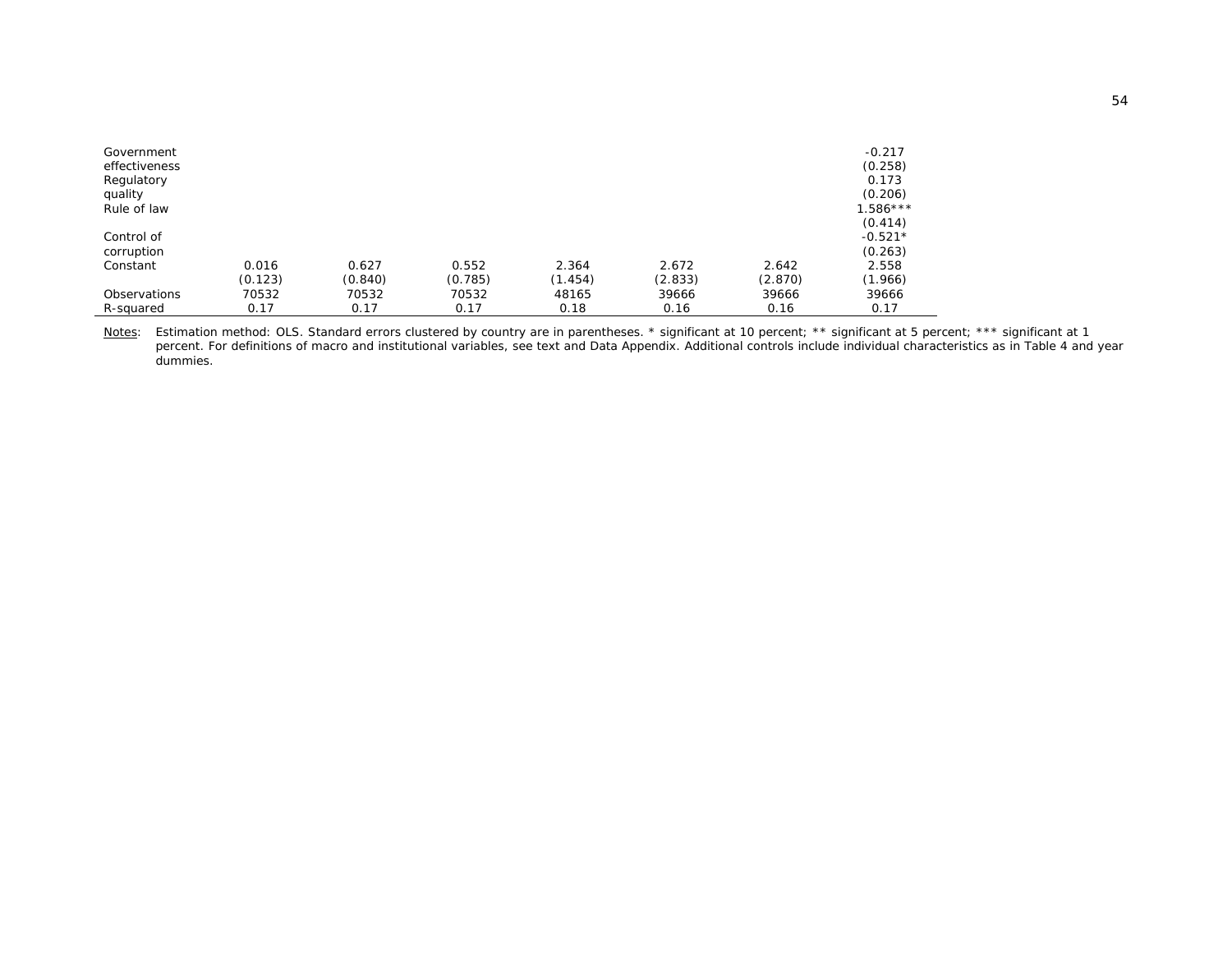| | | | | | | | |
|---|---|---|---|---|---|---|---|
| Government effectiveness | | | | | | | -0.217 |
| | | | | | | | (0.258) |
| Regulatory quality | | | | | | | 0.173 |
| | | | | | | | (0.206) |
| Rule of law | | | | | | | 1.586*** |
| | | | | | | | (0.414) |
| Control of corruption | | | | | | | -0.521* |
| | | | | | | | (0.263) |
| Constant | 0.016 | 0.627 | 0.552 | 2.364 | 2.672 | 2.642 | 2.558 |
| | (0.123) | (0.840) | (0.785) | (1.454) | (2.833) | (2.870) | (1.966) |
| Observations | 70532 | 70532 | 70532 | 48165 | 39666 | 39666 | 39666 |
| R-squared | 0.17 | 0.17 | 0.17 | 0.18 | 0.16 | 0.16 | 0.17 |

Notes: Estimation method: OLS. Standard errors clustered by country are in parentheses. * significant at 10 percent; ** significant at 5 percent; *** significant at 1 percent. For definitions of macro and institutional variables, see text and Data Appendix. Additional controls include individual characteristics as in Table 4 and year dummies.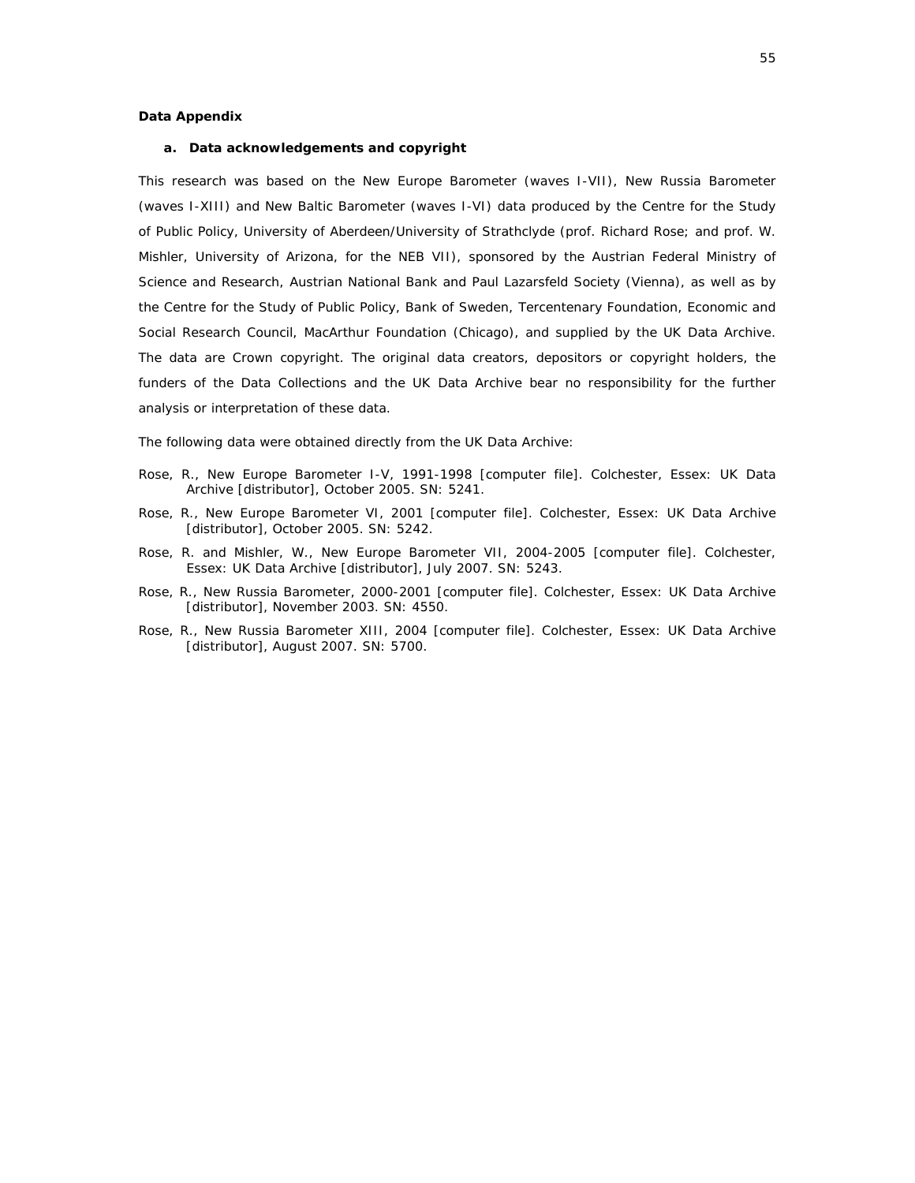## Data Appendix

### a. Data acknowledgements and copyright

This research was based on the New Europe Barometer (waves I-VII), New Russia Barometer (waves I-XIII) and New Baltic Barometer (waves I-VI) data produced by the Centre for the Study of Public Policy, University of Aberdeen/University of Strathclyde (prof. Richard Rose; and prof. W. Mishler, University of Arizona, for the NEB VII), sponsored by the Austrian Federal Ministry of Science and Research, Austrian National Bank and Paul Lazarsfeld Society (Vienna), as well as by the Centre for the Study of Public Policy, Bank of Sweden, Tercentenary Foundation, Economic and Social Research Council, MacArthur Foundation (Chicago), and supplied by the UK Data Archive. The data are Crown copyright. The original data creators, depositors or copyright holders, the funders of the Data Collections and the UK Data Archive bear no responsibility for the further analysis or interpretation of these data.

The following data were obtained directly from the UK Data Archive:

Rose, R., New Europe Barometer I-V, 1991-1998 [computer file]. Colchester, Essex: UK Data Archive [distributor], October 2005. SN: 5241.

Rose, R., New Europe Barometer VI, 2001 [computer file]. Colchester, Essex: UK Data Archive [distributor], October 2005. SN: 5242.

Rose, R. and Mishler, W., New Europe Barometer VII, 2004-2005 [computer file]. Colchester, Essex: UK Data Archive [distributor], July 2007. SN: 5243.

Rose, R., New Russia Barometer, 2000-2001 [computer file]. Colchester, Essex: UK Data Archive [distributor], November 2003. SN: 4550.

Rose, R., New Russia Barometer XIII, 2004 [computer file]. Colchester, Essex: UK Data Archive [distributor], August 2007. SN: 5700.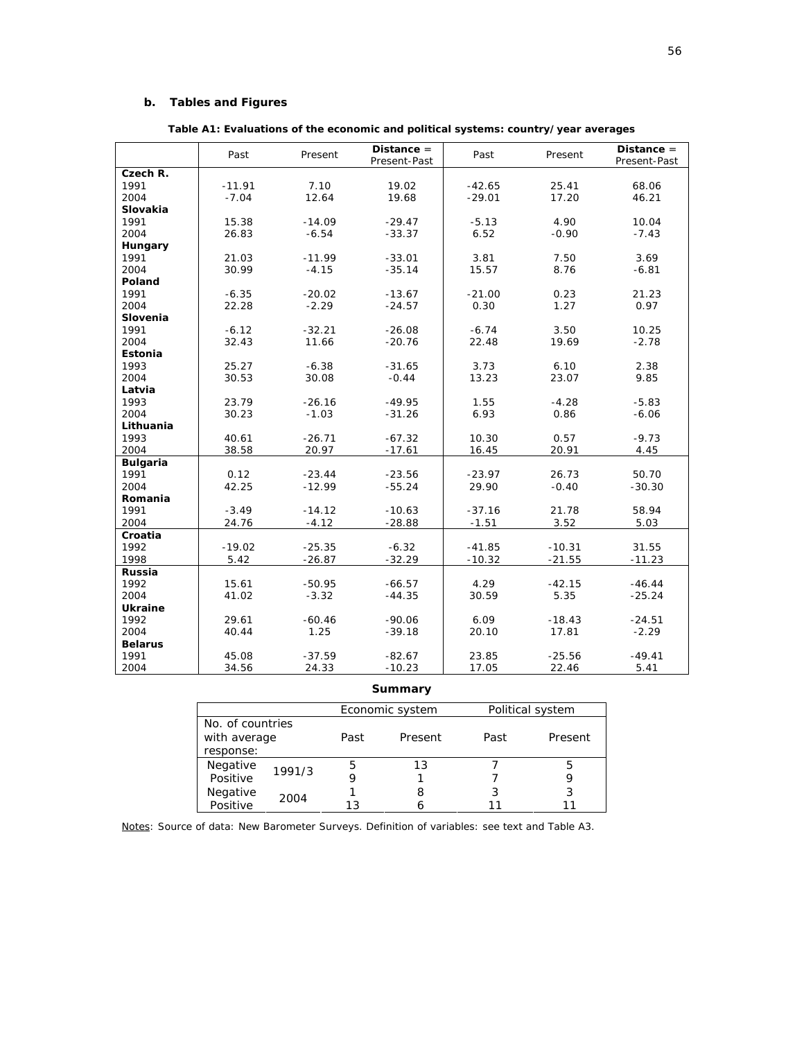### b. Tables and Figures

**Table A1: Evaluations of the economic and political systems: country/year averages**

| | Past | Present | **Distance =** Present-Past | Past | Present | **Distance =** Present-Past |
|---|---|---|---|---|---|---|
| **Czech R.** | | | | | | |
| 1991 | -11.91 | 7.10 | 19.02 | -42.65 | 25.41 | 68.06 |
| 2004 | -7.04 | 12.64 | 19.68 | -29.01 | 17.20 | 46.21 |
| **Slovakia** | | | | | | |
| 1991 | 15.38 | -14.09 | -29.47 | -5.13 | 4.90 | 10.04 |
| 2004 | 26.83 | -6.54 | -33.37 | 6.52 | -0.90 | -7.43 |
| **Hungary** | | | | | | |
| 1991 | 21.03 | -11.99 | -33.01 | 3.81 | 7.50 | 3.69 |
| 2004 | 30.99 | -4.15 | -35.14 | 15.57 | 8.76 | -6.81 |
| **Poland** | | | | | | |
| 1991 | -6.35 | -20.02 | -13.67 | -21.00 | 0.23 | 21.23 |
| 2004 | 22.28 | -2.29 | -24.57 | 0.30 | 1.27 | 0.97 |
| **Slovenia** | | | | | | |
| 1991 | -6.12 | -32.21 | -26.08 | -6.74 | 3.50 | 10.25 |
| 2004 | 32.43 | 11.66 | -20.76 | 22.48 | 19.69 | -2.78 |
| **Estonia** | | | | | | |
| 1993 | 25.27 | -6.38 | -31.65 | 3.73 | 6.10 | 2.38 |
| 2004 | 30.53 | 30.08 | -0.44 | 13.23 | 23.07 | 9.85 |
| **Latvia** | | | | | | |
| 1993 | 23.79 | -26.16 | -49.95 | 1.55 | -4.28 | -5.83 |
| 2004 | 30.23 | -1.03 | -31.26 | 6.93 | 0.86 | -6.06 |
| **Lithuania** | | | | | | |
| 1993 | 40.61 | -26.71 | -67.32 | 10.30 | 0.57 | -9.73 |
| 2004 | 38.58 | 20.97 | -17.61 | 16.45 | 20.91 | 4.45 |
| **Bulgaria** | | | | | | |
| 1991 | 0.12 | -23.44 | -23.56 | -23.97 | 26.73 | 50.70 |
| 2004 | 42.25 | -12.99 | -55.24 | 29.90 | -0.40 | -30.30 |
| **Romania** | | | | | | |
| 1991 | -3.49 | -14.12 | -10.63 | -37.16 | 21.78 | 58.94 |
| 2004 | 24.76 | -4.12 | -28.88 | -1.51 | 3.52 | 5.03 |
| **Croatia** | | | | | | |
| 1992 | -19.02 | -25.35 | -6.32 | -41.85 | -10.31 | 31.55 |
| 1998 | 5.42 | -26.87 | -32.29 | -10.32 | -21.55 | -11.23 |
| **Russia** | | | | | | |
| 1992 | 15.61 | -50.95 | -66.57 | 4.29 | -42.15 | -46.44 |
| 2004 | 41.02 | -3.32 | -44.35 | 30.59 | 5.35 | -25.24 |
| **Ukraine** | | | | | | |
| 1992 | 29.61 | -60.46 | -90.06 | 6.09 | -18.43 | -24.51 |
| 2004 | 40.44 | 1.25 | -39.18 | 20.10 | 17.81 | -2.29 |
| **Belarus** | | | | | | |
| 1991 | 45.08 | -37.59 | -82.67 | 23.85 | -25.56 | -49.41 |
| 2004 | 34.56 | 24.33 | -10.23 | 17.05 | 22.46 | 5.41 |

**Summary**

| No. of countries with average response: | | Economic system | | Political system | |
|---|---|---|---|---|---|
| | | Past | Present | Past | Present |
| Negative | 1991/3 | 5 | 13 | 7 | 5 |
| Positive | 1991/3 | 9 | 1 | 7 | 9 |
| Negative | 2004 | 1 | 8 | 3 | 3 |
| Positive | 2004 | 13 | 6 | 11 | 11 |

Notes: Source of data: New Barometer Surveys. Definition of variables: see text and Table A3.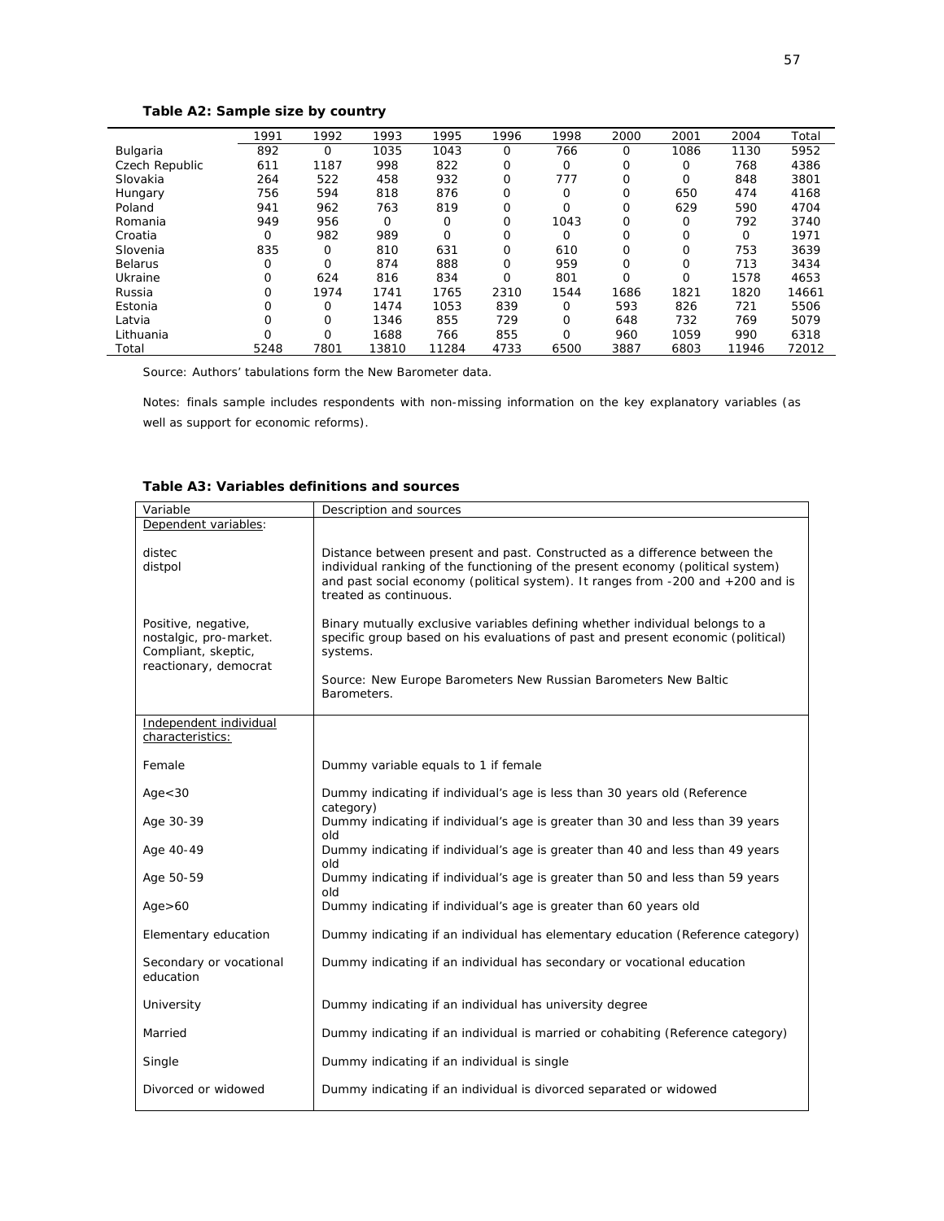**Table A2: Sample size by country**

| | 1991 | 1992 | 1993 | 1995 | 1996 | 1998 | 2000 | 2001 | 2004 | Total |
|---|---|---|---|---|---|---|---|---|---|---|
| Bulgaria | 892 | 0 | 1035 | 1043 | 0 | 766 | 0 | 1086 | 1130 | 5952 |
| Czech Republic | 611 | 1187 | 998 | 822 | 0 | 0 | 0 | 0 | 768 | 4386 |
| Slovakia | 264 | 522 | 458 | 932 | 0 | 777 | 0 | 0 | 848 | 3801 |
| Hungary | 756 | 594 | 818 | 876 | 0 | 0 | 0 | 650 | 474 | 4168 |
| Poland | 941 | 962 | 763 | 819 | 0 | 0 | 0 | 629 | 590 | 4704 |
| Romania | 949 | 956 | 0 | 0 | 0 | 1043 | 0 | 0 | 792 | 3740 |
| Croatia | 0 | 982 | 989 | 0 | 0 | 0 | 0 | 0 | 0 | 1971 |
| Slovenia | 835 | 0 | 810 | 631 | 0 | 610 | 0 | 0 | 753 | 3639 |
| Belarus | 0 | 0 | 874 | 888 | 0 | 959 | 0 | 0 | 713 | 3434 |
| Ukraine | 0 | 624 | 816 | 834 | 0 | 801 | 0 | 0 | 1578 | 4653 |
| Russia | 0 | 1974 | 1741 | 1765 | 2310 | 1544 | 1686 | 1821 | 1820 | 14661 |
| Estonia | 0 | 0 | 1474 | 1053 | 839 | 0 | 593 | 826 | 721 | 5506 |
| Latvia | 0 | 0 | 1346 | 855 | 729 | 0 | 648 | 732 | 769 | 5079 |
| Lithuania | 0 | 0 | 1688 | 766 | 855 | 0 | 960 | 1059 | 990 | 6318 |
| Total | 5248 | 7801 | 13810 | 11284 | 4733 | 6500 | 3887 | 6803 | 11946 | 72012 |

Source: Authors' tabulations form the New Barometer data.

Notes: finals sample includes respondents with non-missing information on the key explanatory variables (as well as support for economic reforms).

**Table A3: Variables definitions and sources**

| Variable | Description and sources |
|---|---|
| Dependent variables: | |
| distec<br>distpol | Distance between present and past. Constructed as a difference between the individual ranking of the functioning of the present economy (political system) and past social economy (political system). It ranges from -200 and +200 and is treated as continuous. |
| Positive, negative, nostalgic, pro-market. Compliant, skeptic, reactionary, democrat | Binary mutually exclusive variables defining whether individual belongs to a specific group based on his evaluations of past and present economic (political) systems.<br><br>Source: New Europe Barometers New Russian Barometers New Baltic Barometers. |
| Independent individual characteristics: | |
| Female | Dummy variable equals to 1 if female |
| Age<30 | Dummy indicating if individual's age is less than 30 years old (Reference category) |
| Age 30-39 | Dummy indicating if individual's age is greater than 30 and less than 39 years old |
| Age 40-49 | Dummy indicating if individual's age is greater than 40 and less than 49 years old |
| Age 50-59 | Dummy indicating if individual's age is greater than 50 and less than 59 years old |
| Age>60 | Dummy indicating if individual's age is greater than 60 years old |
| Elementary education | Dummy indicating if an individual has elementary education (Reference category) |
| Secondary or vocational education | Dummy indicating if an individual has secondary or vocational education |
| University | Dummy indicating if an individual has university degree |
| Married | Dummy indicating if an individual is married or cohabiting (Reference category) |
| Single | Dummy indicating if an individual is single |
| Divorced or widowed | Dummy indicating if an individual is divorced separated or widowed |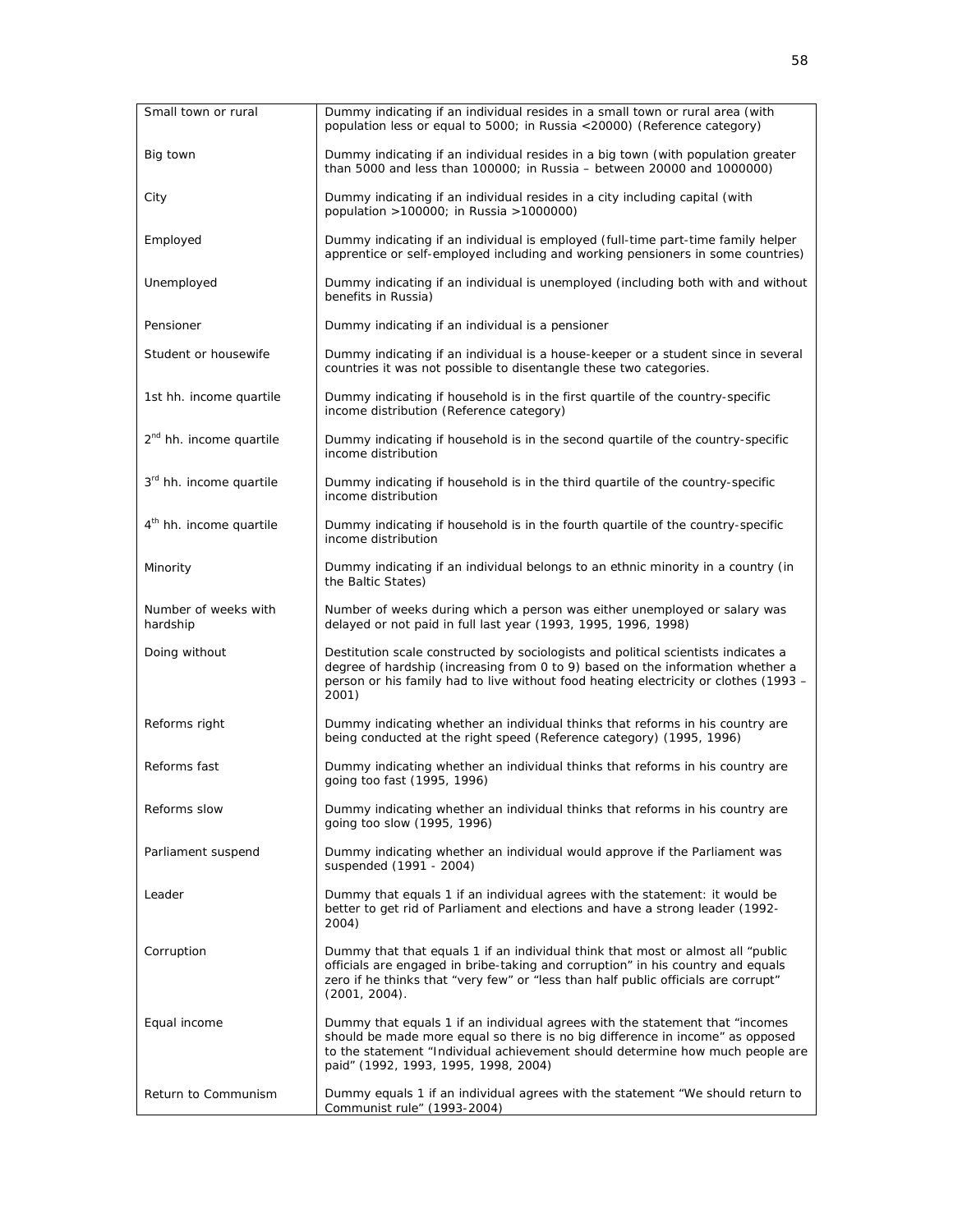| | |
|---|---|
| Small town or rural | Dummy indicating if an individual resides in a small town or rural area (with population less or equal to 5000; in Russia <20000) (Reference category) |
| Big town | Dummy indicating if an individual resides in a big town (with population greater than 5000 and less than 100000; in Russia – between 20000 and 1000000) |
| City | Dummy indicating if an individual resides in a city including capital (with population >100000; in Russia >1000000) |
| Employed | Dummy indicating if an individual is employed (full-time part-time family helper apprentice or self-employed including and working pensioners in some countries) |
| Unemployed | Dummy indicating if an individual is unemployed (including both with and without benefits in Russia) |
| Pensioner | Dummy indicating if an individual is a pensioner |
| Student or housewife | Dummy indicating if an individual is a house-keeper or a student since in several countries it was not possible to disentangle these two categories. |
| 1st hh. income quartile | Dummy indicating if household is in the first quartile of the country-specific income distribution (Reference category) |
| 2nd hh. income quartile | Dummy indicating if household is in the second quartile of the country-specific income distribution |
| 3rd hh. income quartile | Dummy indicating if household is in the third quartile of the country-specific income distribution |
| 4th hh. income quartile | Dummy indicating if household is in the fourth quartile of the country-specific income distribution |
| Minority | Dummy indicating if an individual belongs to an ethnic minority in a country (in the Baltic States) |
| Number of weeks with hardship | Number of weeks during which a person was either unemployed or salary was delayed or not paid in full last year (1993, 1995, 1996, 1998) |
| Doing without | Destitution scale constructed by sociologists and political scientists indicates a degree of hardship (increasing from 0 to 9) based on the information whether a person or his family had to live without food heating electricity or clothes (1993 – 2001) |
| Reforms right | Dummy indicating whether an individual thinks that reforms in his country are being conducted at the right speed (Reference category) (1995, 1996) |
| Reforms fast | Dummy indicating whether an individual thinks that reforms in his country are going too fast (1995, 1996) |
| Reforms slow | Dummy indicating whether an individual thinks that reforms in his country are going too slow (1995, 1996) |
| Parliament suspend | Dummy indicating whether an individual would approve if the Parliament was suspended (1991 - 2004) |
| Leader | Dummy that equals 1 if an individual agrees with the statement: it would be better to get rid of Parliament and elections and have a strong leader (1992-2004) |
| Corruption | Dummy that that equals 1 if an individual think that most or almost all "public officials are engaged in bribe-taking and corruption" in his country and equals zero if he thinks that "very few" or "less than half public officials are corrupt" (2001, 2004). |
| Equal income | Dummy that equals 1 if an individual agrees with the statement that "incomes should be made more equal so there is no big difference in income" as opposed to the statement "Individual achievement should determine how much people are paid" (1992, 1993, 1995, 1998, 2004) |
| Return to Communism | Dummy equals 1 if an individual agrees with the statement "We should return to Communist rule" (1993-2004) |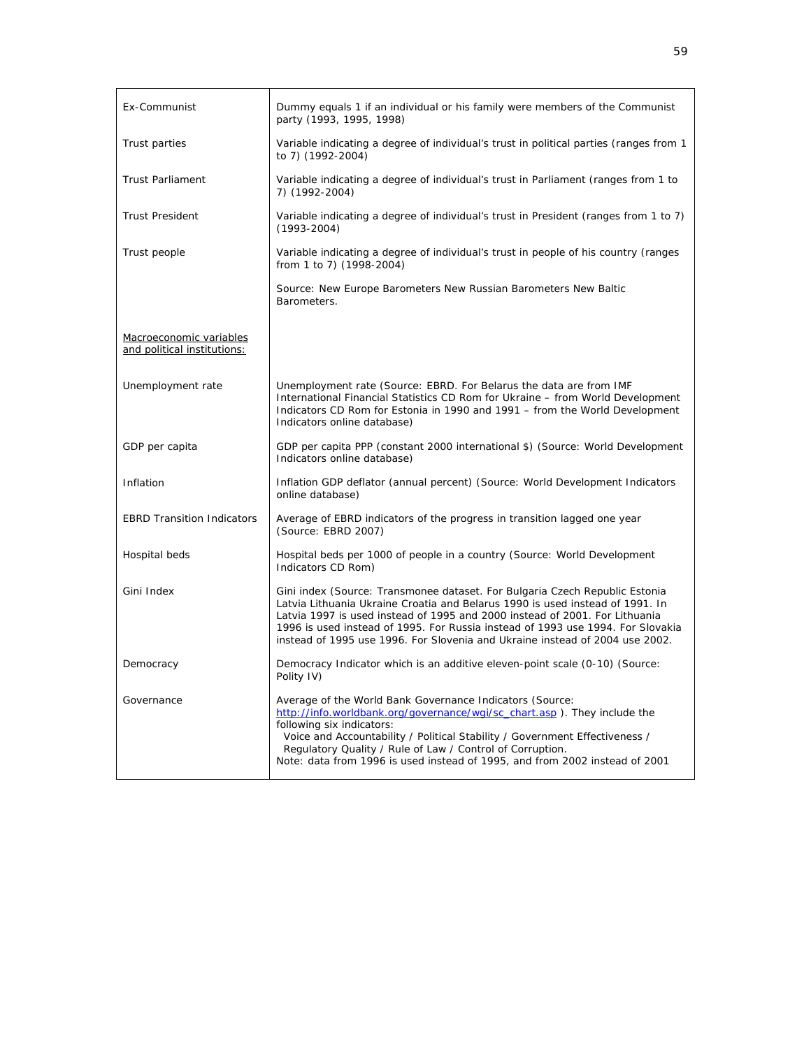| | |
|---|---|
| Ex-Communist | Dummy equals 1 if an individual or his family were members of the Communist party (1993, 1995, 1998) |
| Trust parties | Variable indicating a degree of individual's trust in political parties (ranges from 1 to 7) (1992-2004) |
| Trust Parliament | Variable indicating a degree of individual's trust in Parliament (ranges from 1 to 7) (1992-2004) |
| Trust President | Variable indicating a degree of individual's trust in President (ranges from 1 to 7) (1993-2004) |
| Trust people | Variable indicating a degree of individual's trust in people of his country (ranges from 1 to 7) (1998-2004) |
| | Source: New Europe Barometers New Russian Barometers New Baltic Barometers. |
| Macroeconomic variables and political institutions: | |
| Unemployment rate | Unemployment rate (Source: EBRD. For Belarus the data are from IMF International Financial Statistics CD Rom for Ukraine – from World Development Indicators CD Rom for Estonia in 1990 and 1991 – from the World Development Indicators online database) |
| GDP per capita | GDP per capita PPP (constant 2000 international $) (Source: World Development Indicators online database) |
| Inflation | Inflation GDP deflator (annual percent) (Source: World Development Indicators online database) |
| EBRD Transition Indicators | Average of EBRD indicators of the progress in transition lagged one year (Source: EBRD 2007) |
| Hospital beds | Hospital beds per 1000 of people in a country (Source: World Development Indicators CD Rom) |
| Gini Index | Gini index (Source: Transmonee dataset. For Bulgaria Czech Republic Estonia Latvia Lithuania Ukraine Croatia and Belarus 1990 is used instead of 1991. In Latvia 1997 is used instead of 1995 and 2000 instead of 2001. For Lithuania 1996 is used instead of 1995. For Russia instead of 1993 use 1994. For Slovakia instead of 1995 use 1996. For Slovenia and Ukraine instead of 2004 use 2002. |
| Democracy | Democracy Indicator which is an additive eleven-point scale (0-10) (Source: Polity IV) |
| Governance | Average of the World Bank Governance Indicators (Source: http://info.worldbank.org/governance/wgi/sc_chart.asp ). They include the following six indicators: Voice and Accountability / Political Stability / Government Effectiveness / Regulatory Quality / Rule of Law / Control of Corruption. Note: data from 1996 is used instead of 1995, and from 2002 instead of 2001 |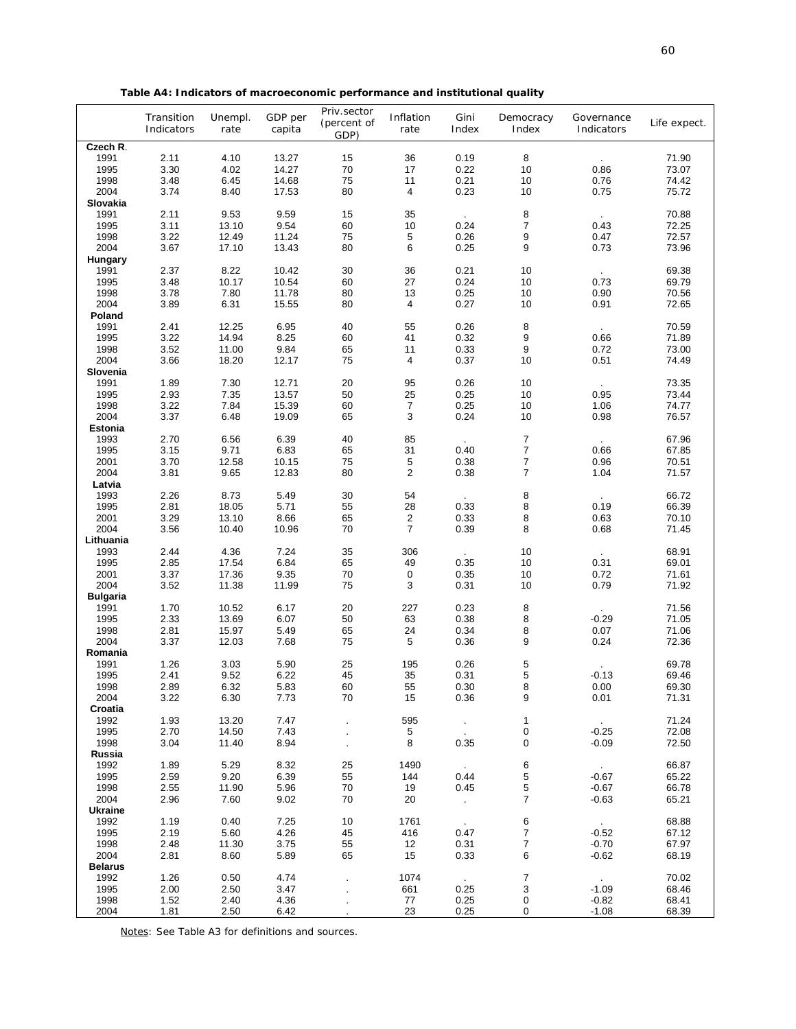**Table A4: Indicators of macroeconomic performance and institutional quality**

| | Transition Indicators | Unempl. rate | GDP per capita | Priv.sector (percent of GDP) | Inflation rate | Gini Index | Democracy Index | Governance Indicators | Life expect. |
|---|---|---|---|---|---|---|---|---|---|
| **Czech R.** | | | | | | | | | |
| 1991 | 2.11 | 4.10 | 13.27 | 15 | 36 | 0.19 | 8 | . | 71.90 |
| 1995 | 3.30 | 4.02 | 14.27 | 70 | 17 | 0.22 | 10 | 0.86 | 73.07 |
| 1998 | 3.48 | 6.45 | 14.68 | 75 | 11 | 0.21 | 10 | 0.76 | 74.42 |
| 2004 | 3.74 | 8.40 | 17.53 | 80 | 4 | 0.23 | 10 | 0.75 | 75.72 |
| **Slovakia** | | | | | | | | | |
| 1991 | 2.11 | 9.53 | 9.59 | 15 | 35 | . | 8 | . | 70.88 |
| 1995 | 3.11 | 13.10 | 9.54 | 60 | 10 | 0.24 | 7 | 0.43 | 72.25 |
| 1998 | 3.22 | 12.49 | 11.24 | 75 | 5 | 0.26 | 9 | 0.47 | 72.57 |
| 2004 | 3.67 | 17.10 | 13.43 | 80 | 6 | 0.25 | 9 | 0.73 | 73.96 |
| **Hungary** | | | | | | | | | |
| 1991 | 2.37 | 8.22 | 10.42 | 30 | 36 | 0.21 | 10 | . | 69.38 |
| 1995 | 3.48 | 10.17 | 10.54 | 60 | 27 | 0.24 | 10 | 0.73 | 69.79 |
| 1998 | 3.78 | 7.80 | 11.78 | 80 | 13 | 0.25 | 10 | 0.90 | 70.56 |
| 2004 | 3.89 | 6.31 | 15.55 | 80 | 4 | 0.27 | 10 | 0.91 | 72.65 |
| **Poland** | | | | | | | | | |
| 1991 | 2.41 | 12.25 | 6.95 | 40 | 55 | 0.26 | 8 | . | 70.59 |
| 1995 | 3.22 | 14.94 | 8.25 | 60 | 41 | 0.32 | 9 | 0.66 | 71.89 |
| 1998 | 3.52 | 11.00 | 9.84 | 65 | 11 | 0.33 | 9 | 0.72 | 73.00 |
| 2004 | 3.66 | 18.20 | 12.17 | 75 | 4 | 0.37 | 10 | 0.51 | 74.49 |
| **Slovenia** | | | | | | | | | |
| 1991 | 1.89 | 7.30 | 12.71 | 20 | 95 | 0.26 | 10 | . | 73.35 |
| 1995 | 2.93 | 7.35 | 13.57 | 50 | 25 | 0.25 | 10 | 0.95 | 73.44 |
| 1998 | 3.22 | 7.84 | 15.39 | 60 | 7 | 0.25 | 10 | 1.06 | 74.77 |
| 2004 | 3.37 | 6.48 | 19.09 | 65 | 3 | 0.24 | 10 | 0.98 | 76.57 |
| **Estonia** | | | | | | | | | |
| 1993 | 2.70 | 6.56 | 6.39 | 40 | 85 | . | 7 | . | 67.96 |
| 1995 | 3.15 | 9.71 | 6.83 | 65 | 31 | 0.40 | 7 | 0.66 | 67.85 |
| 2001 | 3.70 | 12.58 | 10.15 | 75 | 5 | 0.38 | 7 | 0.96 | 70.51 |
| 2004 | 3.81 | 9.65 | 12.83 | 80 | 2 | 0.38 | 7 | 1.04 | 71.57 |
| **Latvia** | | | | | | | | | |
| 1993 | 2.26 | 8.73 | 5.49 | 30 | 54 | . | 8 | . | 66.72 |
| 1995 | 2.81 | 18.05 | 5.71 | 55 | 28 | 0.33 | 8 | 0.19 | 66.39 |
| 2001 | 3.29 | 13.10 | 8.66 | 65 | 2 | 0.33 | 8 | 0.63 | 70.10 |
| 2004 | 3.56 | 10.40 | 10.96 | 70 | 7 | 0.39 | 8 | 0.68 | 71.45 |
| **Lithuania** | | | | | | | | | |
| 1993 | 2.44 | 4.36 | 7.24 | 35 | 306 | . | 10 | . | 68.91 |
| 1995 | 2.85 | 17.54 | 6.84 | 65 | 49 | 0.35 | 10 | 0.31 | 69.01 |
| 2001 | 3.37 | 17.36 | 9.35 | 70 | 0 | 0.35 | 10 | 0.72 | 71.61 |
| 2004 | 3.52 | 11.38 | 11.99 | 75 | 3 | 0.31 | 10 | 0.79 | 71.92 |
| **Bulgaria** | | | | | | | | | |
| 1991 | 1.70 | 10.52 | 6.17 | 20 | 227 | 0.23 | 8 | . | 71.56 |
| 1995 | 2.33 | 13.69 | 6.07 | 50 | 63 | 0.38 | 8 | -0.29 | 71.05 |
| 1998 | 2.81 | 15.97 | 5.49 | 65 | 24 | 0.34 | 8 | 0.07 | 71.06 |
| 2004 | 3.37 | 12.03 | 7.68 | 75 | 5 | 0.36 | 9 | 0.24 | 72.36 |
| **Romania** | | | | | | | | | |
| 1991 | 1.26 | 3.03 | 5.90 | 25 | 195 | 0.26 | 5 | . | 69.78 |
| 1995 | 2.41 | 9.52 | 6.22 | 45 | 35 | 0.31 | 5 | -0.13 | 69.46 |
| 1998 | 2.89 | 6.32 | 5.83 | 60 | 55 | 0.30 | 8 | 0.00 | 69.30 |
| 2004 | 3.22 | 6.30 | 7.73 | 70 | 15 | 0.36 | 9 | 0.01 | 71.31 |
| **Croatia** | | | | | | | | | |
| 1992 | 1.93 | 13.20 | 7.47 | . | 595 | . | 1 | . | 71.24 |
| 1995 | 2.70 | 14.50 | 7.43 | . | 5 | . | 0 | -0.25 | 72.08 |
| 1998 | 3.04 | 11.40 | 8.94 | . | 8 | 0.35 | 0 | -0.09 | 72.50 |
| **Russia** | | | | | | | | | |
| 1992 | 1.89 | 5.29 | 8.32 | 25 | 1490 | . | 6 | . | 66.87 |
| 1995 | 2.59 | 9.20 | 6.39 | 55 | 144 | 0.44 | 5 | -0.67 | 65.22 |
| 1998 | 2.55 | 11.90 | 5.96 | 70 | 19 | 0.45 | 5 | -0.67 | 66.78 |
| 2004 | 2.96 | 7.60 | 9.02 | 70 | 20 | . | 7 | -0.63 | 65.21 |
| **Ukraine** | | | | | | | | | |
| 1992 | 1.19 | 0.40 | 7.25 | 10 | 1761 | . | 6 | . | 68.88 |
| 1995 | 2.19 | 5.60 | 4.26 | 45 | 416 | 0.47 | 7 | -0.52 | 67.12 |
| 1998 | 2.48 | 11.30 | 3.75 | 55 | 12 | 0.31 | 7 | -0.70 | 67.97 |
| 2004 | 2.81 | 8.60 | 5.89 | 65 | 15 | 0.33 | 6 | -0.62 | 68.19 |
| **Belarus** | | | | | | | | | |
| 1992 | 1.26 | 0.50 | 4.74 | . | 1074 | . | 7 | . | 70.02 |
| 1995 | 2.00 | 2.50 | 3.47 | . | 661 | 0.25 | 3 | -1.09 | 68.46 |
| 1998 | 1.52 | 2.40 | 4.36 | . | 77 | 0.25 | 0 | -0.82 | 68.41 |
| 2004 | 1.81 | 2.50 | 6.42 | . | 23 | 0.25 | 0 | -1.08 | 68.39 |

Notes: See Table A3 for definitions and sources.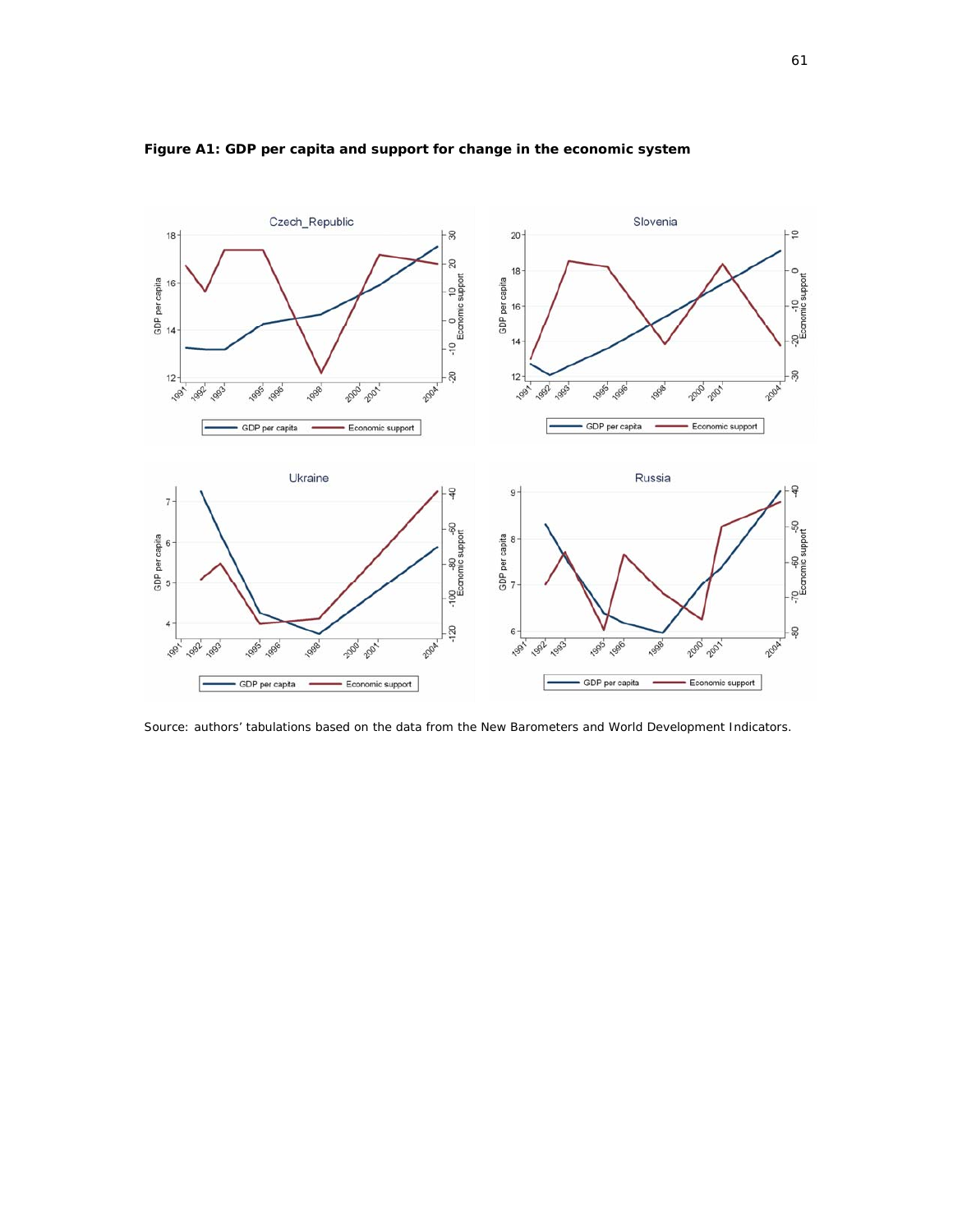**Figure A1: GDP per capita and support for change in the economic system**

Czech_Republic

GDP per capita

18
16
14
12

Economic support

30
20
10
0
-10
-20

1991 1992 1993 1995 1996 1998 2000 2001 2004

GDP per capita — Economic support

Slovenia

GDP per capita

20
18
16
14
12

Economic support

10
0
-10
-20
-30

1991 1992 1993 1995 1996 1998 2000 2001 2004

GDP per capita — Economic support

Ukraine

GDP per capita

7
6
5
4

Economic support

-40
-60
-80
-100
-120

1991 1992 1993 1995 1996 1998 2000 2001 2004

GDP per capita — Economic support

Russia

GDP per capita

9
8
7
6

Economic support

-40
-50
-60
-70
-80

1991 1992 1993 1995 1996 1998 2000 2001 2004

GDP per capita — Economic support

Source: authors' tabulations based on the data from the New Barometers and World Development Indicators.